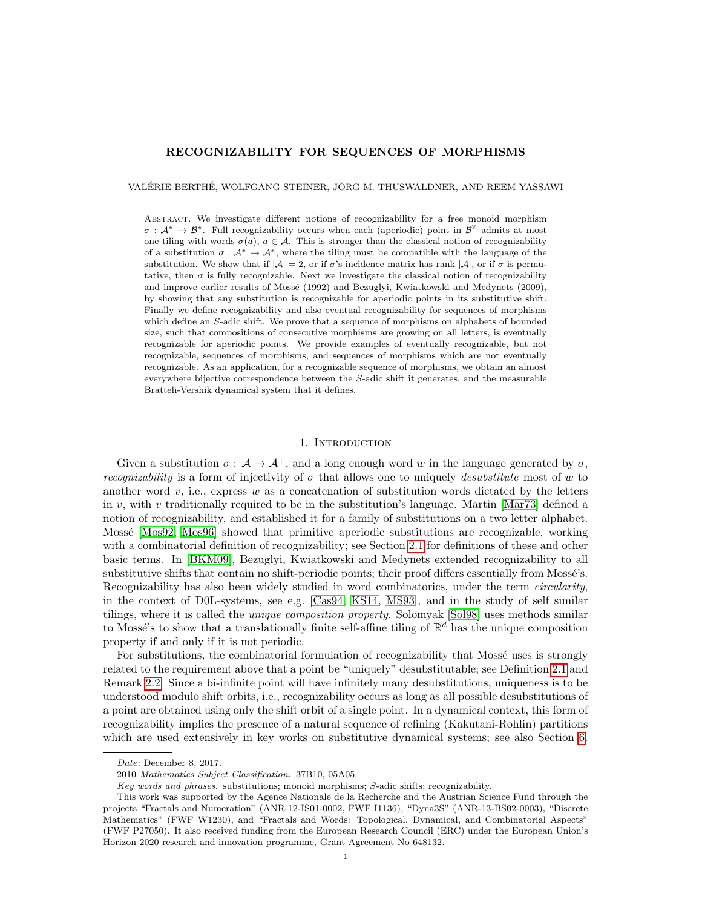# RECOGNIZABILITY FOR SEQUENCES OF MORPHISMS

VALÉRIE BERTHÉ, WOLFGANG STEINER, JÖRG M. THUSWALDNER, AND REEM YASSAWI

Abstract. We investigate different notions of recognizability for a free monoid morphism $\sigma : \mathcal{A}^* \to \mathcal{B}^*$. Full recognizability occurs when each (aperiodic) point in $\mathcal{B}^{\mathbb{Z}}$ admits at most one tiling with words $\sigma(a)$, $a \in \mathcal{A}$. This is stronger than the classical notion of recognizability of a substitution $\sigma : \mathcal{A}^* \to \mathcal{A}^*$, where the tiling must be compatible with the language of the substitution. We show that if $|\mathcal{A}| = 2$, or if $\sigma$'s incidence matrix has rank $|\mathcal{A}|$, or if $\sigma$ is permutative, then $\sigma$ is fully recognizable. Next we investigate the classical notion of recognizability and improve earlier results of Mossé (1992) and Bezuglyi, Kwiatkowski and Medynets (2009), by showing that any substitution is recognizable for aperiodic points in its substitutive shift. Finally we define recognizability and also eventual recognizability for sequences of morphisms which define an $S$-adic shift. We prove that a sequence of morphisms on alphabets of bounded size, such that compositions of consecutive morphisms are growing on all letters, is eventually recognizable for aperiodic points. We provide examples of eventually recognizable, but not recognizable, sequences of morphisms, and sequences of morphisms which are not eventually recognizable. As an application, for a recognizable sequence of morphisms, we obtain an almost everywhere bijective correspondence between the $S$-adic shift it generates, and the measurable Bratteli-Vershik dynamical system that it defines.

## 1. Introduction

Given a substitution $\sigma : \mathcal{A} \to \mathcal{A}^+$, and a long enough word $w$ in the language generated by $\sigma$, *recognizability* is a form of injectivity of $\sigma$ that allows one to uniquely *desubstitute* most of $w$ to another word $v$, i.e., express $w$ as a concatenation of substitution words dictated by the letters in $v$, with $v$ traditionally required to be in the substitution's language. Martin [Mar73] defined a notion of recognizability, and established it for a family of substitutions on a two letter alphabet. Mossé [Mos92, Mos96] showed that primitive aperiodic substitutions are recognizable, working with a combinatorial definition of recognizability; see Section 2.1 for definitions of these and other basic terms. In [BKM09], Bezuglyi, Kwiatkowski and Medynets extended recognizability to all substitutive shifts that contain no shift-periodic points; their proof differs essentially from Mossé's. Recognizability has also been widely studied in word combinatorics, under the term *circularity*, in the context of D0L-systems, see e.g. [Cas94, KS14, MS93], and in the study of self similar tilings, where it is called the *unique composition property*. Solomyak [Sol98] uses methods similar to Mossé's to show that a translationally finite self-affine tiling of $\mathbb{R}^d$ has the unique composition property if and only if it is not periodic.

For substitutions, the combinatorial formulation of recognizability that Mossé uses is strongly related to the requirement above that a point be "uniquely" desubstitutable; see Definition 2.1 and Remark 2.2. Since a bi-infinite point will have infinitely many desubstitutions, uniqueness is to be understood modulo shift orbits, i.e., recognizability occurs as long as all possible desubstitutions of a point are obtained using only the shift orbit of a single point. In a dynamical context, this form of recognizability implies the presence of a natural sequence of refining (Kakutani-Rohlin) partitions which are used extensively in key works on substitutive dynamical systems; see also Section 6.

---

*Date*: December 8, 2017.

2010 *Mathematics Subject Classification.* 37B10, 05A05.

*Key words and phrases.* substitutions; monoid morphisms; $S$-adic shifts; recognizability.

This work was supported by the Agence Nationale de la Recherche and the Austrian Science Fund through the projects "Fractals and Numeration" (ANR-12-IS01-0002, FWF I1136), "Dyna3S" (ANR-13-BS02-0003), "Discrete Mathematics" (FWF W1230), and "Fractals and Words: Topological, Dynamical, and Combinatorial Aspects" (FWF P27050). It also received funding from the European Research Council (ERC) under the European Union's Horizon 2020 research and innovation programme, Grant Agreement No 648132.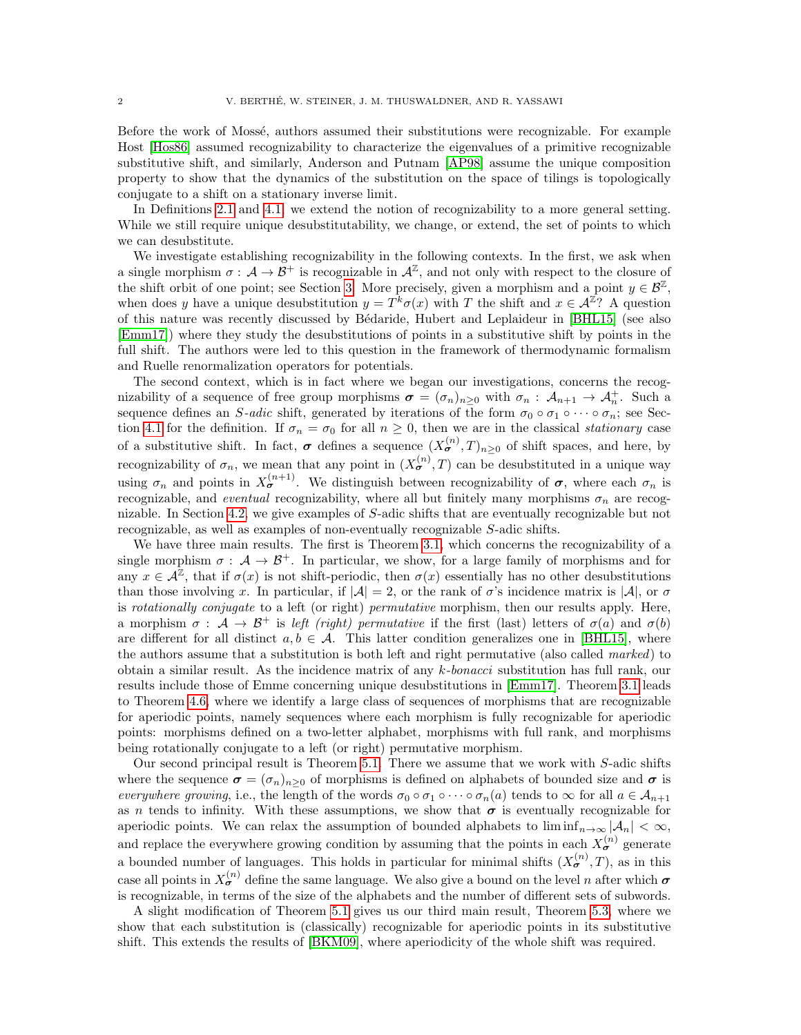Before the work of Mossé, authors assumed their substitutions were recognizable. For example Host [Hos86] assumed recognizability to characterize the eigenvalues of a primitive recognizable substitutive shift, and similarly, Anderson and Putnam [AP98] assume the unique composition property to show that the dynamics of the substitution on the space of tilings is topologically conjugate to a shift on a stationary inverse limit.

In Definitions 2.1 and 4.1, we extend the notion of recognizability to a more general setting. While we still require unique desubstitutability, we change, or extend, the set of points to which we can desubstitute.

We investigate establishing recognizability in the following contexts. In the first, we ask when a single morphism $\sigma : \mathcal{A} \to \mathcal{B}^+$ is recognizable in $\mathcal{A}^{\mathbb{Z}}$, and not only with respect to the closure of the shift orbit of one point; see Section 3. More precisely, given a morphism and a point $y \in \mathcal{B}^{\mathbb{Z}}$, when does $y$ have a unique desubstitution $y = T^k\sigma(x)$ with $T$ the shift and $x \in \mathcal{A}^{\mathbb{Z}}$? A question of this nature was recently discussed by Bédaride, Hubert and Leplaideur in [BHL15] (see also [Emm17]) where they study the desubstitutions of points in a substitutive shift by points in the full shift. The authors were led to this question in the framework of thermodynamic formalism and Ruelle renormalization operators for potentials.

The second context, which is in fact where we began our investigations, concerns the recognizability of a sequence of free group morphisms $\boldsymbol{\sigma} = (\sigma_n)_{n\geq 0}$ with $\sigma_n : \mathcal{A}_{n+1} \to \mathcal{A}_n^+$. Such a sequence defines an *S-adic* shift, generated by iterations of the form $\sigma_0 \circ \sigma_1 \circ \cdots \circ \sigma_n$; see Section 4.1 for the definition. If $\sigma_n = \sigma_0$ for all $n \geq 0$, then we are in the classical *stationary* case of a substitutive shift. In fact, $\boldsymbol{\sigma}$ defines a sequence $(X_{\boldsymbol{\sigma}}^{(n)}, T)_{n\geq 0}$ of shift spaces, and here, by recognizability of $\sigma_n$, we mean that any point in $(X_{\boldsymbol{\sigma}}^{(n)}, T)$ can be desubstituted in a unique way using $\sigma_n$ and points in $X_{\boldsymbol{\sigma}}^{(n+1)}$. We distinguish between recognizability of $\boldsymbol{\sigma}$, where each $\sigma_n$ is recognizable, and *eventual* recognizability, where all but finitely many morphisms $\sigma_n$ are recognizable. In Section 4.2, we give examples of $S$-adic shifts that are eventually recognizable but not recognizable, as well as examples of non-eventually recognizable $S$-adic shifts.

We have three main results. The first is Theorem 3.1, which concerns the recognizability of a single morphism $\sigma : \mathcal{A} \to \mathcal{B}^+$. In particular, we show, for a large family of morphisms and for any $x \in \mathcal{A}^{\mathbb{Z}}$, that if $\sigma(x)$ is not shift-periodic, then $\sigma(x)$ essentially has no other desubstitutions than those involving $x$. In particular, if $|\mathcal{A}| = 2$, or the rank of $\sigma$'s incidence matrix is $|\mathcal{A}|$, or $\sigma$ is *rotationally conjugate* to a left (or right) *permutative* morphism, then our results apply. Here, a morphism $\sigma : \mathcal{A} \to \mathcal{B}^+$ is *left (right) permutative* if the first (last) letters of $\sigma(a)$ and $\sigma(b)$ are different for all distinct $a, b \in \mathcal{A}$. This latter condition generalizes one in [BHL15], where the authors assume that a substitution is both left and right permutative (also called *marked*) to obtain a similar result. As the incidence matrix of any $k$-*bonacci* substitution has full rank, our results include those of Emme concerning unique desubstitutions in [Emm17]. Theorem 3.1 leads to Theorem 4.6, where we identify a large class of sequences of morphisms that are recognizable for aperiodic points, namely sequences where each morphism is fully recognizable for aperiodic points: morphisms defined on a two-letter alphabet, morphisms with full rank, and morphisms being rotationally conjugate to a left (or right) permutative morphism.

Our second principal result is Theorem 5.1. There we assume that we work with $S$-adic shifts where the sequence $\boldsymbol{\sigma} = (\sigma_n)_{n\geq 0}$ of morphisms is defined on alphabets of bounded size and $\boldsymbol{\sigma}$ is *everywhere growing*, i.e., the length of the words $\sigma_0 \circ \sigma_1 \circ \cdots \circ \sigma_n(a)$ tends to $\infty$ for all $a \in \mathcal{A}_{n+1}$ as $n$ tends to infinity. With these assumptions, we show that $\boldsymbol{\sigma}$ is eventually recognizable for aperiodic points. We can relax the assumption of bounded alphabets to $\liminf_{n\to\infty} |\mathcal{A}_n| < \infty$, and replace the everywhere growing condition by assuming that the points in each $X_{\boldsymbol{\sigma}}^{(n)}$ generate a bounded number of languages. This holds in particular for minimal shifts $(X_{\boldsymbol{\sigma}}^{(n)}, T)$, as in this case all points in $X_{\boldsymbol{\sigma}}^{(n)}$ define the same language. We also give a bound on the level $n$ after which $\boldsymbol{\sigma}$ is recognizable, in terms of the size of the alphabets and the number of different sets of subwords.

A slight modification of Theorem 5.1 gives us our third main result, Theorem 5.3, where we show that each substitution is (classically) recognizable for aperiodic points in its substitutive shift. This extends the results of [BKM09], where aperiodicity of the whole shift was required.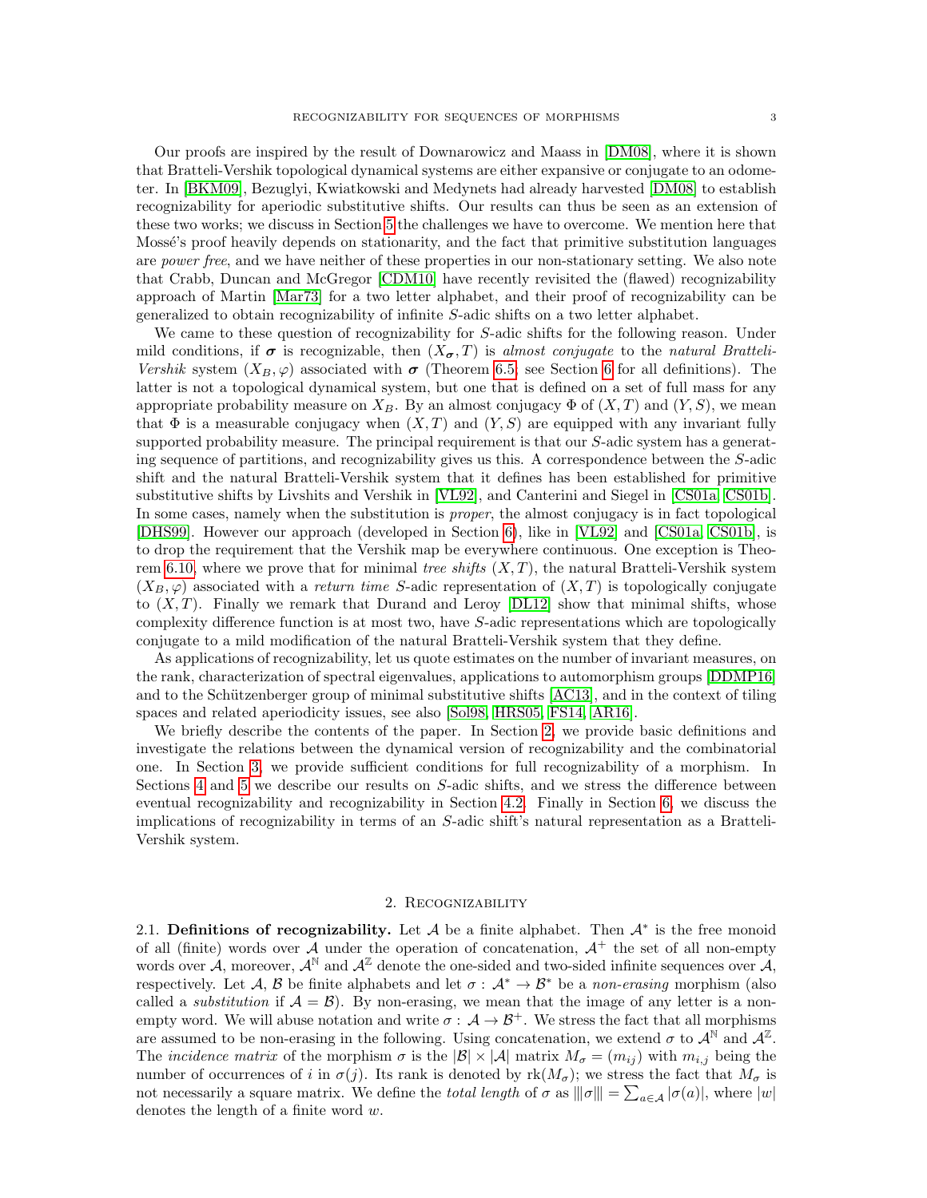Our proofs are inspired by the result of Downarowicz and Maass in [DM08], where it is shown that Bratteli-Vershik topological dynamical systems are either expansive or conjugate to an odometer. In [BKM09], Bezuglyi, Kwiatkowski and Medynets had already harvested [DM08] to establish recognizability for aperiodic substitutive shifts. Our results can thus be seen as an extension of these two works; we discuss in Section 5 the challenges we have to overcome. We mention here that Mossé's proof heavily depends on stationarity, and the fact that primitive substitution languages are *power free*, and we have neither of these properties in our non-stationary setting. We also note that Crabb, Duncan and McGregor [CDM10] have recently revisited the (flawed) recognizability approach of Martin [Mar73] for a two letter alphabet, and their proof of recognizability can be generalized to obtain recognizability of infinite $S$-adic shifts on a two letter alphabet.

We came to these question of recognizability for $S$-adic shifts for the following reason. Under mild conditions, if $\boldsymbol{\sigma}$ is recognizable, then $(X_{\boldsymbol{\sigma}}, T)$ is *almost conjugate* to the *natural Bratteli-Vershik* system $(X_B, \varphi)$ associated with $\boldsymbol{\sigma}$ (Theorem 6.5, see Section 6 for all definitions). The latter is not a topological dynamical system, but one that is defined on a set of full mass for any appropriate probability measure on $X_B$. By an almost conjugacy $\Phi$ of $(X,T)$ and $(Y,S)$, we mean that $\Phi$ is a measurable conjugacy when $(X,T)$ and $(Y,S)$ are equipped with any invariant fully supported probability measure. The principal requirement is that our $S$-adic system has a generating sequence of partitions, and recognizability gives us this. A correspondence between the $S$-adic shift and the natural Bratteli-Vershik system that it defines has been established for primitive substitutive shifts by Livshits and Vershik in [VL92], and Canterini and Siegel in [CS01a, CS01b]. In some cases, namely when the substitution is *proper*, the almost conjugacy is in fact topological [DHS99]. However our approach (developed in Section 6), like in [VL92] and [CS01a, CS01b], is to drop the requirement that the Vershik map be everywhere continuous. One exception is Theorem 6.10, where we prove that for minimal *tree shifts* $(X,T)$, the natural Bratteli-Vershik system $(X_B, \varphi)$ associated with a *return time* $S$-adic representation of $(X,T)$ is topologically conjugate to $(X,T)$. Finally we remark that Durand and Leroy [DL12] show that minimal shifts, whose complexity difference function is at most two, have $S$-adic representations which are topologically conjugate to a mild modification of the natural Bratteli-Vershik system that they define.

As applications of recognizability, let us quote estimates on the number of invariant measures, on the rank, characterization of spectral eigenvalues, applications to automorphism groups [DDMP16] and to the Schützenberger group of minimal substitutive shifts [AC13], and in the context of tiling spaces and related aperiodicity issues, see also [Sol98, HRS05, FS14, AR16].

We briefly describe the contents of the paper. In Section 2, we provide basic definitions and investigate the relations between the dynamical version of recognizability and the combinatorial one. In Section 3, we provide sufficient conditions for full recognizability of a morphism. In Sections 4 and 5 we describe our results on $S$-adic shifts, and we stress the difference between eventual recognizability and recognizability in Section 4.2. Finally in Section 6, we discuss the implications of recognizability in terms of an $S$-adic shift's natural representation as a Bratteli-Vershik system.

## 2. Recognizability

2.1. **Definitions of recognizability.** Let $\mathcal{A}$ be a finite alphabet. Then $\mathcal{A}^*$ is the free monoid of all (finite) words over $\mathcal{A}$ under the operation of concatenation, $\mathcal{A}^+$ the set of all non-empty words over $\mathcal{A}$, moreover, $\mathcal{A}^{\mathbb{N}}$ and $\mathcal{A}^{\mathbb{Z}}$ denote the one-sided and two-sided infinite sequences over $\mathcal{A}$, respectively. Let $\mathcal{A}$, $\mathcal{B}$ be finite alphabets and let $\sigma : \mathcal{A}^* \to \mathcal{B}^*$ be a *non-erasing* morphism (also called a *substitution* if $\mathcal{A} = \mathcal{B}$). By non-erasing, we mean that the image of any letter is a non-empty word. We will abuse notation and write $\sigma : \mathcal{A} \to \mathcal{B}^+$. We stress the fact that all morphisms are assumed to be non-erasing in the following. Using concatenation, we extend $\sigma$ to $\mathcal{A}^{\mathbb{N}}$ and $\mathcal{A}^{\mathbb{Z}}$. The *incidence matrix* of the morphism $\sigma$ is the $|\mathcal{B}| \times |\mathcal{A}|$ matrix $M_\sigma = (m_{ij})$ with $m_{i,j}$ being the number of occurrences of $i$ in $\sigma(j)$. Its rank is denoted by $\mathrm{rk}(M_\sigma)$; we stress the fact that $M_\sigma$ is not necessarily a square matrix. We define the *total length* of $\sigma$ as $|||\sigma||| = \sum_{a \in \mathcal{A}} |\sigma(a)|$, where $|w|$ denotes the length of a finite word $w$.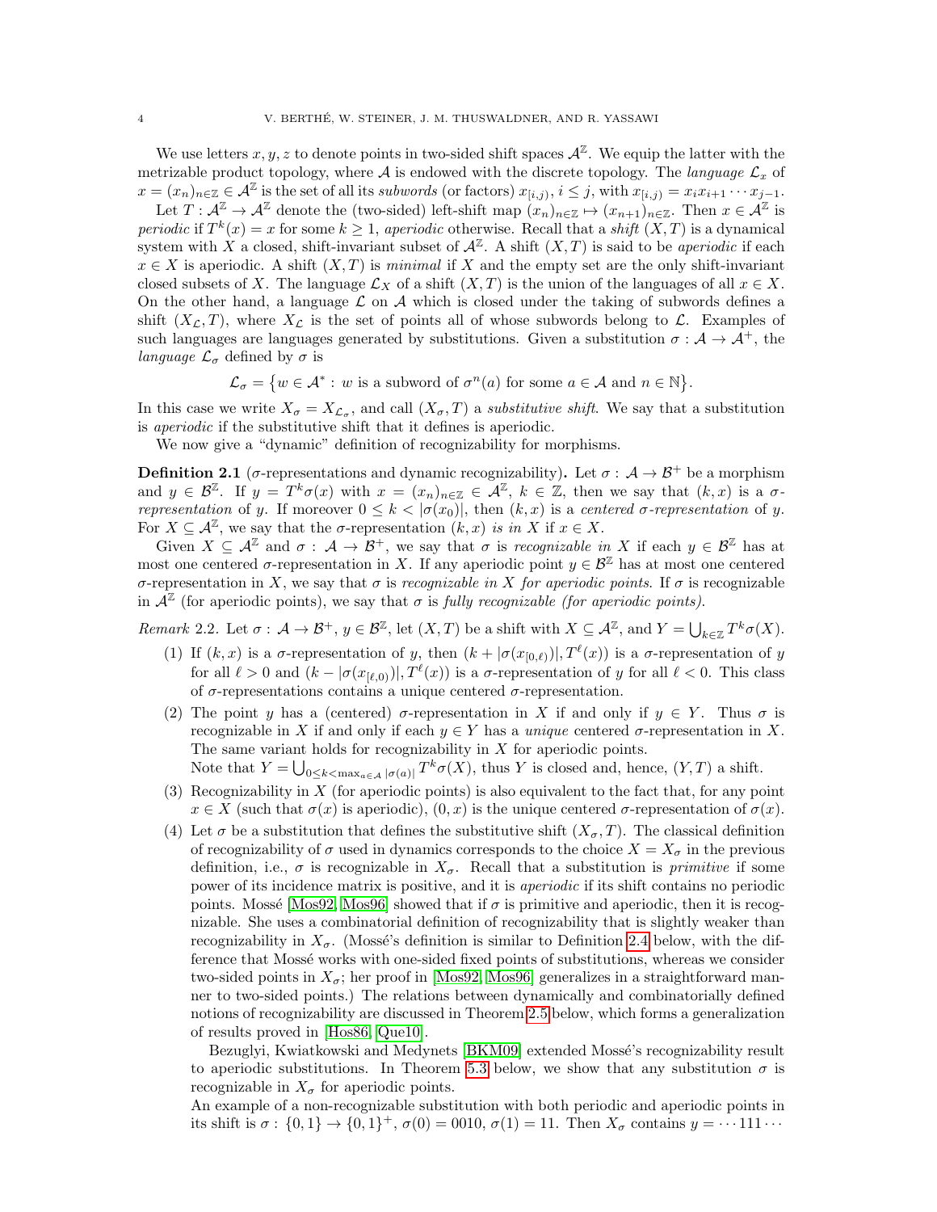We use letters $x, y, z$ to denote points in two-sided shift spaces $\mathcal{A}^{\mathbb{Z}}$. We equip the latter with the metrizable product topology, where $\mathcal{A}$ is endowed with the discrete topology. The *language* $\mathcal{L}_x$ of $x = (x_n)_{n\in\mathbb{Z}} \in \mathcal{A}^{\mathbb{Z}}$ is the set of all its *subwords* (or factors) $x_{[i,j)}$, $i \le j$, with $x_{[i,j)} = x_i x_{i+1} \cdots x_{j-1}$.

Let $T : \mathcal{A}^{\mathbb{Z}} \to \mathcal{A}^{\mathbb{Z}}$ denote the (two-sided) left-shift map $(x_n)_{n\in\mathbb{Z}} \mapsto (x_{n+1})_{n\in\mathbb{Z}}$. Then $x \in \mathcal{A}^{\mathbb{Z}}$ is *periodic* if $T^k(x) = x$ for some $k \ge 1$, *aperiodic* otherwise. Recall that a *shift* $(X, T)$ is a dynamical system with $X$ a closed, shift-invariant subset of $\mathcal{A}^{\mathbb{Z}}$. A shift $(X, T)$ is said to be *aperiodic* if each $x \in X$ is aperiodic. A shift $(X, T)$ is *minimal* if $X$ and the empty set are the only shift-invariant closed subsets of $X$. The language $\mathcal{L}_X$ of a shift $(X, T)$ is the union of the languages of all $x \in X$. On the other hand, a language $\mathcal{L}$ on $\mathcal{A}$ which is closed under the taking of subwords defines a shift $(X_{\mathcal{L}}, T)$, where $X_{\mathcal{L}}$ is the set of points all of whose subwords belong to $\mathcal{L}$. Examples of such languages are languages generated by substitutions. Given a substitution $\sigma : \mathcal{A} \to \mathcal{A}^+$, the *language* $\mathcal{L}_\sigma$ defined by $\sigma$ is

$$\mathcal{L}_\sigma = \big\{w \in \mathcal{A}^* : w \text{ is a subword of } \sigma^n(a) \text{ for some } a \in \mathcal{A} \text{ and } n \in \mathbb{N}\big\}.$$

In this case we write $X_\sigma = X_{\mathcal{L}_\sigma}$, and call $(X_\sigma, T)$ a *substitutive shift*. We say that a substitution is *aperiodic* if the substitutive shift that it defines is aperiodic.

We now give a "dynamic" definition of recognizability for morphisms.

**Definition 2.1** ($\sigma$-representations and dynamic recognizability)**.** Let $\sigma : \mathcal{A} \to \mathcal{B}^+$ be a morphism and $y \in \mathcal{B}^{\mathbb{Z}}$. If $y = T^k\sigma(x)$ with $x = (x_n)_{n\in\mathbb{Z}} \in \mathcal{A}^{\mathbb{Z}}$, $k \in \mathbb{Z}$, then we say that $(k, x)$ is a *$\sigma$-representation* of $y$. If moreover $0 \le k < |\sigma(x_0)|$, then $(k, x)$ is a *centered $\sigma$-representation* of $y$. For $X \subseteq \mathcal{A}^{\mathbb{Z}}$, we say that the $\sigma$-representation $(k, x)$ *is in* $X$ if $x \in X$.

Given $X \subseteq \mathcal{A}^{\mathbb{Z}}$ and $\sigma : \mathcal{A} \to \mathcal{B}^+$, we say that $\sigma$ is *recognizable in* $X$ if each $y \in \mathcal{B}^{\mathbb{Z}}$ has at most one centered $\sigma$-representation in $X$. If any aperiodic point $y \in \mathcal{B}^{\mathbb{Z}}$ has at most one centered $\sigma$-representation in $X$, we say that $\sigma$ is *recognizable in $X$ for aperiodic points*. If $\sigma$ is recognizable in $\mathcal{A}^{\mathbb{Z}}$ (for aperiodic points), we say that $\sigma$ is *fully recognizable (for aperiodic points)*.

*Remark* 2.2. Let $\sigma : \mathcal{A} \to \mathcal{B}^+$, $y \in \mathcal{B}^{\mathbb{Z}}$, let $(X, T)$ be a shift with $X \subseteq \mathcal{A}^{\mathbb{Z}}$, and $Y = \bigcup_{k\in\mathbb{Z}} T^k\sigma(X)$.

1. If $(k, x)$ is a $\sigma$-representation of $y$, then $(k + |\sigma(x_{[0,\ell)})|, T^\ell(x))$ is a $\sigma$-representation of $y$ for all $\ell > 0$ and $(k - |\sigma(x_{[\ell,0)})|, T^\ell(x))$ is a $\sigma$-representation of $y$ for all $\ell < 0$. This class of $\sigma$-representations contains a unique centered $\sigma$-representation.
2. The point $y$ has a (centered) $\sigma$-representation in $X$ if and only if $y \in Y$. Thus $\sigma$ is recognizable in $X$ if and only if each $y \in Y$ has a *unique* centered $\sigma$-representation in $X$. The same variant holds for recognizability in $X$ for aperiodic points.
   Note that $Y = \bigcup_{0\le k<\max_{a\in\mathcal{A}}|\sigma(a)|} T^k\sigma(X)$, thus $Y$ is closed and, hence, $(Y, T)$ a shift.
3. Recognizability in $X$ (for aperiodic points) is also equivalent to the fact that, for any point $x \in X$ (such that $\sigma(x)$ is aperiodic), $(0, x)$ is the unique centered $\sigma$-representation of $\sigma(x)$.
4. Let $\sigma$ be a substitution that defines the substitutive shift $(X_\sigma, T)$. The classical definition of recognizability of $\sigma$ used in dynamics corresponds to the choice $X = X_\sigma$ in the previous definition, i.e., $\sigma$ is recognizable in $X_\sigma$. Recall that a substitution is *primitive* if some power of its incidence matrix is positive, and it is *aperiodic* if its shift contains no periodic points. Mossé [Mos92, Mos96] showed that if $\sigma$ is primitive and aperiodic, then it is recognizable. She uses a combinatorial definition of recognizability that is slightly weaker than recognizability in $X_\sigma$. (Mossé's definition is similar to Definition 2.4 below, with the difference that Mossé works with one-sided fixed points of substitutions, whereas we consider two-sided points in $X_\sigma$; her proof in [Mos92, Mos96] generalizes in a straightforward manner to two-sided points.) The relations between dynamically and combinatorially defined notions of recognizability are discussed in Theorem 2.5 below, which forms a generalization of results proved in [Hos86, Que10].

   Bezuglyi, Kwiatkowski and Medynets [BKM09] extended Mossé's recognizability result to aperiodic substitutions. In Theorem 5.3 below, we show that any substitution $\sigma$ is recognizable in $X_\sigma$ for aperiodic points.

   An example of a non-recognizable substitution with both periodic and aperiodic points in its shift is $\sigma : \{0,1\} \to \{0,1\}^+$, $\sigma(0) = 0010$, $\sigma(1) = 11$. Then $X_\sigma$ contains $y = \cdots 111 \cdots$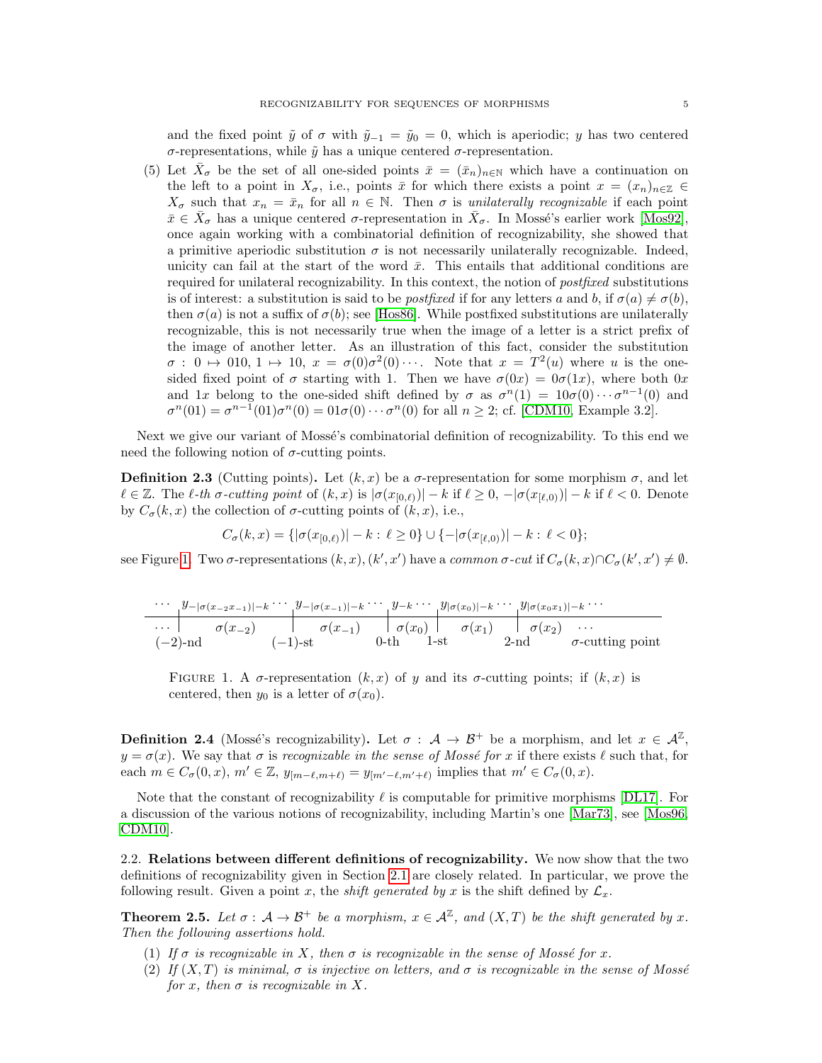and the fixed point $\tilde{y}$ of $\sigma$ with $\tilde{y}_{-1} = \tilde{y}_0 = 0$, which is aperiodic; $y$ has two centered $\sigma$-representations, while $\tilde{y}$ has a unique centered $\sigma$-representation.

(5) Let $\bar{X}_\sigma$ be the set of all one-sided points $\bar{x} = (\bar{x}_n)_{n\in\mathbb{N}}$ which have a continuation on the left to a point in $X_\sigma$, i.e., points $\bar{x}$ for which there exists a point $x = (x_n)_{n\in\mathbb{Z}} \in X_\sigma$ such that $x_n = \bar{x}_n$ for all $n \in \mathbb{N}$. Then $\sigma$ is *unilaterally recognizable* if each point $\bar{x} \in \bar{X}_\sigma$ has a unique centered $\sigma$-representation in $\bar{X}_\sigma$. In Mossé's earlier work [Mos92], once again working with a combinatorial definition of recognizability, she showed that a primitive aperiodic substitution $\sigma$ is not necessarily unilaterally recognizable. Indeed, unicity can fail at the start of the word $\bar{x}$. This entails that additional conditions are required for unilateral recognizability. In this context, the notion of *postfixed* substitutions is of interest: a substitution is said to be *postfixed* if for any letters $a$ and $b$, if $\sigma(a) \neq \sigma(b)$, then $\sigma(a)$ is not a suffix of $\sigma(b)$; see [Hos86]. While postfixed substitutions are unilaterally recognizable, this is not necessarily true when the image of a letter is a strict prefix of the image of another letter. As an illustration of this fact, consider the substitution $\sigma : 0 \mapsto 010,\ 1 \mapsto 10,\ x = \sigma(0)\sigma^2(0)\cdots$. Note that $x = T^2(u)$ where $u$ is the one-sided fixed point of $\sigma$ starting with 1. Then we have $\sigma(0x) = 0\sigma(1x)$, where both $0x$ and $1x$ belong to the one-sided shift defined by $\sigma$ as $\sigma^n(1) = 10\sigma(0)\cdots\sigma^{n-1}(0)$ and $\sigma^n(01) = \sigma^{n-1}(01)\sigma^n(0) = 01\sigma(0)\cdots\sigma^n(0)$ for all $n \geq 2$; cf. [CDM10, Example 3.2].

Next we give our variant of Mossé's combinatorial definition of recognizability. To this end we need the following notion of $\sigma$-cutting points.

**Definition 2.3** (Cutting points)**.** Let $(k, x)$ be a $\sigma$-representation for some morphism $\sigma$, and let $\ell \in \mathbb{Z}$. The *$\ell$-th $\sigma$-cutting point* of $(k, x)$ is $|\sigma(x_{[0,\ell)})| - k$ if $\ell \geq 0$, $-|\sigma(x_{[\ell,0)})| - k$ if $\ell < 0$. Denote by $C_\sigma(k, x)$ the collection of $\sigma$-cutting points of $(k, x)$, i.e.,

$$C_\sigma(k, x) = \{|\sigma(x_{[0,\ell)})| - k : \ell \geq 0\} \cup \{-|\sigma(x_{[\ell,0)})| - k : \ell < 0\};$$

see Figure 1. Two $\sigma$-representations $(k, x), (k', x')$ have a *common $\sigma$-cut* if $C_\sigma(k, x) \cap C_\sigma(k', x') \neq \emptyset$.

$$\begin{array}{ccccccc}
\cdots\ y_{-|\sigma(x_{-2}x_{-1})|-k}\cdots & y_{-|\sigma(x_{-1})|-k}\cdots & y_{-k}\cdots & y_{|\sigma(x_0)|-k}\cdots & y_{|\sigma(x_0x_1)|-k}\cdots & & \\
\hline
\cdots \mid\ \sigma(x_{-2}) & \mid\ \sigma(x_{-1}) & \mid\ \sigma(x_0) & \mid\ \sigma(x_1) & \mid\ \sigma(x_2) & \cdots & \\
(-2)\text{-nd} & (-1)\text{-st} & 0\text{-th} & 1\text{-st} & 2\text{-nd} & & \sigma\text{-cutting point}
\end{array}$$

FIGURE 1. A $\sigma$-representation $(k, x)$ of $y$ and its $\sigma$-cutting points; if $(k, x)$ is centered, then $y_0$ is a letter of $\sigma(x_0)$.

**Definition 2.4** (Mossé's recognizability)**.** Let $\sigma : \mathcal{A} \to \mathcal{B}^+$ be a morphism, and let $x \in \mathcal{A}^\mathbb{Z}$, $y = \sigma(x)$. We say that $\sigma$ is *recognizable in the sense of Mossé for* $x$ if there exists $\ell$ such that, for each $m \in C_\sigma(0, x)$, $m' \in \mathbb{Z}$, $y_{[m-\ell,m+\ell)} = y_{[m'-\ell,m'+\ell)}$ implies that $m' \in C_\sigma(0, x)$.

Note that the constant of recognizability $\ell$ is computable for primitive morphisms [DL17]. For a discussion of the various notions of recognizability, including Martin's one [Mar73], see [Mos96, CDM10].

2.2. **Relations between different definitions of recognizability.** We now show that the two definitions of recognizability given in Section 2.1 are closely related. In particular, we prove the following result. Given a point $x$, the *shift generated by* $x$ is the shift defined by $\mathcal{L}_x$.

**Theorem 2.5.** *Let $\sigma : \mathcal{A} \to \mathcal{B}^+$ be a morphism, $x \in \mathcal{A}^\mathbb{Z}$, and $(X, T)$ be the shift generated by $x$. Then the following assertions hold.*

1. *If $\sigma$ is recognizable in $X$, then $\sigma$ is recognizable in the sense of Mossé for $x$.*
2. *If $(X, T)$ is minimal, $\sigma$ is injective on letters, and $\sigma$ is recognizable in the sense of Mossé for $x$, then $\sigma$ is recognizable in $X$.*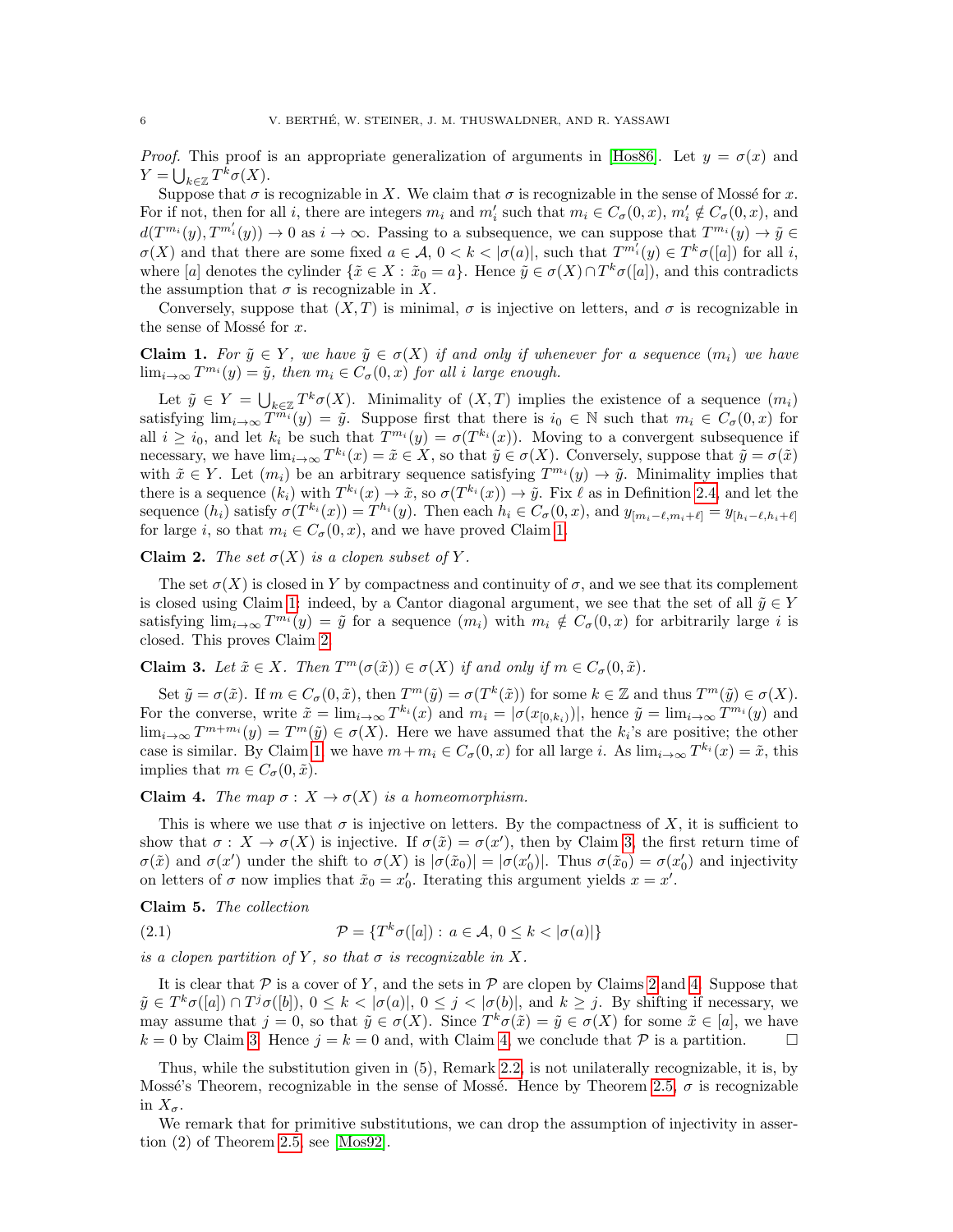*Proof.* This proof is an appropriate generalization of arguments in [Hos86]. Let $y = \sigma(x)$ and $Y = \bigcup_{k\in\mathbb{Z}} T^k\sigma(X)$.

Suppose that $\sigma$ is recognizable in $X$. We claim that $\sigma$ is recognizable in the sense of Mossé for $x$. For if not, then for all $i$, there are integers $m_i$ and $m_i'$ such that $m_i \in C_\sigma(0,x)$, $m_i' \notin C_\sigma(0,x)$, and $d(T^{m_i}(y), T^{m_i'}(y)) \to 0$ as $i \to \infty$. Passing to a subsequence, we can suppose that $T^{m_i}(y) \to \tilde{y} \in \sigma(X)$ and that there are some fixed $a \in \mathcal{A}$, $0 < k < |\sigma(a)|$, such that $T^{m_i'}(y) \in T^k\sigma([a])$ for all $i$, where $[a]$ denotes the cylinder $\{\tilde{x} \in X : \tilde{x}_0 = a\}$. Hence $\tilde{y} \in \sigma(X) \cap T^k\sigma([a])$, and this contradicts the assumption that $\sigma$ is recognizable in $X$.

Conversely, suppose that $(X,T)$ is minimal, $\sigma$ is injective on letters, and $\sigma$ is recognizable in the sense of Mossé for $x$.

**Claim 1.** *For $\tilde{y} \in Y$, we have $\tilde{y} \in \sigma(X)$ if and only if whenever for a sequence $(m_i)$ we have $\lim_{i\to\infty} T^{m_i}(y) = \tilde{y}$, then $m_i \in C_\sigma(0,x)$ for all $i$ large enough.*

Let $\tilde{y} \in Y = \bigcup_{k\in\mathbb{Z}} T^k\sigma(X)$. Minimality of $(X,T)$ implies the existence of a sequence $(m_i)$ satisfying $\lim_{i\to\infty} T^{m_i}(y) = \tilde{y}$. Suppose first that there is $i_0 \in \mathbb{N}$ such that $m_i \in C_\sigma(0,x)$ for all $i \geq i_0$, and let $k_i$ be such that $T^{m_i}(y) = \sigma(T^{k_i}(x))$. Moving to a convergent subsequence if necessary, we have $\lim_{i\to\infty} T^{k_i}(x) = \tilde{x} \in X$, so that $\tilde{y} \in \sigma(X)$. Conversely, suppose that $\tilde{y} = \sigma(\tilde{x})$ with $\tilde{x} \in Y$. Let $(m_i)$ be an arbitrary sequence satisfying $T^{m_i}(y) \to \tilde{y}$. Minimality implies that there is a sequence $(k_i)$ with $T^{k_i}(x) \to \tilde{x}$, so $\sigma(T^{k_i}(x)) \to \tilde{y}$. Fix $\ell$ as in Definition 2.4, and let the sequence $(h_i)$ satisfy $\sigma(T^{k_i}(x)) = T^{h_i}(y)$. Then each $h_i \in C_\sigma(0,x)$, and $y_{[m_i-\ell, m_i+\ell]} = y_{[h_i-\ell, h_i+\ell]}$ for large $i$, so that $m_i \in C_\sigma(0,x)$, and we have proved Claim 1.

**Claim 2.** *The set $\sigma(X)$ is a clopen subset of $Y$.*

The set $\sigma(X)$ is closed in $Y$ by compactness and continuity of $\sigma$, and we see that its complement is closed using Claim 1: indeed, by a Cantor diagonal argument, we see that the set of all $\tilde{y} \in Y$ satisfying $\lim_{i\to\infty} T^{m_i}(y) = \tilde{y}$ for a sequence $(m_i)$ with $m_i \notin C_\sigma(0,x)$ for arbitrarily large $i$ is closed. This proves Claim 2.

**Claim 3.** *Let $\tilde{x} \in X$. Then $T^m(\sigma(\tilde{x})) \in \sigma(X)$ if and only if $m \in C_\sigma(0,\tilde{x})$.*

Set $\tilde{y} = \sigma(\tilde{x})$. If $m \in C_\sigma(0,\tilde{x})$, then $T^m(\tilde{y}) = \sigma(T^k(\tilde{x}))$ for some $k \in \mathbb{Z}$ and thus $T^m(\tilde{y}) \in \sigma(X)$. For the converse, write $\tilde{x} = \lim_{i\to\infty} T^{k_i}(x)$ and $m_i = |\sigma(x_{[0,k_i)})|$, hence $\tilde{y} = \lim_{i\to\infty} T^{m_i}(y)$ and $\lim_{i\to\infty} T^{m+m_i}(y) = T^m(\tilde{y}) \in \sigma(X)$. Here we have assumed that the $k_i$'s are positive; the other case is similar. By Claim 1, we have $m + m_i \in C_\sigma(0,x)$ for all large $i$. As $\lim_{i\to\infty} T^{k_i}(x) = \tilde{x}$, this implies that $m \in C_\sigma(0,\tilde{x})$.

**Claim 4.** *The map $\sigma : X \to \sigma(X)$ is a homeomorphism.*

This is where we use that $\sigma$ is injective on letters. By the compactness of $X$, it is sufficient to show that $\sigma : X \to \sigma(X)$ is injective. If $\sigma(\tilde{x}) = \sigma(x')$, then by Claim 3, the first return time of $\sigma(\tilde{x})$ and $\sigma(x')$ under the shift to $\sigma(X)$ is $|\sigma(\tilde{x}_0)| = |\sigma(x_0')|$. Thus $\sigma(\tilde{x}_0) = \sigma(x_0')$ and injectivity on letters of $\sigma$ now implies that $\tilde{x}_0 = x_0'$. Iterating this argument yields $x = x'$.

**Claim 5.** *The collection*

$$\mathcal{P} = \{T^k\sigma([a]) : a \in \mathcal{A},\ 0 \leq k < |\sigma(a)|\} \tag{2.1}$$

*is a clopen partition of $Y$, so that $\sigma$ is recognizable in $X$.*

It is clear that $\mathcal{P}$ is a cover of $Y$, and the sets in $\mathcal{P}$ are clopen by Claims 2 and 4. Suppose that $\tilde{y} \in T^k\sigma([a]) \cap T^j\sigma([b])$, $0 \leq k < |\sigma(a)|$, $0 \leq j < |\sigma(b)|$, and $k \geq j$. By shifting if necessary, we may assume that $j = 0$, so that $\tilde{y} \in \sigma(X)$. Since $T^k\sigma(\tilde{x}) = \tilde{y} \in \sigma(X)$ for some $\tilde{x} \in [a]$, we have $k = 0$ by Claim 3. Hence $j = k = 0$ and, with Claim 4, we conclude that $\mathcal{P}$ is a partition. $\square$

Thus, while the substitution given in (5), Remark 2.2, is not unilaterally recognizable, it is, by Mossé's Theorem, recognizable in the sense of Mossé. Hence by Theorem 2.5, $\sigma$ is recognizable in $X_\sigma$.

We remark that for primitive substitutions, we can drop the assumption of injectivity in assertion (2) of Theorem 2.5, see [Mos92].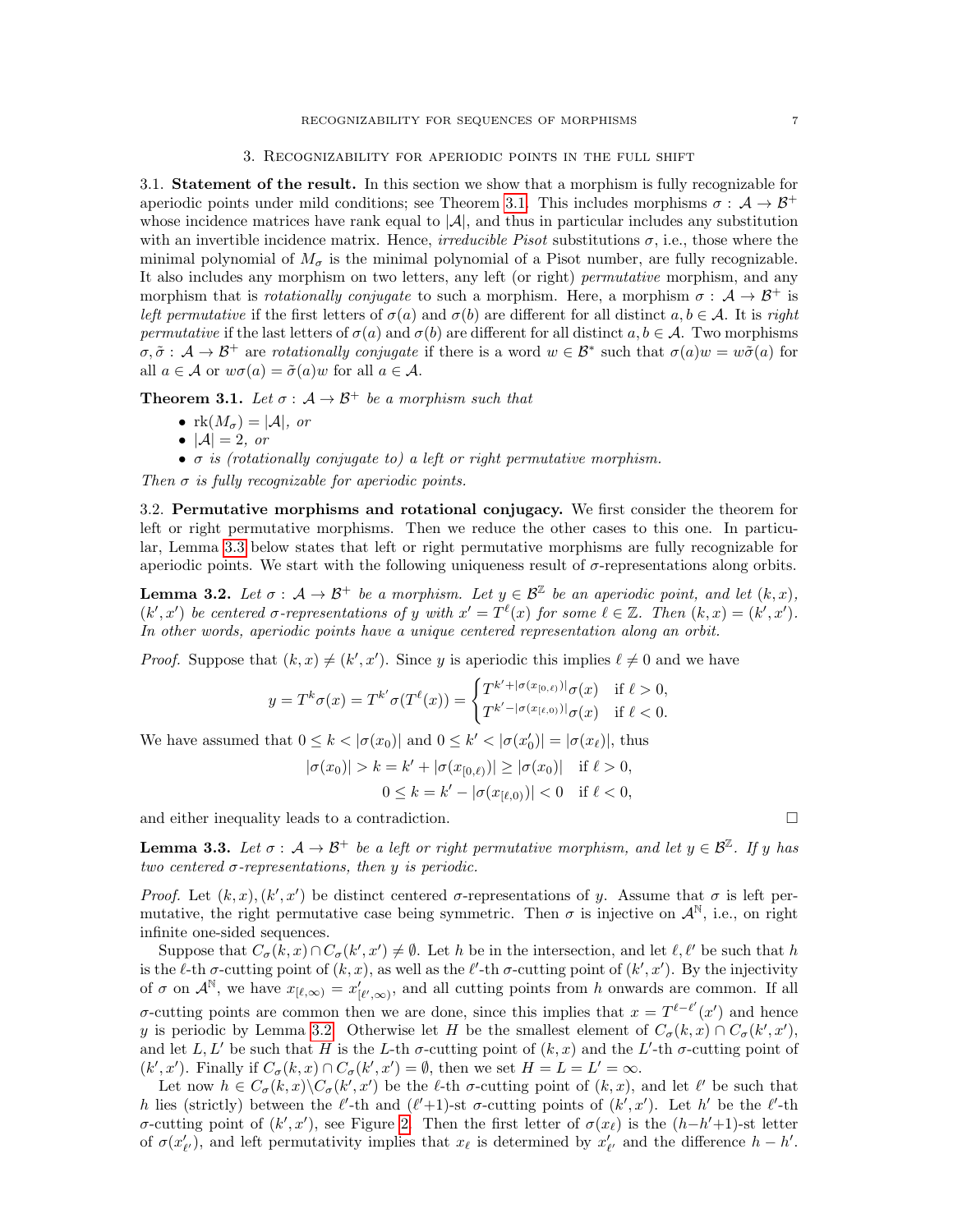## 3. Recognizability for aperiodic points in the full shift

### 3.1. Statement of the result.

In this section we show that a morphism is fully recognizable for aperiodic points under mild conditions; see Theorem 3.1. This includes morphisms $\sigma : \mathcal{A} \to \mathcal{B}^+$ whose incidence matrices have rank equal to $|\mathcal{A}|$, and thus in particular includes any substitution with an invertible incidence matrix. Hence, *irreducible Pisot* substitutions $\sigma$, i.e., those where the minimal polynomial of $M_\sigma$ is the minimal polynomial of a Pisot number, are fully recognizable. It also includes any morphism on two letters, any left (or right) *permutative* morphism, and any morphism that is *rotationally conjugate* to such a morphism. Here, a morphism $\sigma : \mathcal{A} \to \mathcal{B}^+$ is *left permutative* if the first letters of $\sigma(a)$ and $\sigma(b)$ are different for all distinct $a, b \in \mathcal{A}$. It is *right permutative* if the last letters of $\sigma(a)$ and $\sigma(b)$ are different for all distinct $a, b \in \mathcal{A}$. Two morphisms $\sigma, \tilde{\sigma} : \mathcal{A} \to \mathcal{B}^+$ are *rotationally conjugate* if there is a word $w \in \mathcal{B}^*$ such that $\sigma(a)w = w\tilde{\sigma}(a)$ for all $a \in \mathcal{A}$ or $w\sigma(a) = \tilde{\sigma}(a)w$ for all $a \in \mathcal{A}$.

**Theorem 3.1.** *Let $\sigma : \mathcal{A} \to \mathcal{B}^+$ be a morphism such that*

- $\mathrm{rk}(M_\sigma) = |\mathcal{A}|$, *or*
- $|\mathcal{A}| = 2$, *or*
- $\sigma$ *is (rotationally conjugate to) a left or right permutative morphism.*

*Then $\sigma$ is fully recognizable for aperiodic points.*

### 3.2. Permutative morphisms and rotational conjugacy.

We first consider the theorem for left or right permutative morphisms. Then we reduce the other cases to this one. In particular, Lemma 3.3 below states that left or right permutative morphisms are fully recognizable for aperiodic points. We start with the following uniqueness result of $\sigma$-representations along orbits.

**Lemma 3.2.** *Let $\sigma : \mathcal{A} \to \mathcal{B}^+$ be a morphism. Let $y \in \mathcal{B}^{\mathbb{Z}}$ be an aperiodic point, and let $(k, x)$, $(k', x')$ be centered $\sigma$-representations of $y$ with $x' = T^\ell(x)$ for some $\ell \in \mathbb{Z}$. Then $(k, x) = (k', x')$. In other words, aperiodic points have a unique centered representation along an orbit.*

*Proof.* Suppose that $(k, x) \neq (k', x')$. Since $y$ is aperiodic this implies $\ell \neq 0$ and we have

$$y = T^k\sigma(x) = T^{k'}\sigma(T^\ell(x)) = \begin{cases} T^{k'+|\sigma(x_{[0,\ell)})|}\sigma(x) & \text{if } \ell > 0, \\ T^{k'-|\sigma(x_{[\ell,0)})|}\sigma(x) & \text{if } \ell < 0. \end{cases}$$

We have assumed that $0 \le k < |\sigma(x_0)|$ and $0 \le k' < |\sigma(x'_0)| = |\sigma(x_\ell)|$, thus

$$|\sigma(x_0)| > k = k' + |\sigma(x_{[0,\ell)})| \ge |\sigma(x_0)| \quad \text{if } \ell > 0,$$
$$0 \le k = k' - |\sigma(x_{[\ell,0)})| < 0 \quad \text{if } \ell < 0,$$

and either inequality leads to a contradiction. □

**Lemma 3.3.** *Let $\sigma : \mathcal{A} \to \mathcal{B}^+$ be a left or right permutative morphism, and let $y \in \mathcal{B}^{\mathbb{Z}}$. If $y$ has two centered $\sigma$-representations, then $y$ is periodic.*

*Proof.* Let $(k, x), (k', x')$ be distinct centered $\sigma$-representations of $y$. Assume that $\sigma$ is left permutative, the right permutative case being symmetric. Then $\sigma$ is injective on $\mathcal{A}^{\mathbb{N}}$, i.e., on right infinite one-sided sequences.

Suppose that $C_\sigma(k, x) \cap C_\sigma(k', x') \neq \emptyset$. Let $h$ be in the intersection, and let $\ell, \ell'$ be such that $h$ is the $\ell$-th $\sigma$-cutting point of $(k, x)$, as well as the $\ell'$-th $\sigma$-cutting point of $(k', x')$. By the injectivity of $\sigma$ on $\mathcal{A}^{\mathbb{N}}$, we have $x_{[\ell,\infty)} = x'_{[\ell',\infty)}$, and all cutting points from $h$ onwards are common. If all $\sigma$-cutting points are common then we are done, since this implies that $x = T^{\ell-\ell'}(x')$ and hence $y$ is periodic by Lemma 3.2. Otherwise let $H$ be the smallest element of $C_\sigma(k, x) \cap C_\sigma(k', x')$, and let $L, L'$ be such that $H$ is the $L$-th $\sigma$-cutting point of $(k, x)$ and the $L'$-th $\sigma$-cutting point of $(k', x')$. Finally if $C_\sigma(k, x) \cap C_\sigma(k', x') = \emptyset$, then we set $H = L = L' = \infty$.

Let now $h \in C_\sigma(k, x) \setminus C_\sigma(k', x')$ be the $\ell$-th $\sigma$-cutting point of $(k, x)$, and let $\ell'$ be such that $h$ lies (strictly) between the $\ell'$-th and $(\ell'+1)$-st $\sigma$-cutting points of $(k', x')$. Let $h'$ be the $\ell'$-th $\sigma$-cutting point of $(k', x')$, see Figure 2. Then the first letter of $\sigma(x_\ell)$ is the $(h-h'+1)$-st letter of $\sigma(x'_{\ell'})$, and left permutativity implies that $x_\ell$ is determined by $x'_{\ell'}$ and the difference $h - h'$.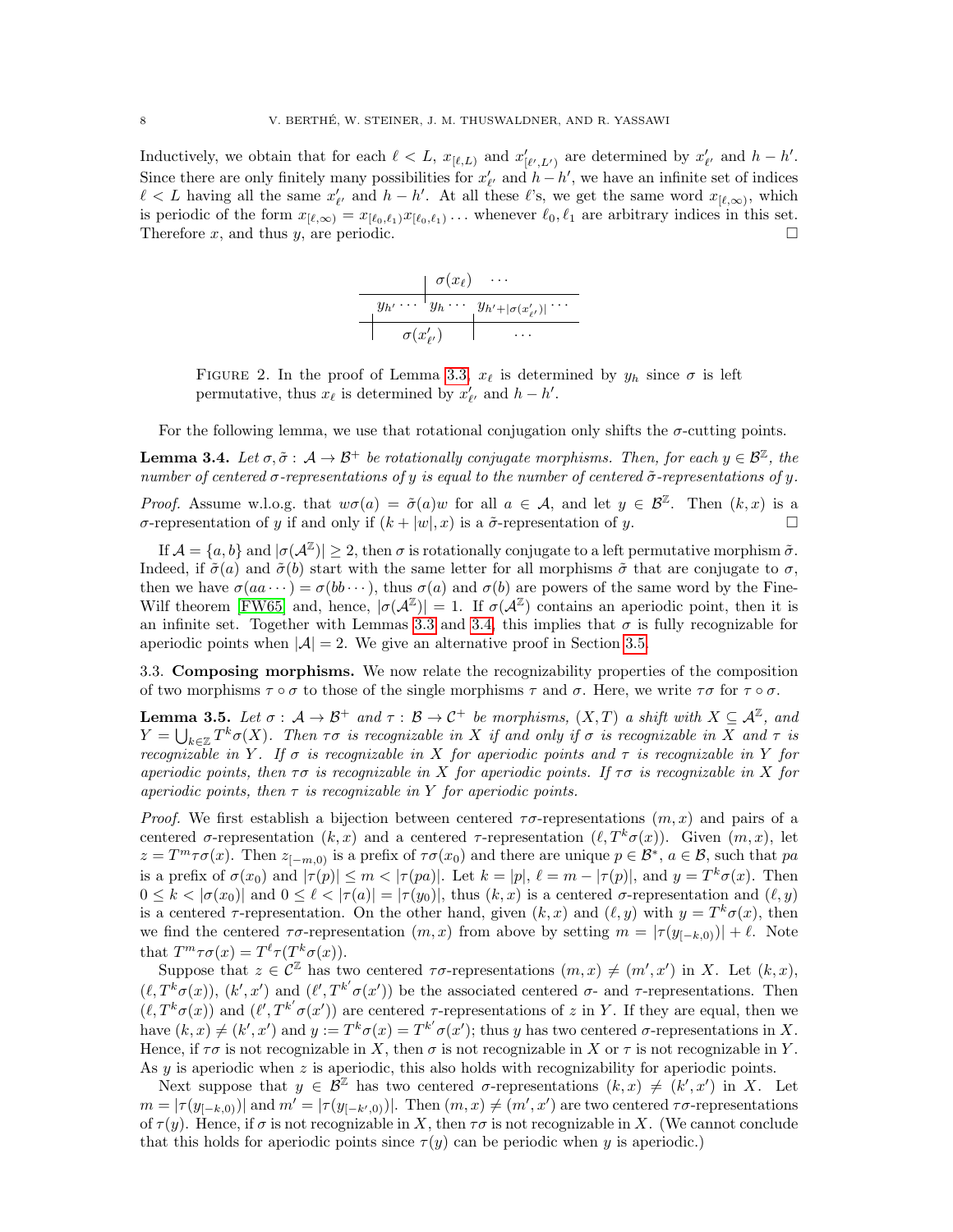Inductively, we obtain that for each $\ell < L$, $x_{[\ell,L)}$ and $x'_{[\ell',L')}$ are determined by $x'_{\ell'}$ and $h-h'$. Since there are only finitely many possibilities for $x'_{\ell'}$ and $h-h'$, we have an infinite set of indices $\ell < L$ having all the same $x'_{\ell'}$ and $h-h'$. At all these $\ell$'s, we get the same word $x_{[\ell,\infty)}$, which is periodic of the form $x_{[\ell,\infty)} = x_{[\ell_0,\ell_1)}x_{[\ell_0,\ell_1)}\ldots$ whenever $\ell_0, \ell_1$ are arbitrary indices in this set. Therefore $x$, and thus $y$, are periodic. □

|  | $\sigma(x_\ell)$ | $\cdots$ |
|---|---|---|
| $y_{h'} \cdots$ | $y_h \cdots$ | $y_{h'+\lvert\sigma(x'_{\ell'})\rvert} \cdots$ |
| $\sigma(x'_{\ell'})$ |  | $\cdots$ |

FIGURE 2. In the proof of Lemma 3.3, $x_\ell$ is determined by $y_h$ since $\sigma$ is left permutative, thus $x_\ell$ is determined by $x'_{\ell'}$ and $h-h'$.

For the following lemma, we use that rotational conjugation only shifts the $\sigma$-cutting points.

**Lemma 3.4.** *Let $\sigma, \tilde\sigma : \mathcal{A} \to \mathcal{B}^+$ be rotationally conjugate morphisms. Then, for each $y \in \mathcal{B}^{\mathbb{Z}}$, the number of centered $\sigma$-representations of $y$ is equal to the number of centered $\tilde\sigma$-representations of $y$.*

*Proof.* Assume w.l.o.g. that $w\sigma(a) = \tilde\sigma(a)w$ for all $a \in \mathcal{A}$, and let $y \in \mathcal{B}^{\mathbb{Z}}$. Then $(k,x)$ is a $\sigma$-representation of $y$ if and only if $(k+|w|, x)$ is a $\tilde\sigma$-representation of $y$. □

If $\mathcal{A} = \{a,b\}$ and $|\sigma(\mathcal{A}^{\mathbb{Z}})| \geq 2$, then $\sigma$ is rotationally conjugate to a left permutative morphism $\tilde\sigma$. Indeed, if $\tilde\sigma(a)$ and $\tilde\sigma(b)$ start with the same letter for all morphisms $\tilde\sigma$ that are conjugate to $\sigma$, then we have $\sigma(aa\cdots) = \sigma(bb\cdots)$, thus $\sigma(a)$ and $\sigma(b)$ are powers of the same word by the Fine-Wilf theorem [FW65] and, hence, $|\sigma(\mathcal{A}^{\mathbb{Z}})| = 1$. If $\sigma(\mathcal{A}^{\mathbb{Z}})$ contains an aperiodic point, then it is an infinite set. Together with Lemmas 3.3 and 3.4, this implies that $\sigma$ is fully recognizable for aperiodic points when $|\mathcal{A}| = 2$. We give an alternative proof in Section 3.5.

## 3.3. Composing morphisms.

We now relate the recognizability properties of the composition of two morphisms $\tau \circ \sigma$ to those of the single morphisms $\tau$ and $\sigma$. Here, we write $\tau\sigma$ for $\tau \circ \sigma$.

**Lemma 3.5.** *Let $\sigma : \mathcal{A} \to \mathcal{B}^+$ and $\tau : \mathcal{B} \to \mathcal{C}^+$ be morphisms, $(X,T)$ a shift with $X \subseteq \mathcal{A}^{\mathbb{Z}}$, and $Y = \bigcup_{k\in\mathbb{Z}} T^k\sigma(X)$. Then $\tau\sigma$ is recognizable in $X$ if and only if $\sigma$ is recognizable in $X$ and $\tau$ is recognizable in $Y$. If $\sigma$ is recognizable in $X$ for aperiodic points and $\tau$ is recognizable in $Y$ for aperiodic points, then $\tau\sigma$ is recognizable in $X$ for aperiodic points. If $\tau\sigma$ is recognizable in $X$ for aperiodic points, then $\tau$ is recognizable in $Y$ for aperiodic points.*

*Proof.* We first establish a bijection between centered $\tau\sigma$-representations $(m,x)$ and pairs of a centered $\sigma$-representation $(k,x)$ and a centered $\tau$-representation $(\ell, T^k\sigma(x))$. Given $(m,x)$, let $z = T^m\tau\sigma(x)$. Then $z_{[-m,0)}$ is a prefix of $\tau\sigma(x_0)$ and there are unique $p \in \mathcal{B}^*$, $a \in \mathcal{B}$, such that $pa$ is a prefix of $\sigma(x_0)$ and $|\tau(p)| \leq m < |\tau(pa)|$. Let $k = |p|$, $\ell = m - |\tau(p)|$, and $y = T^k\sigma(x)$. Then $0 \leq k < |\sigma(x_0)|$ and $0 \leq \ell < |\tau(a)| = |\tau(y_0)|$, thus $(k,x)$ is a centered $\sigma$-representation and $(\ell,y)$ is a centered $\tau$-representation. On the other hand, given $(k,x)$ and $(\ell,y)$ with $y = T^k\sigma(x)$, then we find the centered $\tau\sigma$-representation $(m,x)$ from above by setting $m = |\tau(y_{[-k,0)})| + \ell$. Note that $T^m\tau\sigma(x) = T^\ell\tau(T^k\sigma(x))$.

Suppose that $z \in \mathcal{C}^{\mathbb{Z}}$ has two centered $\tau\sigma$-representations $(m,x) \neq (m',x')$ in $X$. Let $(k,x)$, $(\ell, T^k\sigma(x))$, $(k',x')$ and $(\ell', T^{k'}\sigma(x'))$ be the associated centered $\sigma$- and $\tau$-representations. Then $(\ell, T^k\sigma(x))$ and $(\ell', T^{k'}\sigma(x'))$ are centered $\tau$-representations of $z$ in $Y$. If they are equal, then we have $(k,x) \neq (k',x')$ and $y := T^k\sigma(x) = T^{k'}\sigma(x')$; thus $y$ has two centered $\sigma$-representations in $X$. Hence, if $\tau\sigma$ is not recognizable in $X$, then $\sigma$ is not recognizable in $X$ or $\tau$ is not recognizable in $Y$. As $y$ is aperiodic when $z$ is aperiodic, this also holds with recognizability for aperiodic points.

Next suppose that $y \in \mathcal{B}^{\mathbb{Z}}$ has two centered $\sigma$-representations $(k,x) \neq (k',x')$ in $X$. Let $m = |\tau(y_{[-k,0)})|$ and $m' = |\tau(y_{[-k',0)})|$. Then $(m,x) \neq (m',x')$ are two centered $\tau\sigma$-representations of $\tau(y)$. Hence, if $\sigma$ is not recognizable in $X$, then $\tau\sigma$ is not recognizable in $X$. (We cannot conclude that this holds for aperiodic points since $\tau(y)$ can be periodic when $y$ is aperiodic.)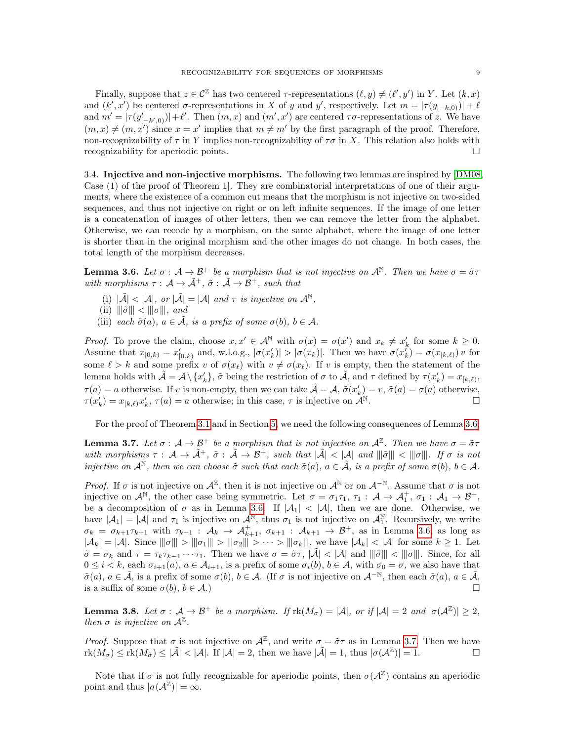Finally, suppose that $z \in \mathcal{C}^{\mathbb{Z}}$ has two centered $\tau$-representations $(\ell, y) \neq (\ell', y')$ in $Y$. Let $(k, x)$ and $(k', x')$ be centered $\sigma$-representations in $X$ of $y$ and $y'$, respectively. Let $m = |\tau(y_{[-k,0)})| + \ell$ and $m' = |\tau(y'_{[-k',0)})| + \ell'$. Then $(m, x)$ and $(m', x')$ are centered $\tau\sigma$-representations of $z$. We have $(m, x) \neq (m, x')$ since $x = x'$ implies that $m \neq m'$ by the first paragraph of the proof. Therefore, non-recognizability of $\tau$ in $Y$ implies non-recognizability of $\tau\sigma$ in $X$. This relation also holds with recognizability for aperiodic points. $\square$

3.4. **Injective and non-injective morphisms.** The following two lemmas are inspired by [DM08, Case (1) of the proof of Theorem 1]. They are combinatorial interpretations of one of their arguments, where the existence of a common cut means that the morphism is not injective on two-sided sequences, and thus not injective on right or on left infinite sequences. If the image of one letter is a concatenation of images of other letters, then we can remove the letter from the alphabet. Otherwise, we can recode by a morphism, on the same alphabet, where the image of one letter is shorter than in the original morphism and the other images do not change. In both cases, the total length of the morphism decreases.

**Lemma 3.6.** *Let $\sigma : \mathcal{A} \to \mathcal{B}^+$ be a morphism that is not injective on $\mathcal{A}^{\mathbb{N}}$. Then we have $\sigma = \tilde{\sigma}\tau$ with morphisms $\tau : \mathcal{A} \to \tilde{\mathcal{A}}^+$, $\tilde{\sigma} : \tilde{\mathcal{A}} \to \mathcal{B}^+$, such that*

- (i) *$|\tilde{\mathcal{A}}| < |\mathcal{A}|$, or $|\tilde{\mathcal{A}}| = |\mathcal{A}|$ and $\tau$ is injective on $\mathcal{A}^{\mathbb{N}}$,*
- (ii) *$|||\tilde{\sigma}||| < |||\sigma|||$, and*
- (iii) *each $\tilde{\sigma}(a)$, $a \in \tilde{\mathcal{A}}$, is a prefix of some $\sigma(b)$, $b \in \mathcal{A}$.*

*Proof.* To prove the claim, choose $x, x' \in \mathcal{A}^{\mathbb{N}}$ with $\sigma(x) = \sigma(x')$ and $x_k \neq x'_k$ for some $k \geq 0$. Assume that $x_{[0,k)} = x'_{[0,k)}$ and, w.l.o.g., $|\sigma(x'_k)| > |\sigma(x_k)|$. Then we have $\sigma(x'_k) = \sigma(x_{[k,\ell)})\, v$ for some $\ell > k$ and some prefix $v$ of $\sigma(x_\ell)$ with $v \neq \sigma(x_\ell)$. If $v$ is empty, then the statement of the lemma holds with $\tilde{\mathcal{A}} = \mathcal{A} \setminus \{x'_k\}$, $\tilde{\sigma}$ being the restriction of $\sigma$ to $\tilde{\mathcal{A}}$, and $\tau$ defined by $\tau(x'_k) = x_{[k,\ell)}$, $\tau(a) = a$ otherwise. If $v$ is non-empty, then we can take $\tilde{\mathcal{A}} = \mathcal{A}$, $\tilde{\sigma}(x'_k) = v$, $\tilde{\sigma}(a) = \sigma(a)$ otherwise, $\tau(x'_k) = x_{[k,\ell)} x'_k$, $\tau(a) = a$ otherwise; in this case, $\tau$ is injective on $\mathcal{A}^{\mathbb{N}}$. $\square$

For the proof of Theorem 3.1 and in Section 5, we need the following consequences of Lemma 3.6.

**Lemma 3.7.** *Let $\sigma : \mathcal{A} \to \mathcal{B}^+$ be a morphism that is not injective on $\mathcal{A}^{\mathbb{Z}}$. Then we have $\sigma = \tilde{\sigma}\tau$ with morphisms $\tau : \mathcal{A} \to \tilde{\mathcal{A}}^+$, $\tilde{\sigma} : \tilde{\mathcal{A}} \to \mathcal{B}^+$, such that $|\tilde{\mathcal{A}}| < |\mathcal{A}|$ and $|||\tilde{\sigma}||| < |||\sigma|||$. If $\sigma$ is not injective on $\mathcal{A}^{\mathbb{N}}$, then we can choose $\tilde{\sigma}$ such that each $\tilde{\sigma}(a)$, $a \in \tilde{\mathcal{A}}$, is a prefix of some $\sigma(b)$, $b \in \mathcal{A}$.*

*Proof.* If $\sigma$ is not injective on $\mathcal{A}^{\mathbb{Z}}$, then it is not injective on $\mathcal{A}^{\mathbb{N}}$ or on $\mathcal{A}^{-\mathbb{N}}$. Assume that $\sigma$ is not injective on $\mathcal{A}^{\mathbb{N}}$, the other case being symmetric. Let $\sigma = \sigma_1\tau_1$, $\tau_1 : \mathcal{A} \to \mathcal{A}_1^+$, $\sigma_1 : \mathcal{A}_1 \to \mathcal{B}^+$, be a decomposition of $\sigma$ as in Lemma 3.6. If $|\mathcal{A}_1| < |\mathcal{A}|$, then we are done. Otherwise, we have $|\mathcal{A}_1| = |\mathcal{A}|$ and $\tau_1$ is injective on $\mathcal{A}^{\mathbb{N}}$, thus $\sigma_1$ is not injective on $\mathcal{A}_1^{\mathbb{N}}$. Recursively, we write $\sigma_k = \sigma_{k+1}\tau_{k+1}$ with $\tau_{k+1} : \mathcal{A}_k \to \mathcal{A}_{k+1}^+$, $\sigma_{k+1} : \mathcal{A}_{k+1} \to \mathcal{B}^+$, as in Lemma 3.6, as long as $|\mathcal{A}_k| = |\mathcal{A}|$. Since $|||\sigma||| > |||\sigma_1||| > |||\sigma_2||| > \cdots > |||\sigma_k|||$, we have $|\mathcal{A}_k| < |\mathcal{A}|$ for some $k \geq 1$. Let $\tilde{\sigma} = \sigma_k$ and $\tau = \tau_k\tau_{k-1}\cdots\tau_1$. Then we have $\sigma = \tilde{\sigma}\tau$, $|\tilde{\mathcal{A}}| < |\mathcal{A}|$ and $|||\tilde{\sigma}||| < |||\sigma|||$. Since, for all $0 \leq i < k$, each $\sigma_{i+1}(a)$, $a \in \mathcal{A}_{i+1}$, is a prefix of some $\sigma_i(b)$, $b \in \mathcal{A}$, with $\sigma_0 = \sigma$, we also have that $\tilde{\sigma}(a)$, $a \in \tilde{\mathcal{A}}$, is a prefix of some $\sigma(b)$, $b \in \mathcal{A}$. (If $\sigma$ is not injective on $\mathcal{A}^{-\mathbb{N}}$, then each $\tilde{\sigma}(a)$, $a \in \tilde{\mathcal{A}}$, is a suffix of some $\sigma(b)$, $b \in \mathcal{A}$.) $\square$

**Lemma 3.8.** *Let $\sigma : \mathcal{A} \to \mathcal{B}^+$ be a morphism. If $\mathrm{rk}(M_\sigma) = |\mathcal{A}|$, or if $|\mathcal{A}| = 2$ and $|\sigma(\mathcal{A}^{\mathbb{Z}})| \geq 2$, then $\sigma$ is injective on $\mathcal{A}^{\mathbb{Z}}$.*

*Proof.* Suppose that $\sigma$ is not injective on $\mathcal{A}^{\mathbb{Z}}$, and write $\sigma = \tilde{\sigma}\tau$ as in Lemma 3.7. Then we have $\mathrm{rk}(M_\sigma) \leq \mathrm{rk}(M_{\tilde{\sigma}}) \leq |\tilde{\mathcal{A}}| < |\mathcal{A}|$. If $|\mathcal{A}| = 2$, then we have $|\tilde{\mathcal{A}}| = 1$, thus $|\sigma(\mathcal{A}^{\mathbb{Z}})| = 1$. $\square$

Note that if $\sigma$ is not fully recognizable for aperiodic points, then $\sigma(\mathcal{A}^{\mathbb{Z}})$ contains an aperiodic point and thus $|\sigma(\mathcal{A}^{\mathbb{Z}})| = \infty$.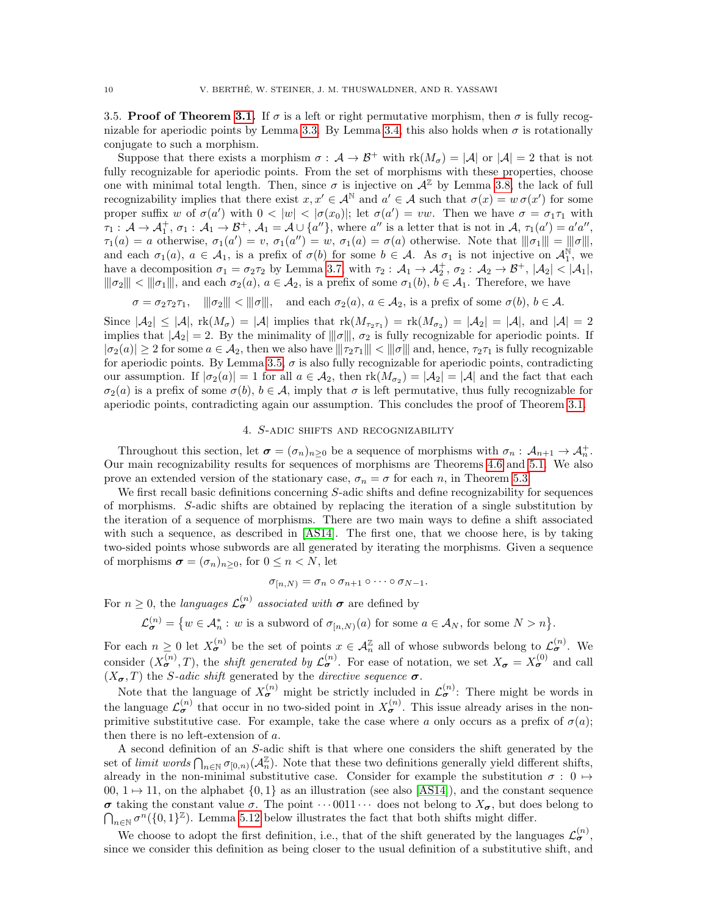3.5. **Proof of Theorem 3.1.** If $\sigma$ is a left or right permutative morphism, then $\sigma$ is fully recognizable for aperiodic points by Lemma 3.3. By Lemma 3.4, this also holds when $\sigma$ is rotationally conjugate to such a morphism.

Suppose that there exists a morphism $\sigma : \mathcal{A} \to \mathcal{B}^+$ with $\mathrm{rk}(M_\sigma) = |\mathcal{A}|$ or $|\mathcal{A}| = 2$ that is not fully recognizable for aperiodic points. From the set of morphisms with these properties, choose one with minimal total length. Then, since $\sigma$ is injective on $\mathcal{A}^{\mathbb{Z}}$ by Lemma 3.8, the lack of full recognizability implies that there exist $x, x' \in \mathcal{A}^{\mathbb{N}}$ and $a' \in \mathcal{A}$ such that $\sigma(x) = w\, \sigma(x')$ for some proper suffix $w$ of $\sigma(a')$ with $0 < |w| < |\sigma(x_0)|$; let $\sigma(a') = vw$. Then we have $\sigma = \sigma_1 \tau_1$ with $\tau_1 : \mathcal{A} \to \mathcal{A}_1^+$, $\sigma_1 : \mathcal{A}_1 \to \mathcal{B}^+$, $\mathcal{A}_1 = \mathcal{A} \cup \{a''\}$, where $a''$ is a letter that is not in $\mathcal{A}$, $\tau_1(a') = a'a''$, $\tau_1(a) = a$ otherwise, $\sigma_1(a') = v$, $\sigma_1(a'') = w$, $\sigma_1(a) = \sigma(a)$ otherwise. Note that $|||\sigma_1||| = |||\sigma|||$, and each $\sigma_1(a)$, $a \in \mathcal{A}_1$, is a prefix of $\sigma(b)$ for some $b \in \mathcal{A}$. As $\sigma_1$ is not injective on $\mathcal{A}_1^{\mathbb{N}}$, we have a decomposition $\sigma_1 = \sigma_2 \tau_2$ by Lemma 3.7, with $\tau_2 : \mathcal{A}_1 \to \mathcal{A}_2^+$, $\sigma_2 : \mathcal{A}_2 \to \mathcal{B}^+$, $|\mathcal{A}_2| < |\mathcal{A}_1|$, $|||\sigma_2||| < |||\sigma_1|||$, and each $\sigma_2(a)$, $a \in \mathcal{A}_2$, is a prefix of some $\sigma_1(b)$, $b \in \mathcal{A}_1$. Therefore, we have

$$\sigma = \sigma_2 \tau_2 \tau_1, \quad |||\sigma_2||| < |||\sigma|||, \quad \text{and each } \sigma_2(a),\ a \in \mathcal{A}_2, \text{ is a prefix of some } \sigma(b),\ b \in \mathcal{A}.$$

Since $|\mathcal{A}_2| \le |\mathcal{A}|$, $\mathrm{rk}(M_\sigma) = |\mathcal{A}|$ implies that $\mathrm{rk}(M_{\tau_2\tau_1}) = \mathrm{rk}(M_{\sigma_2}) = |\mathcal{A}_2| = |\mathcal{A}|$, and $|\mathcal{A}| = 2$ implies that $|\mathcal{A}_2| = 2$. By the minimality of $|||\sigma|||$, $\sigma_2$ is fully recognizable for aperiodic points. If $|\sigma_2(a)| \ge 2$ for some $a \in \mathcal{A}_2$, then we also have $|||\tau_2\tau_1||| < |||\sigma|||$ and, hence, $\tau_2\tau_1$ is fully recognizable for aperiodic points. By Lemma 3.5, $\sigma$ is also fully recognizable for aperiodic points, contradicting our assumption. If $|\sigma_2(a)| = 1$ for all $a \in \mathcal{A}_2$, then $\mathrm{rk}(M_{\sigma_2}) = |\mathcal{A}_2| = |\mathcal{A}|$ and the fact that each $\sigma_2(a)$ is a prefix of some $\sigma(b)$, $b \in \mathcal{A}$, imply that $\sigma$ is left permutative, thus fully recognizable for aperiodic points, contradicting again our assumption. This concludes the proof of Theorem 3.1.

## 4. $S$-adic shifts and recognizability

Throughout this section, let $\boldsymbol{\sigma} = (\sigma_n)_{n\ge 0}$ be a sequence of morphisms with $\sigma_n : \mathcal{A}_{n+1} \to \mathcal{A}_n^+$. Our main recognizability results for sequences of morphisms are Theorems 4.6 and 5.1. We also prove an extended version of the stationary case, $\sigma_n = \sigma$ for each $n$, in Theorem 5.3.

We first recall basic definitions concerning $S$-adic shifts and define recognizability for sequences of morphisms. $S$-adic shifts are obtained by replacing the iteration of a single substitution by the iteration of a sequence of morphisms. There are two main ways to define a shift associated with such a sequence, as described in [AS14]. The first one, that we choose here, is by taking two-sided points whose subwords are all generated by iterating the morphisms. Given a sequence of morphisms $\boldsymbol{\sigma} = (\sigma_n)_{n\ge 0}$, for $0 \le n < N$, let

$$\sigma_{[n,N)} = \sigma_n \circ \sigma_{n+1} \circ \cdots \circ \sigma_{N-1}.$$

For $n \ge 0$, the *languages* $\mathcal{L}_{\boldsymbol{\sigma}}^{(n)}$ *associated with* $\boldsymbol{\sigma}$ are defined by

$$\mathcal{L}_{\boldsymbol{\sigma}}^{(n)} = \big\{ w \in \mathcal{A}_n^* : w \text{ is a subword of } \sigma_{[n,N)}(a) \text{ for some } a \in \mathcal{A}_N, \text{ for some } N > n \big\}.$$

For each $n \ge 0$ let $X_{\boldsymbol{\sigma}}^{(n)}$ be the set of points $x \in \mathcal{A}_n^{\mathbb{Z}}$ all of whose subwords belong to $\mathcal{L}_{\boldsymbol{\sigma}}^{(n)}$. We consider $(X_{\boldsymbol{\sigma}}^{(n)}, T)$, the *shift generated by* $\mathcal{L}_{\boldsymbol{\sigma}}^{(n)}$. For ease of notation, we set $X_{\boldsymbol{\sigma}} = X_{\boldsymbol{\sigma}}^{(0)}$ and call $(X_{\boldsymbol{\sigma}}, T)$ the *$S$-adic shift* generated by the *directive sequence* $\boldsymbol{\sigma}$.

Note that the language of $X_{\boldsymbol{\sigma}}^{(n)}$ might be strictly included in $\mathcal{L}_{\boldsymbol{\sigma}}^{(n)}$: There might be words in the language $\mathcal{L}_{\boldsymbol{\sigma}}^{(n)}$ that occur in no two-sided point in $X_{\boldsymbol{\sigma}}^{(n)}$. This issue already arises in the non-primitive substitutive case. For example, take the case where $a$ only occurs as a prefix of $\sigma(a)$; then there is no left-extension of $a$.

A second definition of an $S$-adic shift is that where one considers the shift generated by the set of *limit words* $\bigcap_{n\in\mathbb{N}} \sigma_{[0,n)}(\mathcal{A}_n^{\mathbb{Z}})$. Note that these two definitions generally yield different shifts, already in the non-minimal substitutive case. Consider for example the substitution $\sigma : 0 \mapsto 00$, $1 \mapsto 11$, on the alphabet $\{0,1\}$ as an illustration (see also [AS14]), and the constant sequence $\boldsymbol{\sigma}$ taking the constant value $\sigma$. The point $\cdots 0011 \cdots$ does not belong to $X_{\boldsymbol{\sigma}}$, but does belong to $\bigcap_{n\in\mathbb{N}} \sigma^n(\{0,1\}^{\mathbb{Z}})$. Lemma 5.12 below illustrates the fact that both shifts might differ.

We choose to adopt the first definition, i.e., that of the shift generated by the languages $\mathcal{L}_{\boldsymbol{\sigma}}^{(n)}$, since we consider this definition as being closer to the usual definition of a substitutive shift, and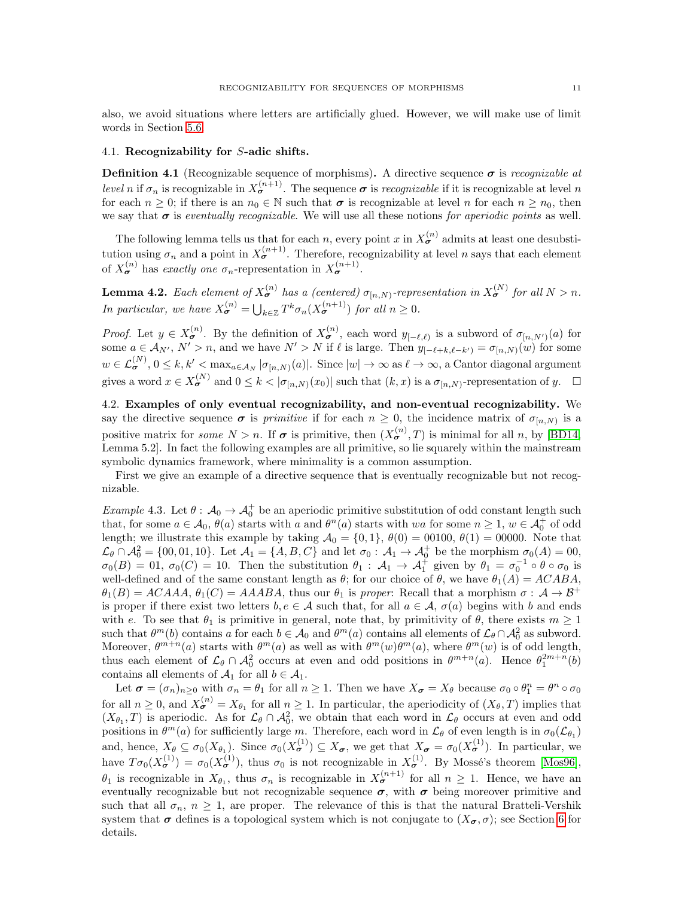also, we avoid situations where letters are artificially glued. However, we will make use of limit words in Section 5.6.

### 4.1. Recognizability for $S$-adic shifts.

**Definition 4.1** (Recognizable sequence of morphisms)**.** A directive sequence $\boldsymbol{\sigma}$ is *recognizable at level* $n$ if $\sigma_n$ is recognizable in $X_{\boldsymbol{\sigma}}^{(n+1)}$. The sequence $\boldsymbol{\sigma}$ is *recognizable* if it is recognizable at level $n$ for each $n \geq 0$; if there is an $n_0 \in \mathbb{N}$ such that $\boldsymbol{\sigma}$ is recognizable at level $n$ for each $n \geq n_0$, then we say that $\boldsymbol{\sigma}$ is *eventually recognizable*. We will use all these notions *for aperiodic points* as well.

The following lemma tells us that for each $n$, every point $x$ in $X_{\boldsymbol{\sigma}}^{(n)}$ admits at least one desubstitution using $\sigma_n$ and a point in $X_{\boldsymbol{\sigma}}^{(n+1)}$. Therefore, recognizability at level $n$ says that each element of $X_{\boldsymbol{\sigma}}^{(n)}$ has *exactly one* $\sigma_n$-representation in $X_{\boldsymbol{\sigma}}^{(n+1)}$.

**Lemma 4.2.** *Each element of $X_{\boldsymbol{\sigma}}^{(n)}$ has a (centered) $\sigma_{[n,N)}$-representation in $X_{\boldsymbol{\sigma}}^{(N)}$ for all $N > n$. In particular, we have $X_{\boldsymbol{\sigma}}^{(n)} = \bigcup_{k\in\mathbb{Z}} T^k\sigma_n(X_{\boldsymbol{\sigma}}^{(n+1)})$ for all $n \geq 0$.*

*Proof.* Let $y \in X_{\boldsymbol{\sigma}}^{(n)}$. By the definition of $X_{\boldsymbol{\sigma}}^{(n)}$, each word $y_{[-\ell,\ell)}$ is a subword of $\sigma_{[n,N')}(a)$ for some $a \in \mathcal{A}_{N'}$, $N' > n$, and we have $N' > N$ if $\ell$ is large. Then $y_{[-\ell+k,\ell-k')} = \sigma_{[n,N)}(w)$ for some $w \in \mathcal{L}_{\boldsymbol{\sigma}}^{(N)}$, $0 \leq k, k' < \max_{a\in\mathcal{A}_N} |\sigma_{[n,N)}(a)|$. Since $|w| \to \infty$ as $\ell \to \infty$, a Cantor diagonal argument gives a word $x \in X_{\boldsymbol{\sigma}}^{(N)}$ and $0 \leq k < |\sigma_{[n,N)}(x_0)|$ such that $(k, x)$ is a $\sigma_{[n,N)}$-representation of $y$. $\square$

### 4.2. Examples of only eventual recognizability, and non-eventual recognizability.

We say the directive sequence $\boldsymbol{\sigma}$ is *primitive* if for each $n \geq 0$, the incidence matrix of $\sigma_{[n,N)}$ is a positive matrix for *some* $N > n$. If $\boldsymbol{\sigma}$ is primitive, then $(X_{\boldsymbol{\sigma}}^{(n)}, T)$ is minimal for all $n$, by [BD14, Lemma 5.2]. In fact the following examples are all primitive, so lie squarely within the mainstream symbolic dynamics framework, where minimality is a common assumption.

First we give an example of a directive sequence that is eventually recognizable but not recognizable.

*Example* 4.3. Let $\theta : \mathcal{A}_0 \to \mathcal{A}_0^+$ be an aperiodic primitive substitution of odd constant length such that, for some $a \in \mathcal{A}_0$, $\theta(a)$ starts with $a$ and $\theta^n(a)$ starts with $wa$ for some $n \geq 1$, $w \in \mathcal{A}_0^+$ of odd length; we illustrate this example by taking $\mathcal{A}_0 = \{0, 1\}$, $\theta(0) = 00100$, $\theta(1) = 00000$. Note that $\mathcal{L}_\theta \cap \mathcal{A}_0^2 = \{00, 01, 10\}$. Let $\mathcal{A}_1 = \{A, B, C\}$ and let $\sigma_0 : \mathcal{A}_1 \to \mathcal{A}_0^+$ be the morphism $\sigma_0(A) = 00$, $\sigma_0(B) = 01$, $\sigma_0(C) = 10$. Then the substitution $\theta_1 : \mathcal{A}_1 \to \mathcal{A}_1^+$ given by $\theta_1 = \sigma_0^{-1} \circ \theta \circ \sigma_0$ is well-defined and of the same constant length as $\theta$; for our choice of $\theta$, we have $\theta_1(A) = ACABA$, $\theta_1(B) = ACAAA$, $\theta_1(C) = AAABA$, thus our $\theta_1$ is *proper*: Recall that a morphism $\sigma : \mathcal{A} \to \mathcal{B}^+$ is proper if there exist two letters $b, e \in \mathcal{A}$ such that, for all $a \in \mathcal{A}$, $\sigma(a)$ begins with $b$ and ends with $e$. To see that $\theta_1$ is primitive in general, note that, by primitivity of $\theta$, there exists $m \geq 1$ such that $\theta^m(b)$ contains $a$ for each $b \in \mathcal{A}_0$ and $\theta^m(a)$ contains all elements of $\mathcal{L}_\theta \cap \mathcal{A}_0^2$ as subword. Moreover, $\theta^{m+n}(a)$ starts with $\theta^m(a)$ as well as with $\theta^m(w)\theta^m(a)$, where $\theta^m(w)$ is of odd length, thus each element of $\mathcal{L}_\theta \cap \mathcal{A}_0^2$ occurs at even and odd positions in $\theta^{m+n}(a)$. Hence $\theta_1^{2m+n}(b)$ contains all elements of $\mathcal{A}_1$ for all $b \in \mathcal{A}_1$.

Let $\boldsymbol{\sigma} = (\sigma_n)_{n\geq 0}$ with $\sigma_n = \theta_1$ for all $n \geq 1$. Then we have $X_{\boldsymbol{\sigma}} = X_\theta$ because $\sigma_0 \circ \theta_1^n = \theta^n \circ \sigma_0$ for all $n \geq 0$, and $X_{\boldsymbol{\sigma}}^{(n)} = X_{\theta_1}$ for all $n \geq 1$. In particular, the aperiodicity of $(X_\theta, T)$ implies that $(X_{\theta_1}, T)$ is aperiodic. As for $\mathcal{L}_\theta \cap \mathcal{A}_0^2$, we obtain that each word in $\mathcal{L}_\theta$ occurs at even and odd positions in $\theta^m(a)$ for sufficiently large $m$. Therefore, each word in $\mathcal{L}_\theta$ of even length is in $\sigma_0(\mathcal{L}_{\theta_1})$ and, hence, $X_\theta \subseteq \sigma_0(X_{\theta_1})$. Since $\sigma_0(X_{\boldsymbol{\sigma}}^{(1)}) \subseteq X_{\boldsymbol{\sigma}}$, we get that $X_{\boldsymbol{\sigma}} = \sigma_0(X_{\boldsymbol{\sigma}}^{(1)})$. In particular, we have $T\sigma_0(X_{\boldsymbol{\sigma}}^{(1)}) = \sigma_0(X_{\boldsymbol{\sigma}}^{(1)})$, thus $\sigma_0$ is not recognizable in $X_{\boldsymbol{\sigma}}^{(1)}$. By Mossé's theorem [Mos96], $\theta_1$ is recognizable in $X_{\theta_1}$, thus $\sigma_n$ is recognizable in $X_{\boldsymbol{\sigma}}^{(n+1)}$ for all $n \geq 1$. Hence, we have an eventually recognizable but not recognizable sequence $\boldsymbol{\sigma}$, with $\boldsymbol{\sigma}$ being moreover primitive and such that all $\sigma_n$, $n \geq 1$, are proper. The relevance of this is that the natural Bratteli-Vershik system that $\boldsymbol{\sigma}$ defines is a topological system which is not conjugate to $(X_{\boldsymbol{\sigma}}, \sigma)$; see Section 6 for details.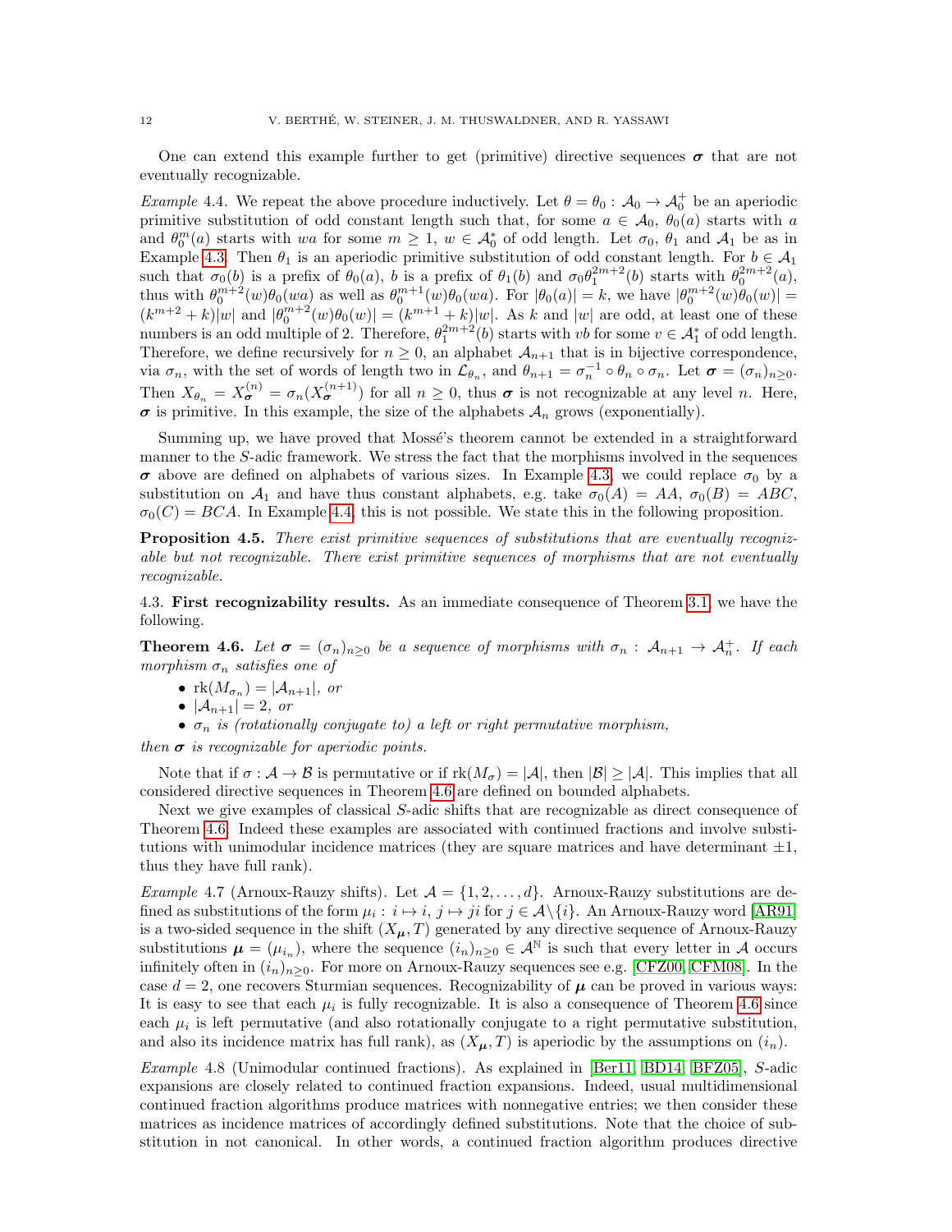One can extend this example further to get (primitive) directive sequences $\boldsymbol{\sigma}$ that are not eventually recognizable.

*Example* 4.4. We repeat the above procedure inductively. Let $\theta = \theta_0 : \mathcal{A}_0 \to \mathcal{A}_0^+$ be an aperiodic primitive substitution of odd constant length such that, for some $a \in \mathcal{A}_0$, $\theta_0(a)$ starts with $a$ and $\theta_0^m(a)$ starts with $wa$ for some $m \geq 1$, $w \in \mathcal{A}_0^*$ of odd length. Let $\sigma_0$, $\theta_1$ and $\mathcal{A}_1$ be as in Example 4.3. Then $\theta_1$ is an aperiodic primitive substitution of odd constant length. For $b \in \mathcal{A}_1$ such that $\sigma_0(b)$ is a prefix of $\theta_0(a)$, $b$ is a prefix of $\theta_1(b)$ and $\sigma_0\theta_1^{2m+2}(b)$ starts with $\theta_0^{2m+2}(a)$, thus with $\theta_0^{m+2}(w)\theta_0(wa)$ as well as $\theta_0^{m+1}(w)\theta_0(wa)$. For $|\theta_0(a)| = k$, we have $|\theta_0^{m+2}(w)\theta_0(w)| = (k^{m+2}+k)|w|$ and $|\theta_0^{m+2}(w)\theta_0(w)| = (k^{m+1}+k)|w|$. As $k$ and $|w|$ are odd, at least one of these numbers is an odd multiple of 2. Therefore, $\theta_1^{2m+2}(b)$ starts with $vb$ for some $v \in \mathcal{A}_1^*$ of odd length. Therefore, we define recursively for $n \geq 0$, an alphabet $\mathcal{A}_{n+1}$ that is in bijective correspondence, via $\sigma_n$, with the set of words of length two in $\mathcal{L}_{\theta_n}$, and $\theta_{n+1} = \sigma_n^{-1} \circ \theta_n \circ \sigma_n$. Let $\boldsymbol{\sigma} = (\sigma_n)_{n\geq 0}$. Then $X_{\theta_n} = X_{\boldsymbol{\sigma}}^{(n)} = \sigma_n(X_{\boldsymbol{\sigma}}^{(n+1)})$ for all $n \geq 0$, thus $\boldsymbol{\sigma}$ is not recognizable at any level $n$. Here, $\boldsymbol{\sigma}$ is primitive. In this example, the size of the alphabets $\mathcal{A}_n$ grows (exponentially).

Summing up, we have proved that Mossé's theorem cannot be extended in a straightforward manner to the $S$-adic framework. We stress the fact that the morphisms involved in the sequences $\boldsymbol{\sigma}$ above are defined on alphabets of various sizes. In Example 4.3, we could replace $\sigma_0$ by a substitution on $\mathcal{A}_1$ and have thus constant alphabets, e.g. take $\sigma_0(A) = AA$, $\sigma_0(B) = ABC$, $\sigma_0(C) = BCA$. In Example 4.4, this is not possible. We state this in the following proposition.

**Proposition 4.5.** *There exist primitive sequences of substitutions that are eventually recognizable but not recognizable. There exist primitive sequences of morphisms that are not eventually recognizable.*

### 4.3. First recognizability results.

As an immediate consequence of Theorem 3.1, we have the following.

**Theorem 4.6.** *Let $\boldsymbol{\sigma} = (\sigma_n)_{n\geq 0}$ be a sequence of morphisms with $\sigma_n : \mathcal{A}_{n+1} \to \mathcal{A}_n^+$. If each morphism $\sigma_n$ satisfies one of*

- *$\mathrm{rk}(M_{\sigma_n}) = |\mathcal{A}_{n+1}|$, or*
- *$|\mathcal{A}_{n+1}| = 2$, or*
- *$\sigma_n$ is (rotationally conjugate to) a left or right permutative morphism,*

*then $\boldsymbol{\sigma}$ is recognizable for aperiodic points.*

Note that if $\sigma : \mathcal{A} \to \mathcal{B}$ is permutative or if $\mathrm{rk}(M_\sigma) = |\mathcal{A}|$, then $|\mathcal{B}| \geq |\mathcal{A}|$. This implies that all considered directive sequences in Theorem 4.6 are defined on bounded alphabets.

Next we give examples of classical $S$-adic shifts that are recognizable as direct consequence of Theorem 4.6. Indeed these examples are associated with continued fractions and involve substitutions with unimodular incidence matrices (they are square matrices and have determinant $\pm 1$, thus they have full rank).

*Example* 4.7 (Arnoux-Rauzy shifts). Let $\mathcal{A} = \{1, 2, \ldots, d\}$. Arnoux-Rauzy substitutions are defined as substitutions of the form $\mu_i : i \mapsto i,\ j \mapsto ji$ for $j \in \mathcal{A}\setminus\{i\}$. An Arnoux-Rauzy word [AR91] is a two-sided sequence in the shift $(X_{\boldsymbol{\mu}}, T)$ generated by any directive sequence of Arnoux-Rauzy substitutions $\boldsymbol{\mu} = (\mu_{i_n})$, where the sequence $(i_n)_{n\geq 0} \in \mathcal{A}^{\mathbb{N}}$ is such that every letter in $\mathcal{A}$ occurs infinitely often in $(i_n)_{n\geq 0}$. For more on Arnoux-Rauzy sequences see e.g. [CFZ00, CFM08]. In the case $d = 2$, one recovers Sturmian sequences. Recognizability of $\boldsymbol{\mu}$ can be proved in various ways: It is easy to see that each $\mu_i$ is fully recognizable. It is also a consequence of Theorem 4.6 since each $\mu_i$ is left permutative (and also rotationally conjugate to a right permutative substitution, and also its incidence matrix has full rank), as $(X_{\boldsymbol{\mu}}, T)$ is aperiodic by the assumptions on $(i_n)$.

*Example* 4.8 (Unimodular continued fractions). As explained in [Ber11, BD14, BFZ05], $S$-adic expansions are closely related to continued fraction expansions. Indeed, usual multidimensional continued fraction algorithms produce matrices with nonnegative entries; we then consider these matrices as incidence matrices of accordingly defined substitutions. Note that the choice of substitution in not canonical. In other words, a continued fraction algorithm produces directive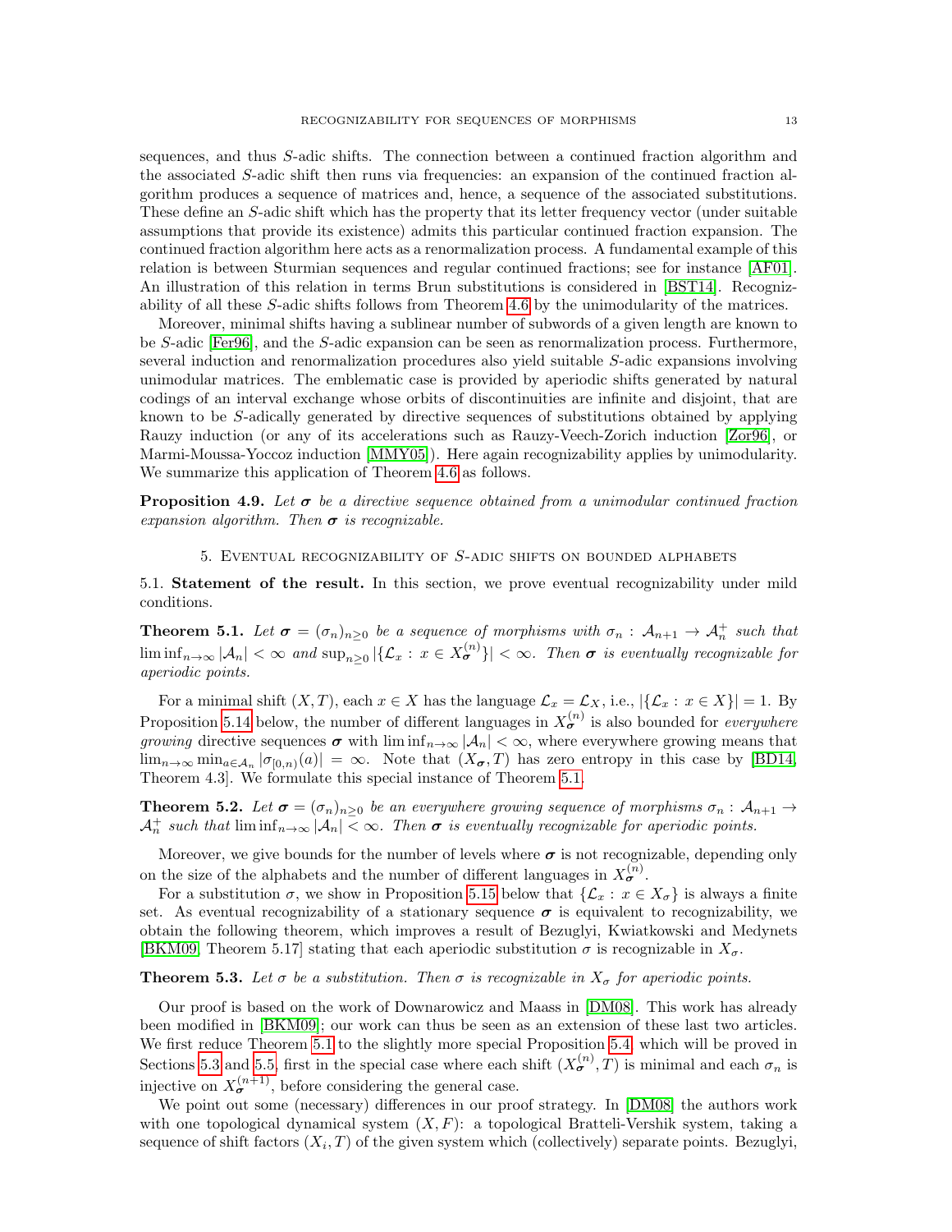sequences, and thus $S$-adic shifts. The connection between a continued fraction algorithm and the associated $S$-adic shift then runs via frequencies: an expansion of the continued fraction algorithm produces a sequence of matrices and, hence, a sequence of the associated substitutions. These define an $S$-adic shift which has the property that its letter frequency vector (under suitable assumptions that provide its existence) admits this particular continued fraction expansion. The continued fraction algorithm here acts as a renormalization process. A fundamental example of this relation is between Sturmian sequences and regular continued fractions; see for instance [AF01]. An illustration of this relation in terms Brun substitutions is considered in [BST14]. Recognizability of all these $S$-adic shifts follows from Theorem 4.6 by the unimodularity of the matrices.

Moreover, minimal shifts having a sublinear number of subwords of a given length are known to be $S$-adic [Fer96], and the $S$-adic expansion can be seen as renormalization process. Furthermore, several induction and renormalization procedures also yield suitable $S$-adic expansions involving unimodular matrices. The emblematic case is provided by aperiodic shifts generated by natural codings of an interval exchange whose orbits of discontinuities are infinite and disjoint, that are known to be $S$-adically generated by directive sequences of substitutions obtained by applying Rauzy induction (or any of its accelerations such as Rauzy-Veech-Zorich induction [Zor96], or Marmi-Moussa-Yoccoz induction [MMY05]). Here again recognizability applies by unimodularity. We summarize this application of Theorem 4.6 as follows.

**Proposition 4.9.** *Let $\boldsymbol{\sigma}$ be a directive sequence obtained from a unimodular continued fraction expansion algorithm. Then $\boldsymbol{\sigma}$ is recognizable.*

## 5. Eventual recognizability of $S$-adic shifts on bounded alphabets

### 5.1. Statement of the result.

In this section, we prove eventual recognizability under mild conditions.

**Theorem 5.1.** *Let $\boldsymbol{\sigma} = (\sigma_n)_{n\ge 0}$ be a sequence of morphisms with $\sigma_n : \mathcal{A}_{n+1} \to \mathcal{A}_n^+$ such that $\liminf_{n\to\infty} |\mathcal{A}_n| < \infty$ and $\sup_{n\ge 0} |\{\mathcal{L}_x : x \in X_{\boldsymbol{\sigma}}^{(n)}\}| < \infty$. Then $\boldsymbol{\sigma}$ is eventually recognizable for aperiodic points.*

For a minimal shift $(X,T)$, each $x \in X$ has the language $\mathcal{L}_x = \mathcal{L}_X$, i.e., $|\{\mathcal{L}_x : x \in X\}| = 1$. By Proposition 5.14 below, the number of different languages in $X_{\boldsymbol{\sigma}}^{(n)}$ is also bounded for *everywhere growing* directive sequences $\boldsymbol{\sigma}$ with $\liminf_{n\to\infty} |\mathcal{A}_n| < \infty$, where everywhere growing means that $\lim_{n\to\infty} \min_{a\in\mathcal{A}_n} |\sigma_{[0,n)}(a)| = \infty$. Note that $(X_{\boldsymbol{\sigma}}, T)$ has zero entropy in this case by [BD14, Theorem 4.3]. We formulate this special instance of Theorem 5.1.

**Theorem 5.2.** *Let $\boldsymbol{\sigma} = (\sigma_n)_{n\ge 0}$ be an everywhere growing sequence of morphisms $\sigma_n : \mathcal{A}_{n+1} \to \mathcal{A}_n^+$ such that $\liminf_{n\to\infty} |\mathcal{A}_n| < \infty$. Then $\boldsymbol{\sigma}$ is eventually recognizable for aperiodic points.*

Moreover, we give bounds for the number of levels where $\boldsymbol{\sigma}$ is not recognizable, depending only on the size of the alphabets and the number of different languages in $X_{\boldsymbol{\sigma}}^{(n)}$.

For a substitution $\sigma$, we show in Proposition 5.15 below that $\{\mathcal{L}_x : x \in X_\sigma\}$ is always a finite set. As eventual recognizability of a stationary sequence $\boldsymbol{\sigma}$ is equivalent to recognizability, we obtain the following theorem, which improves a result of Bezuglyi, Kwiatkowski and Medynets [BKM09, Theorem 5.17] stating that each aperiodic substitution $\sigma$ is recognizable in $X_\sigma$.

**Theorem 5.3.** *Let $\sigma$ be a substitution. Then $\sigma$ is recognizable in $X_\sigma$ for aperiodic points.*

Our proof is based on the work of Downarowicz and Maass in [DM08]. This work has already been modified in [BKM09]; our work can thus be seen as an extension of these last two articles. We first reduce Theorem 5.1 to the slightly more special Proposition 5.4, which will be proved in Sections 5.3 and 5.5, first in the special case where each shift $(X_{\boldsymbol{\sigma}}^{(n)}, T)$ is minimal and each $\sigma_n$ is injective on $X_{\boldsymbol{\sigma}}^{(n+1)}$, before considering the general case.

We point out some (necessary) differences in our proof strategy. In [DM08] the authors work with one topological dynamical system $(X, F)$: a topological Bratteli-Vershik system, taking a sequence of shift factors $(X_i, T)$ of the given system which (collectively) separate points. Bezuglyi,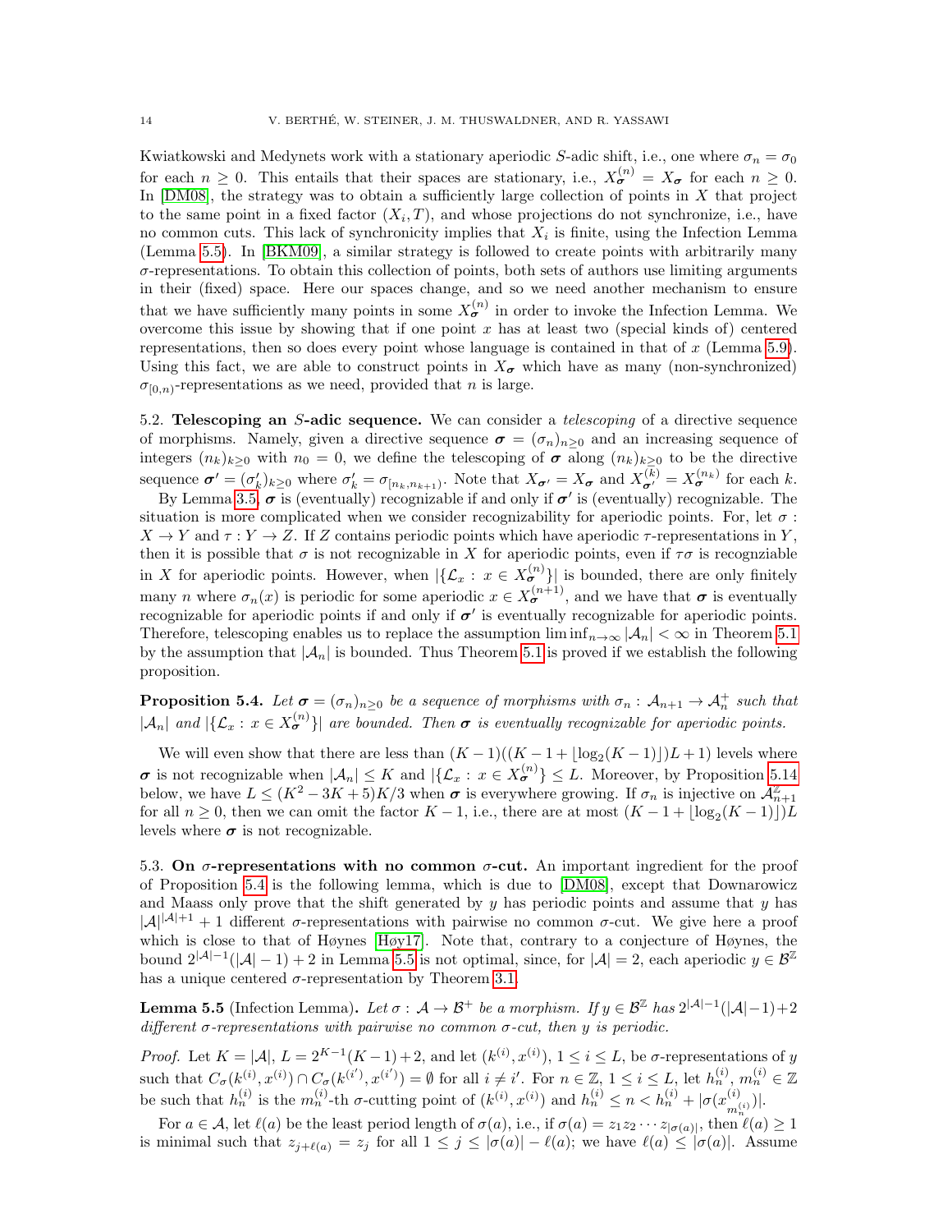Kwiatkowski and Medynets work with a stationary aperiodic $S$-adic shift, i.e., one where $\sigma_n = \sigma_0$ for each $n \geq 0$. This entails that their spaces are stationary, i.e., $X_{\boldsymbol{\sigma}}^{(n)} = X_{\boldsymbol{\sigma}}$ for each $n \geq 0$. In [DM08], the strategy was to obtain a sufficiently large collection of points in $X$ that project to the same point in a fixed factor $(X_i, T)$, and whose projections do not synchronize, i.e., have no common cuts. This lack of synchronicity implies that $X_i$ is finite, using the Infection Lemma (Lemma 5.5). In [BKM09], a similar strategy is followed to create points with arbitrarily many $\sigma$-representations. To obtain this collection of points, both sets of authors use limiting arguments in their (fixed) space. Here our spaces change, and so we need another mechanism to ensure that we have sufficiently many points in some $X_{\boldsymbol{\sigma}}^{(n)}$ in order to invoke the Infection Lemma. We overcome this issue by showing that if one point $x$ has at least two (special kinds of) centered representations, then so does every point whose language is contained in that of $x$ (Lemma 5.9). Using this fact, we are able to construct points in $X_{\boldsymbol{\sigma}}$ which have as many (non-synchronized) $\sigma_{[0,n)}$-representations as we need, provided that $n$ is large.

5.2. **Telescoping an $S$-adic sequence.** We can consider a *telescoping* of a directive sequence of morphisms. Namely, given a directive sequence $\boldsymbol{\sigma} = (\sigma_n)_{n\geq 0}$ and an increasing sequence of integers $(n_k)_{k\geq 0}$ with $n_0 = 0$, we define the telescoping of $\boldsymbol{\sigma}$ along $(n_k)_{k\geq 0}$ to be the directive sequence $\boldsymbol{\sigma}' = (\sigma'_k)_{k\geq 0}$ where $\sigma'_k = \sigma_{[n_k, n_{k+1})}$. Note that $X_{\boldsymbol{\sigma}'} = X_{\boldsymbol{\sigma}}$ and $X_{\boldsymbol{\sigma}'}^{(k)} = X_{\boldsymbol{\sigma}}^{(n_k)}$ for each $k$.

By Lemma 3.5, $\boldsymbol{\sigma}$ is (eventually) recognizable if and only if $\boldsymbol{\sigma}'$ is (eventually) recognizable. The situation is more complicated when we consider recognizability for aperiodic points. For, let $\sigma : X \to Y$ and $\tau : Y \to Z$. If $Z$ contains periodic points which have aperiodic $\tau$-representations in $Y$, then it is possible that $\sigma$ is not recognizable in $X$ for aperiodic points, even if $\tau\sigma$ is recognzviable in $X$ for aperiodic points. However, when $|\{\mathcal{L}_x : x \in X_{\boldsymbol{\sigma}}^{(n)}\}|$ is bounded, there are only finitely many $n$ where $\sigma_n(x)$ is periodic for some aperiodic $x \in X_{\boldsymbol{\sigma}}^{(n+1)}$, and we have that $\boldsymbol{\sigma}$ is eventually recognizable for aperiodic points if and only if $\boldsymbol{\sigma}'$ is eventually recognizable for aperiodic points. Therefore, telescoping enables us to replace the assumption $\liminf_{n\to\infty} |\mathcal{A}_n| < \infty$ in Theorem 5.1 by the assumption that $|\mathcal{A}_n|$ is bounded. Thus Theorem 5.1 is proved if we establish the following proposition.

**Proposition 5.4.** *Let $\boldsymbol{\sigma} = (\sigma_n)_{n\geq 0}$ be a sequence of morphisms with $\sigma_n : \mathcal{A}_{n+1} \to \mathcal{A}_n^+$ such that $|\mathcal{A}_n|$ and $|\{\mathcal{L}_x : x \in X_{\boldsymbol{\sigma}}^{(n)}\}|$ are bounded. Then $\boldsymbol{\sigma}$ is eventually recognizable for aperiodic points.*

We will even show that there are less than $(K-1)((K-1+\lfloor \log_2(K-1)\rfloor)L+1)$ levels where $\boldsymbol{\sigma}$ is not recognizable when $|\mathcal{A}_n| \leq K$ and $|\{\mathcal{L}_x : x \in X_{\boldsymbol{\sigma}}^{(n)}\} \leq L$. Moreover, by Proposition 5.14 below, we have $L \leq (K^2-3K+5)K/3$ when $\boldsymbol{\sigma}$ is everywhere growing. If $\sigma_n$ is injective on $\mathcal{A}_{n+1}^{\mathbb{Z}}$ for all $n \geq 0$, then we can omit the factor $K-1$, i.e., there are at most $(K-1+\lfloor \log_2(K-1)\rfloor)L$ levels where $\boldsymbol{\sigma}$ is not recognizable.

5.3. **On $\sigma$-representations with no common $\sigma$-cut.** An important ingredient for the proof of Proposition 5.4 is the following lemma, which is due to [DM08], except that Downarowicz and Maass only prove that the shift generated by $y$ has periodic points and assume that $y$ has $|\mathcal{A}|^{|\mathcal{A}|+1}+1$ different $\sigma$-representations with pairwise no common $\sigma$-cut. We give here a proof which is close to that of Høynes [Høy17]. Note that, contrary to a conjecture of Høynes, the bound $2^{|\mathcal{A}|-1}(|\mathcal{A}|-1)+2$ in Lemma 5.5 is not optimal, since, for $|\mathcal{A}| = 2$, each aperiodic $y \in \mathcal{B}^{\mathbb{Z}}$ has a unique centered $\sigma$-representation by Theorem 3.1.

**Lemma 5.5** (Infection Lemma). *Let $\sigma : \mathcal{A} \to \mathcal{B}^+$ be a morphism. If $y \in \mathcal{B}^{\mathbb{Z}}$ has $2^{|\mathcal{A}|-1}(|\mathcal{A}|-1)+2$ different $\sigma$-representations with pairwise no common $\sigma$-cut, then $y$ is periodic.*

*Proof.* Let $K = |\mathcal{A}|$, $L = 2^{K-1}(K-1)+2$, and let $(k^{(i)}, x^{(i)})$, $1 \leq i \leq L$, be $\sigma$-representations of $y$ such that $C_\sigma(k^{(i)}, x^{(i)}) \cap C_\sigma(k^{(i')}, x^{(i')}) = \emptyset$ for all $i \neq i'$. For $n \in \mathbb{Z}$, $1 \leq i \leq L$, let $h_n^{(i)}, m_n^{(i)} \in \mathbb{Z}$ be such that $h_n^{(i)}$ is the $m_n^{(i)}$-th $\sigma$-cutting point of $(k^{(i)}, x^{(i)})$ and $h_n^{(i)} \leq n < h_n^{(i)} + |\sigma(x_{m_n^{(i)}}^{(i)})|$.

For $a \in \mathcal{A}$, let $\ell(a)$ be the least period length of $\sigma(a)$, i.e., if $\sigma(a) = z_1 z_2 \cdots z_{|\sigma(a)|}$, then $\ell(a) \geq 1$ is minimal such that $z_{j+\ell(a)} = z_j$ for all $1 \leq j \leq |\sigma(a)| - \ell(a)$; we have $\ell(a) \leq |\sigma(a)|$. Assume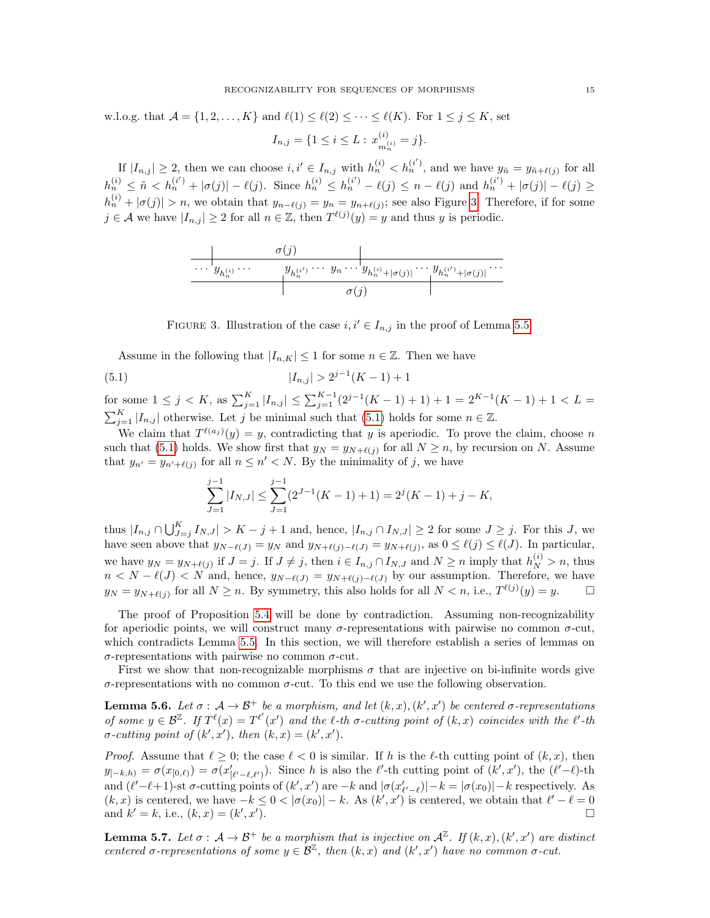w.l.o.g. that $\mathcal{A} = \{1, 2, \dots, K\}$ and $\ell(1) \le \ell(2) \le \cdots \le \ell(K)$. For $1 \le j \le K$, set

$$I_{n,j} = \{1 \le i \le L : x^{(i)}_{m^{(i)}_n} = j\}.$$

If $|I_{n,j}| \ge 2$, then we can choose $i, i' \in I_{n,j}$ with $h^{(i)}_n < h^{(i')}_n$, and we have $y_{\tilde{n}} = y_{\tilde{n}+\ell(j)}$ for all $h^{(i)}_n \le \tilde{n} < h^{(i')}_n + |\sigma(j)| - \ell(j)$. Since $h^{(i)}_n \le h^{(i')}_n - \ell(j) \le n - \ell(j)$ and $h^{(i')}_n + |\sigma(j)| - \ell(j) \ge h^{(i)}_n + |\sigma(j)| > n$, we obtain that $y_{n-\ell(j)} = y_n = y_{n+\ell(j)}$; see also Figure 3. Therefore, if for some $j \in \mathcal{A}$ we have $|I_{n,j}| \ge 2$ for all $n \in \mathbb{Z}$, then $T^{\ell(j)}(y) = y$ and thus $y$ is periodic.

$$\cdots\ y_{h^{(i)}_n} \cdots \quad y_{h^{(i')}_n} \cdots\ y_n \cdots y_{h^{(i)}_n+|\sigma(j)|} \cdots\ y_{h^{(i')}_n+|\sigma(j)|} \cdots$$

Figure 3. Illustration of the case $i, i' \in I_{n,j}$ in the proof of Lemma 5.5.

Assume in the following that $|I_{n,K}| \le 1$ for some $n \in \mathbb{Z}$. Then we have

$$|I_{n,j}| > 2^{j-1}(K-1) + 1 \tag{5.1}$$

for some $1 \le j < K$, as $\sum_{j=1}^K |I_{n,j}| \le \sum_{j=1}^{K-1}(2^{j-1}(K-1)+1) + 1 = 2^{K-1}(K-1)+1 < L = \sum_{j=1}^K |I_{n,j}|$ otherwise. Let $j$ be minimal such that (5.1) holds for some $n \in \mathbb{Z}$.

We claim that $T^{\ell(a_j)}(y) = y$, contradicting that $y$ is aperiodic. To prove the claim, choose $n$ such that (5.1) holds. We show first that $y_N = y_{N+\ell(j)}$ for all $N \ge n$, by recursion on $N$. Assume that $y_{n'} = y_{n'+\ell(j)}$ for all $n \le n' < N$. By the minimality of $j$, we have

$$\sum_{J=1}^{j-1} |I_{N,J}| \le \sum_{J=1}^{j-1} (2^{J-1}(K-1)+1) = 2^j(K-1) + j - K,$$

thus $|I_{n,j} \cap \bigcup_{J=j}^K I_{N,J}| > K - j + 1$ and, hence, $|I_{n,j} \cap I_{N,J}| \ge 2$ for some $J \ge j$. For this $J$, we have seen above that $y_{N-\ell(J)} = y_N$ and $y_{N+\ell(j)-\ell(J)} = y_{N+\ell(j)}$, as $0 \le \ell(j) \le \ell(J)$. In particular, we have $y_N = y_{N+\ell(j)}$ if $J = j$. If $J \ne j$, then $i \in I_{n,j} \cap I_{N,J}$ and $N \ge n$ imply that $h^{(i)}_N > n$, thus $n < N - \ell(J) < N$ and, hence, $y_{N-\ell(J)} = y_{N+\ell(j)-\ell(J)}$ by our assumption. Therefore, we have $y_N = y_{N+\ell(j)}$ for all $N \ge n$. By symmetry, this also holds for all $N < n$, i.e., $T^{\ell(j)}(y) = y$. $\square$

The proof of Proposition 5.4 will be done by contradiction. Assuming non-recognizability for aperiodic points, we will construct many $\sigma$-representations with pairwise no common $\sigma$-cut, which contradicts Lemma 5.5. In this section, we will therefore establish a series of lemmas on $\sigma$-representations with pairwise no common $\sigma$-cut.

First we show that non-recognizable morphisms $\sigma$ that are injective on bi-infinite words give $\sigma$-representations with no common $\sigma$-cut. To this end we use the following observation.

**Lemma 5.6.** *Let $\sigma : \mathcal{A} \to \mathcal{B}^+$ be a morphism, and let $(k, x), (k', x')$ be centered $\sigma$-representations of some $y \in \mathcal{B}^{\mathbb{Z}}$. If $T^\ell(x) = T^{\ell'}(x')$ and the $\ell$-th $\sigma$-cutting point of $(k, x)$ coincides with the $\ell'$-th $\sigma$-cutting point of $(k', x')$, then $(k, x) = (k', x')$.*

*Proof.* Assume that $\ell \ge 0$; the case $\ell < 0$ is similar. If $h$ is the $\ell$-th cutting point of $(k, x)$, then $y_{[-k,h)} = \sigma(x_{[0,\ell)}) = \sigma(x'_{[\ell'-\ell,\ell')})$. Since $h$ is also the $\ell'$-th cutting point of $(k', x')$, the $(\ell'-\ell)$-th and $(\ell'-\ell+1)$-st $\sigma$-cutting points of $(k', x')$ are $-k$ and $|\sigma(x'_{\ell'-\ell})| - k = |\sigma(x_0)| - k$ respectively. As $(k, x)$ is centered, we have $-k \le 0 < |\sigma(x_0)| - k$. As $(k', x')$ is centered, we obtain that $\ell' - \ell = 0$ and $k' = k$, i.e., $(k, x) = (k', x')$. $\square$

**Lemma 5.7.** *Let $\sigma : \mathcal{A} \to \mathcal{B}^+$ be a morphism that is injective on $\mathcal{A}^{\mathbb{Z}}$. If $(k, x), (k', x')$ are distinct centered $\sigma$-representations of some $y \in \mathcal{B}^{\mathbb{Z}}$, then $(k, x)$ and $(k', x')$ have no common $\sigma$-cut.*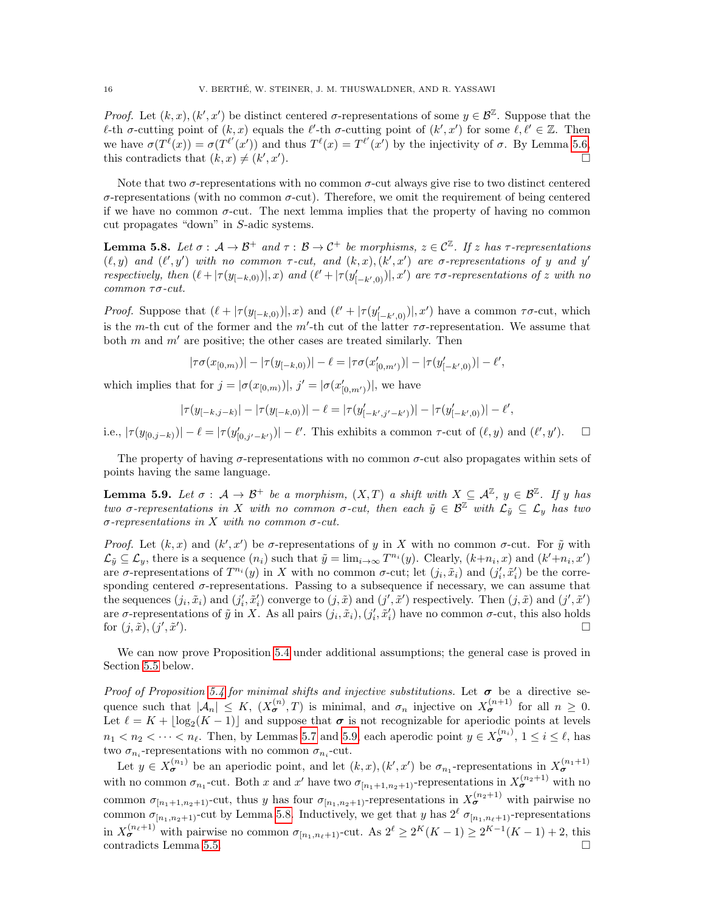*Proof.* Let $(k,x),(k',x')$ be distinct centered $\sigma$-representations of some $y \in \mathcal{B}^{\mathbb{Z}}$. Suppose that the $\ell$-th $\sigma$-cutting point of $(k,x)$ equals the $\ell'$-th $\sigma$-cutting point of $(k',x')$ for some $\ell,\ell' \in \mathbb{Z}$. Then we have $\sigma(T^{\ell}(x)) = \sigma(T^{\ell'}(x'))$ and thus $T^{\ell}(x) = T^{\ell'}(x')$ by the injectivity of $\sigma$. By Lemma 5.6, this contradicts that $(k,x) \neq (k',x')$. $\square$

Note that two $\sigma$-representations with no common $\sigma$-cut always give rise to two distinct centered $\sigma$-representations (with no common $\sigma$-cut). Therefore, we omit the requirement of being centered if we have no common $\sigma$-cut. The next lemma implies that the property of having no common cut propagates "down" in $S$-adic systems.

**Lemma 5.8.** *Let $\sigma : \mathcal{A} \to \mathcal{B}^+$ and $\tau : \mathcal{B} \to \mathcal{C}^+$ be morphisms, $z \in \mathcal{C}^{\mathbb{Z}}$. If $z$ has $\tau$-representations $(\ell,y)$ and $(\ell',y')$ with no common $\tau$-cut, and $(k,x),(k',x')$ are $\sigma$-representations of $y$ and $y'$ respectively, then $(\ell + |\tau(y_{[-k,0)})|, x)$ and $(\ell' + |\tau(y'_{[-k',0)})|, x')$ are $\tau\sigma$-representations of $z$ with no common $\tau\sigma$-cut.*

*Proof.* Suppose that $(\ell + |\tau(y_{[-k,0)})|, x)$ and $(\ell' + |\tau(y'_{[-k',0)})|, x')$ have a common $\tau\sigma$-cut, which is the $m$-th cut of the former and the $m'$-th cut of the latter $\tau\sigma$-representation. We assume that both $m$ and $m'$ are positive; the other cases are treated similarly. Then

$$|\tau\sigma(x_{[0,m)})| - |\tau(y_{[-k,0)})| - \ell = |\tau\sigma(x'_{[0,m')})| - |\tau(y'_{[-k',0)})| - \ell',$$

which implies that for $j = |\sigma(x_{[0,m)})|$, $j' = |\sigma(x'_{[0,m')})|$, we have

$$|\tau(y_{[-k,j-k)}| - |\tau(y_{[-k,0)})| - \ell = |\tau(y'_{[-k',j'-k')})| - |\tau(y'_{[-k',0)})| - \ell',$$

i.e., $|\tau(y_{[0,j-k)})| - \ell = |\tau(y'_{[0,j'-k')})| - \ell'$. This exhibits a common $\tau$-cut of $(\ell,y)$ and $(\ell',y')$. $\square$

The property of having $\sigma$-representations with no common $\sigma$-cut also propagates within sets of points having the same language.

**Lemma 5.9.** *Let $\sigma : \mathcal{A} \to \mathcal{B}^+$ be a morphism, $(X,T)$ a shift with $X \subseteq \mathcal{A}^{\mathbb{Z}}$, $y \in \mathcal{B}^{\mathbb{Z}}$. If $y$ has two $\sigma$-representations in $X$ with no common $\sigma$-cut, then each $\tilde{y} \in \mathcal{B}^{\mathbb{Z}}$ with $\mathcal{L}_{\tilde{y}} \subseteq \mathcal{L}_y$ has two $\sigma$-representations in $X$ with no common $\sigma$-cut.*

*Proof.* Let $(k,x)$ and $(k',x')$ be $\sigma$-representations of $y$ in $X$ with no common $\sigma$-cut. For $\tilde{y}$ with $\mathcal{L}_{\tilde{y}} \subseteq \mathcal{L}_y$, there is a sequence $(n_i)$ such that $\tilde{y} = \lim_{i\to\infty} T^{n_i}(y)$. Clearly, $(k+n_i,x)$ and $(k'+n_i,x')$ are $\sigma$-representations of $T^{n_i}(y)$ in $X$ with no common $\sigma$-cut; let $(j_i,\tilde{x}_i)$ and $(j'_i,\tilde{x}'_i)$ be the corresponding centered $\sigma$-representations. Passing to a subsequence if necessary, we can assume that the sequences $(j_i,\tilde{x}_i)$ and $(j'_i,\tilde{x}'_i)$ converge to $(j,\tilde{x})$ and $(j',\tilde{x}')$ respectively. Then $(j,\tilde{x})$ and $(j',\tilde{x}')$ are $\sigma$-representations of $\tilde{y}$ in $X$. As all pairs $(j_i,\tilde{x}_i),(j'_i,\tilde{x}'_i)$ have no common $\sigma$-cut, this also holds for $(j,\tilde{x}),(j',\tilde{x}')$. $\square$

We can now prove Proposition 5.4 under additional assumptions; the general case is proved in Section 5.5 below.

*Proof of Proposition 5.4 for minimal shifts and injective substitutions.* Let $\boldsymbol{\sigma}$ be a directive sequence such that $|\mathcal{A}_n| \le K$, $(X_{\boldsymbol{\sigma}}^{(n)},T)$ is minimal, and $\sigma_n$ injective on $X_{\boldsymbol{\sigma}}^{(n+1)}$ for all $n \ge 0$. Let $\ell = K + \lfloor \log_2(K-1) \rfloor$ and suppose that $\boldsymbol{\sigma}$ is not recognizable for aperiodic points at levels $n_1 < n_2 < \cdots < n_\ell$. Then, by Lemmas 5.7 and 5.9, each aperodic point $y \in X_{\boldsymbol{\sigma}}^{(n_i)}$, $1 \le i \le \ell$, has two $\sigma_{n_i}$-representations with no common $\sigma_{n_i}$-cut.

Let $y \in X_{\boldsymbol{\sigma}}^{(n_1)}$ be an aperiodic point, and let $(k,x),(k',x')$ be $\sigma_{n_1}$-representations in $X_{\boldsymbol{\sigma}}^{(n_1+1)}$ with no common $\sigma_{n_1}$-cut. Both $x$ and $x'$ have two $\sigma_{[n_1+1,n_2+1)}$-representations in $X_{\boldsymbol{\sigma}}^{(n_2+1)}$ with no common $\sigma_{[n_1+1,n_2+1)}$-cut, thus $y$ has four $\sigma_{[n_1,n_2+1)}$-representations in $X_{\boldsymbol{\sigma}}^{(n_2+1)}$ with pairwise no common $\sigma_{[n_1,n_2+1)}$-cut by Lemma 5.8. Inductively, we get that $y$ has $2^\ell$ $\sigma_{[n_1,n_\ell+1)}$-representations in $X_{\boldsymbol{\sigma}}^{(n_\ell+1)}$ with pairwise no common $\sigma_{[n_1,n_\ell+1)}$-cut. As $2^\ell \ge 2^K(K-1) \ge 2^{K-1}(K-1)+2$, this contradicts Lemma 5.5. $\square$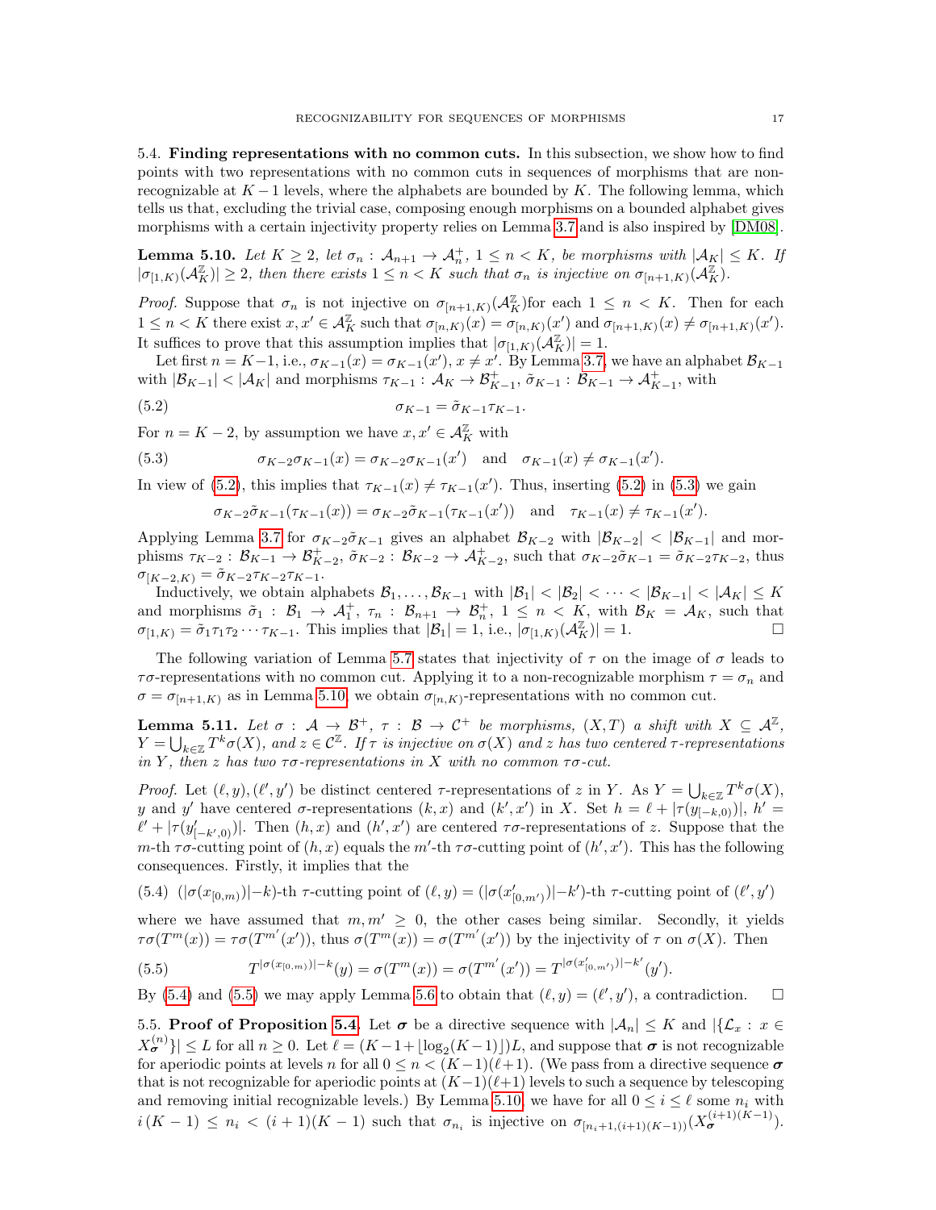5.4. **Finding representations with no common cuts.** In this subsection, we show how to find points with two representations with no common cuts in sequences of morphisms that are non-recognizable at $K-1$ levels, where the alphabets are bounded by $K$. The following lemma, which tells us that, excluding the trivial case, composing enough morphisms on a bounded alphabet gives morphisms with a certain injectivity property relies on Lemma 3.7 and is also inspired by [DM08].

**Lemma 5.10.** *Let $K \geq 2$, let $\sigma_n : \mathcal{A}_{n+1} \to \mathcal{A}_n^+$, $1 \leq n < K$, be morphisms with $|\mathcal{A}_K| \leq K$. If $|\sigma_{[1,K)}(\mathcal{A}_K^{\mathbb{Z}})| \geq 2$, then there exists $1 \leq n < K$ such that $\sigma_n$ is injective on $\sigma_{[n+1,K)}(\mathcal{A}_K^{\mathbb{Z}})$.*

*Proof.* Suppose that $\sigma_n$ is not injective on $\sigma_{[n+1,K)}(\mathcal{A}_K^{\mathbb{Z}})$for each $1 \leq n < K$. Then for each $1 \leq n < K$ there exist $x, x' \in \mathcal{A}_K^{\mathbb{Z}}$ such that $\sigma_{[n,K)}(x) = \sigma_{[n,K)}(x')$ and $\sigma_{[n+1,K)}(x) \neq \sigma_{[n+1,K)}(x')$. It suffices to prove that this assumption implies that $|\sigma_{[1,K)}(\mathcal{A}_K^{\mathbb{Z}})| = 1$.

Let first $n = K-1$, i.e., $\sigma_{K-1}(x) = \sigma_{K-1}(x')$, $x \neq x'$. By Lemma 3.7, we have an alphabet $\mathcal{B}_{K-1}$ with $|\mathcal{B}_{K-1}| < |\mathcal{A}_K|$ and morphisms $\tau_{K-1} : \mathcal{A}_K \to \mathcal{B}_{K-1}^+$, $\tilde{\sigma}_{K-1} : \mathcal{B}_{K-1} \to \mathcal{A}_{K-1}^+$, with

$$\sigma_{K-1} = \tilde{\sigma}_{K-1}\tau_{K-1}. \tag{5.2}$$

For $n = K-2$, by assumption we have $x, x' \in \mathcal{A}_K^{\mathbb{Z}}$ with

$$\sigma_{K-2}\sigma_{K-1}(x) = \sigma_{K-2}\sigma_{K-1}(x') \quad \text{and} \quad \sigma_{K-1}(x) \neq \sigma_{K-1}(x'). \tag{5.3}$$

In view of (5.2), this implies that $\tau_{K-1}(x) \neq \tau_{K-1}(x')$. Thus, inserting (5.2) in (5.3) we gain

$$\sigma_{K-2}\tilde{\sigma}_{K-1}(\tau_{K-1}(x)) = \sigma_{K-2}\tilde{\sigma}_{K-1}(\tau_{K-1}(x')) \quad \text{and} \quad \tau_{K-1}(x) \neq \tau_{K-1}(x').$$

Applying Lemma 3.7 for $\sigma_{K-2}\tilde{\sigma}_{K-1}$ gives an alphabet $\mathcal{B}_{K-2}$ with $|\mathcal{B}_{K-2}| < |\mathcal{B}_{K-1}|$ and morphisms $\tau_{K-2} : \mathcal{B}_{K-1} \to \mathcal{B}_{K-2}^+$, $\tilde{\sigma}_{K-2} : \mathcal{B}_{K-2} \to \mathcal{A}_{K-2}^+$, such that $\sigma_{K-2}\tilde{\sigma}_{K-1} = \tilde{\sigma}_{K-2}\tau_{K-2}$, thus $\sigma_{[K-2,K)} = \tilde{\sigma}_{K-2}\tau_{K-2}\tau_{K-1}$.

Inductively, we obtain alphabets $\mathcal{B}_1, \dots, \mathcal{B}_{K-1}$ with $|\mathcal{B}_1| < |\mathcal{B}_2| < \cdots < |\mathcal{B}_{K-1}| < |\mathcal{A}_K| \leq K$ and morphisms $\tilde{\sigma}_1 : \mathcal{B}_1 \to \mathcal{A}_1^+$, $\tau_n : \mathcal{B}_{n+1} \to \mathcal{B}_n^+$, $1 \leq n < K$, with $\mathcal{B}_K = \mathcal{A}_K$, such that $\sigma_{[1,K)} = \tilde{\sigma}_1\tau_1\tau_2\cdots\tau_{K-1}$. This implies that $|\mathcal{B}_1| = 1$, i.e., $|\sigma_{[1,K)}(\mathcal{A}_K^{\mathbb{Z}})| = 1$. □

The following variation of Lemma 5.7 states that injectivity of $\tau$ on the image of $\sigma$ leads to $\tau\sigma$-representations with no common cut. Applying it to a non-recognizable morphism $\tau = \sigma_n$ and $\sigma = \sigma_{[n+1,K)}$ as in Lemma 5.10, we obtain $\sigma_{[n,K)}$-representations with no common cut.

**Lemma 5.11.** *Let $\sigma : \mathcal{A} \to \mathcal{B}^+$, $\tau : \mathcal{B} \to \mathcal{C}^+$ be morphisms, $(X,T)$ a shift with $X \subseteq \mathcal{A}^{\mathbb{Z}}$, $Y = \bigcup_{k\in\mathbb{Z}} T^k\sigma(X)$, and $z \in \mathcal{C}^{\mathbb{Z}}$. If $\tau$ is injective on $\sigma(X)$ and $z$ has two centered $\tau$-representations in $Y$, then $z$ has two $\tau\sigma$-representations in $X$ with no common $\tau\sigma$-cut.*

*Proof.* Let $(\ell, y), (\ell', y')$ be distinct centered $\tau$-representations of $z$ in $Y$. As $Y = \bigcup_{k\in\mathbb{Z}} T^k\sigma(X)$, $y$ and $y'$ have centered $\sigma$-representations $(k, x)$ and $(k', x')$ in $X$. Set $h = \ell + |\tau(y_{[-k,0)})|$, $h' = \ell' + |\tau(y'_{[-k',0)})|$. Then $(h, x)$ and $(h', x')$ are centered $\tau\sigma$-representations of $z$. Suppose that the $m$-th $\tau\sigma$-cutting point of $(h, x)$ equals the $m'$-th $\tau\sigma$-cutting point of $(h', x')$. This has the following consequences. Firstly, it implies that the

$$(|\sigma(x_{[0,m)})|-k)\text{-th } \tau\text{-cutting point of } (\ell, y) = (|\sigma(x'_{[0,m')})|-k')\text{-th } \tau\text{-cutting point of } (\ell', y') \tag{5.4}$$

where we have assumed that $m, m' \geq 0$, the other cases being similar. Secondly, it yields $\tau\sigma(T^m(x)) = \tau\sigma(T^{m'}(x'))$, thus $\sigma(T^m(x)) = \sigma(T^{m'}(x'))$ by the injectivity of $\tau$ on $\sigma(X)$. Then

$$T^{|\sigma(x_{[0,m)})|-k}(y) = \sigma(T^m(x)) = \sigma(T^{m'}(x')) = T^{|\sigma(x'_{[0,m')})|-k'}(y'). \tag{5.5}$$

By (5.4) and (5.5) we may apply Lemma 5.6 to obtain that $(\ell, y) = (\ell', y')$, a contradiction. □

5.5. **Proof of Proposition 5.4.** Let $\boldsymbol{\sigma}$ be a directive sequence with $|\mathcal{A}_n| \leq K$ and $|\{\mathcal{L}_x : x \in X_{\boldsymbol{\sigma}}^{(n)}\}| \leq L$ for all $n \geq 0$. Let $\ell = (K-1+\lfloor \log_2(K-1) \rfloor)L$, and suppose that $\boldsymbol{\sigma}$ is not recognizable for aperiodic points at levels $n$ for all $0 \leq n < (K-1)(\ell+1)$. (We pass from a directive sequence $\boldsymbol{\sigma}$ that is not recognizable for aperiodic points at $(K-1)(\ell+1)$ levels to such a sequence by telescoping and removing initial recognizable levels.) By Lemma 5.10, we have for all $0 \leq i \leq \ell$ some $n_i$ with $i\,(K-1) \leq n_i < (i+1)(K-1)$ such that $\sigma_{n_i}$ is injective on $\sigma_{[n_i+1,(i+1)(K-1))}(X_{\boldsymbol{\sigma}}^{(i+1)(K-1)})$.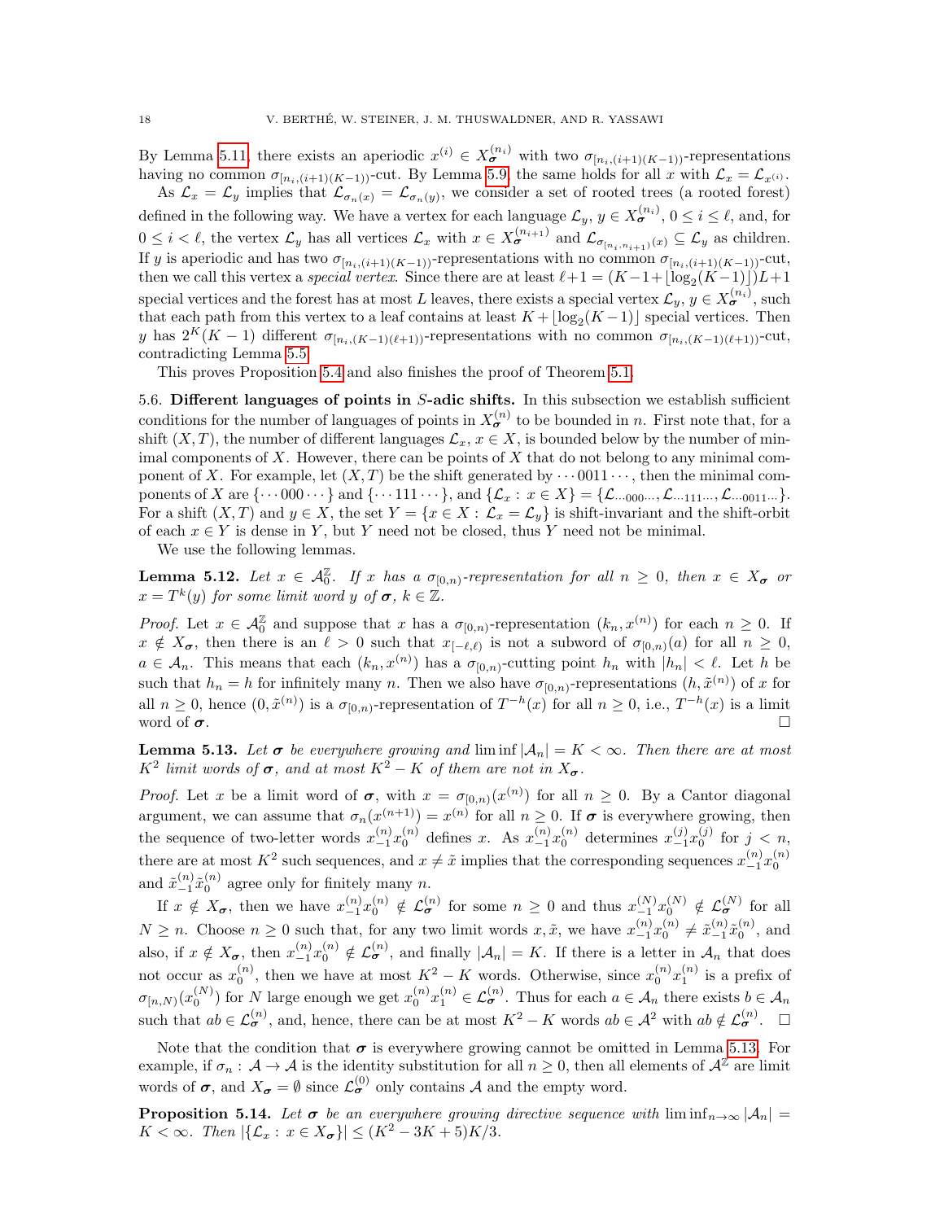By Lemma 5.11, there exists an aperiodic $x^{(i)} \in X_{\boldsymbol{\sigma}}^{(n_i)}$ with two $\sigma_{[n_i,(i+1)(K-1))}$-representations having no common $\sigma_{[n_i,(i+1)(K-1))}$-cut. By Lemma 5.9, the same holds for all $x$ with $\mathcal{L}_x = \mathcal{L}_{x^{(i)}}$.

As $\mathcal{L}_x = \mathcal{L}_y$ implies that $\mathcal{L}_{\sigma_n(x)} = \mathcal{L}_{\sigma_n(y)}$, we consider a set of rooted trees (a rooted forest) defined in the following way. We have a vertex for each language $\mathcal{L}_y$, $y \in X_{\boldsymbol{\sigma}}^{(n_i)}$, $0 \le i \le \ell$, and, for $0 \le i < \ell$, the vertex $\mathcal{L}_y$ has all vertices $\mathcal{L}_x$ with $x \in X_{\boldsymbol{\sigma}}^{(n_{i+1})}$ and $\mathcal{L}_{\sigma_{[n_i,n_{i+1})}(x)} \subseteq \mathcal{L}_y$ as children. If $y$ is aperiodic and has two $\sigma_{[n_i,(i+1)(K-1))}$-representations with no common $\sigma_{[n_i,(i+1)(K-1))}$-cut, then we call this vertex a *special vertex*. Since there are at least $\ell+1 = (K-1+\lfloor\log_2(K-1)\rfloor)L+1$ special vertices and the forest has at most $L$ leaves, there exists a special vertex $\mathcal{L}_y$, $y \in X_{\boldsymbol{\sigma}}^{(n_i)}$, such that each path from this vertex to a leaf contains at least $K+\lfloor\log_2(K-1)\rfloor$ special vertices. Then $y$ has $2^K(K-1)$ different $\sigma_{[n_i,(K-1)(\ell+1))}$-representations with no common $\sigma_{[n_i,(K-1)(\ell+1))}$-cut, contradicting Lemma 5.5.

This proves Proposition 5.4 and also finishes the proof of Theorem 5.1. $\square$

## 5.6. Different languages of points in $S$-adic shifts.

In this subsection we establish sufficient conditions for the number of languages of points in $X_{\boldsymbol{\sigma}}^{(n)}$ to be bounded in $n$. First note that, for a shift $(X,T)$, the number of different languages $\mathcal{L}_x$, $x \in X$, is bounded below by the number of minimal components of $X$. However, there can be points of $X$ that do not belong to any minimal component of $X$. For example, let $(X,T)$ be the shift generated by $\cdots 0011 \cdots$, then the minimal components of $X$ are $\{\cdots 000 \cdots\}$ and $\{\cdots 111 \cdots\}$, and $\{\mathcal{L}_x : x \in X\} = \{\mathcal{L}_{\cdots 000 \cdots}, \mathcal{L}_{\cdots 111 \cdots}, \mathcal{L}_{\cdots 0011 \cdots}\}$. For a shift $(X,T)$ and $y \in X$, the set $Y = \{x \in X : \mathcal{L}_x = \mathcal{L}_y\}$ is shift-invariant and the shift-orbit of each $x \in Y$ is dense in $Y$, but $Y$ need not be closed, thus $Y$ need not be minimal.

We use the following lemmas.

**Lemma 5.12.** *Let $x \in \mathcal{A}_0^{\mathbb{Z}}$. If $x$ has a $\sigma_{[0,n)}$-representation for all $n \ge 0$, then $x \in X_{\boldsymbol{\sigma}}$ or $x = T^k(y)$ for some limit word $y$ of $\boldsymbol{\sigma}$, $k \in \mathbb{Z}$.*

*Proof.* Let $x \in \mathcal{A}_0^{\mathbb{Z}}$ and suppose that $x$ has a $\sigma_{[0,n)}$-representation $(k_n, x^{(n)})$ for each $n \ge 0$. If $x \notin X_{\boldsymbol{\sigma}}$, then there is an $\ell > 0$ such that $x_{[-\ell,\ell)}$ is not a subword of $\sigma_{[0,n)}(a)$ for all $n \ge 0$, $a \in \mathcal{A}_n$. This means that $(k_n, x^{(n)})$ has a $\sigma_{[0,n)}$-cutting point $h_n$ with $|h_n| < \ell$. Let $h$ be such that $h_n = h$ for infinitely many $n$. Then we also have $\sigma_{[0,n)}$-representations $(h, \tilde{x}^{(n)})$ of $x$ for all $n \ge 0$, hence $(0, \tilde{x}^{(n)})$ is a $\sigma_{[0,n)}$-representation of $T^{-h}(x)$ for all $n \ge 0$, i.e., $T^{-h}(x)$ is a limit word of $\boldsymbol{\sigma}$. $\square$

**Lemma 5.13.** *Let $\boldsymbol{\sigma}$ be everywhere growing and $\liminf |\mathcal{A}_n| = K < \infty$. Then there are at most $K^2$ limit words of $\boldsymbol{\sigma}$, and at most $K^2 - K$ of them are not in $X_{\boldsymbol{\sigma}}$.*

*Proof.* Let $x$ be a limit word of $\boldsymbol{\sigma}$, with $x = \sigma_{[0,n)}(x^{(n)})$ for all $n \ge 0$. By a Cantor diagonal argument, we can assume that $\sigma_n(x^{(n+1)}) = x^{(n)}$ for all $n \ge 0$. If $\boldsymbol{\sigma}$ is everywhere growing, then the sequence of two-letter words $x_{-1}^{(n)} x_0^{(n)}$ defines $x$. As $x_{-1}^{(n)} x_0^{(n)}$ determines $x_{-1}^{(j)} x_0^{(j)}$ for $j < n$, there are at most $K^2$ such sequences, and $x \ne \tilde{x}$ implies that the corresponding sequences $x_{-1}^{(n)} x_0^{(n)}$ and $\tilde{x}_{-1}^{(n)} \tilde{x}_0^{(n)}$ agree only for finitely many $n$.

If $x \notin X_{\boldsymbol{\sigma}}$, then we have $x_{-1}^{(n)} x_0^{(n)} \notin \mathcal{L}_{\boldsymbol{\sigma}}^{(n)}$ for some $n \ge 0$ and thus $x_{-1}^{(N)} x_0^{(N)} \notin \mathcal{L}_{\boldsymbol{\sigma}}^{(N)}$ for all $N \ge n$. Choose $n \ge 0$ such that, for any two limit words $x, \tilde{x}$, we have $x_{-1}^{(n)} x_0^{(n)} \ne \tilde{x}_{-1}^{(n)} \tilde{x}_0^{(n)}$, and also, if $x \notin X_{\boldsymbol{\sigma}}$, then $x_{-1}^{(n)} x_0^{(n)} \notin \mathcal{L}_{\boldsymbol{\sigma}}^{(n)}$, and finally $|\mathcal{A}_n| = K$. If there is a letter in $\mathcal{A}_n$ that does not occur as $x_0^{(n)}$, then we have at most $K^2 - K$ words. Otherwise, since $x_0^{(n)} x_1^{(n)}$ is a prefix of $\sigma_{[n,N)}(x_0^{(N)})$ for $N$ large enough we get $x_0^{(n)} x_1^{(n)} \in \mathcal{L}_{\boldsymbol{\sigma}}^{(n)}$. Thus for each $a \in \mathcal{A}_n$ there exists $b \in \mathcal{A}_n$ such that $ab \in \mathcal{L}_{\boldsymbol{\sigma}}^{(n)}$, and, hence, there can be at most $K^2 - K$ words $ab \in \mathcal{A}^2$ with $ab \notin \mathcal{L}_{\boldsymbol{\sigma}}^{(n)}$. $\square$

Note that the condition that $\boldsymbol{\sigma}$ is everywhere growing cannot be omitted in Lemma 5.13. For example, if $\sigma_n : \mathcal{A} \to \mathcal{A}$ is the identity substitution for all $n \ge 0$, then all elements of $\mathcal{A}^{\mathbb{Z}}$ are limit words of $\boldsymbol{\sigma}$, and $X_{\boldsymbol{\sigma}} = \emptyset$ since $\mathcal{L}_{\boldsymbol{\sigma}}^{(0)}$ only contains $\mathcal{A}$ and the empty word.

**Proposition 5.14.** *Let $\boldsymbol{\sigma}$ be an everywhere growing directive sequence with $\liminf_{n\to\infty} |\mathcal{A}_n| = K < \infty$. Then $|\{\mathcal{L}_x : x \in X_{\boldsymbol{\sigma}}\}| \le (K^2 - 3K + 5)K/3$.*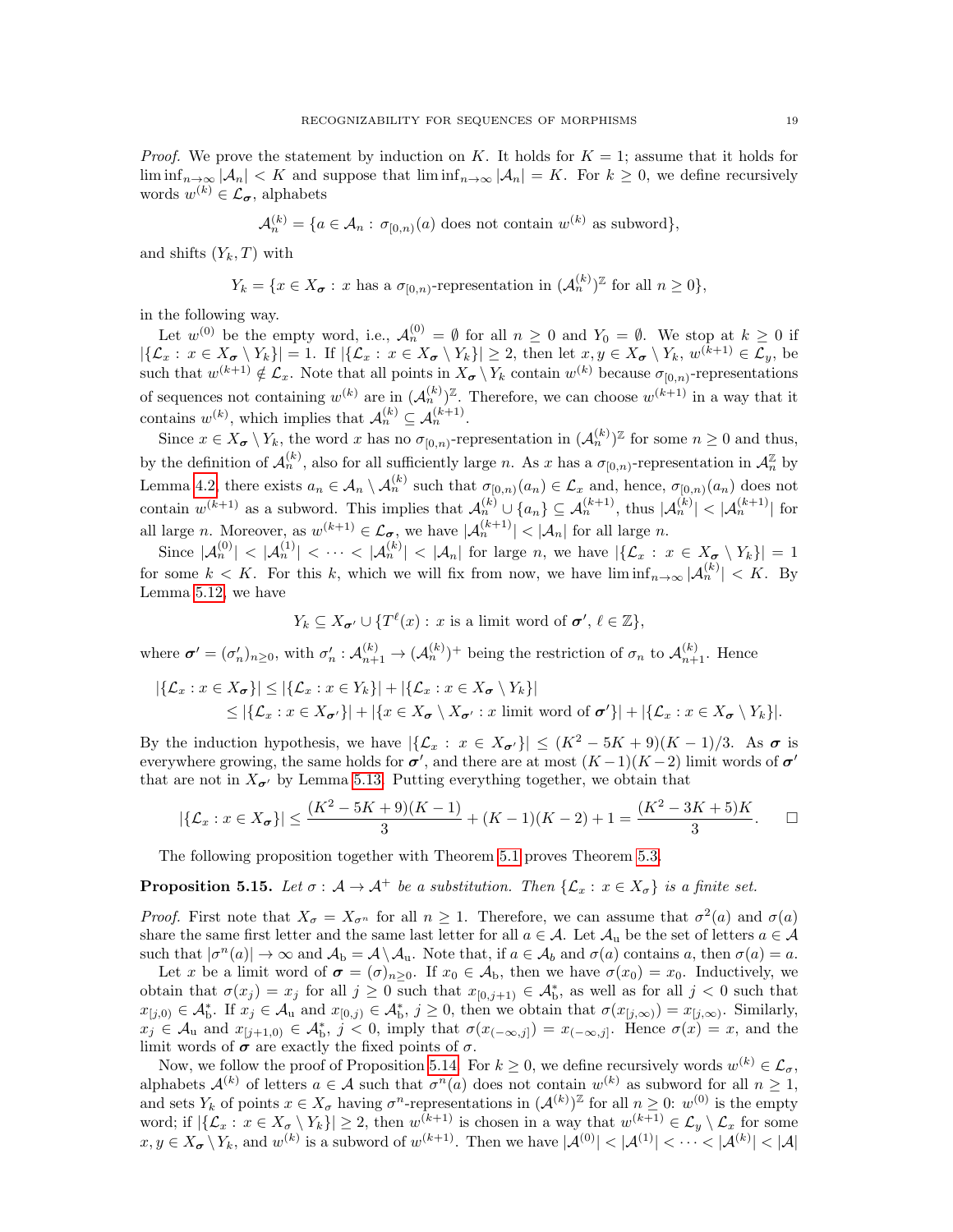*Proof.* We prove the statement by induction on $K$. It holds for $K = 1$; assume that it holds for $\liminf_{n\to\infty} |\mathcal{A}_n| < K$ and suppose that $\liminf_{n\to\infty} |\mathcal{A}_n| = K$. For $k \geq 0$, we define recursively words $w^{(k)} \in \mathcal{L}_{\boldsymbol{\sigma}}$, alphabets

$$\mathcal{A}_n^{(k)} = \{a \in \mathcal{A}_n : \sigma_{[0,n)}(a) \text{ does not contain } w^{(k)} \text{ as subword}\},$$

and shifts $(Y_k, T)$ with

$$Y_k = \{x \in X_{\boldsymbol{\sigma}} : x \text{ has a } \sigma_{[0,n)}\text{-representation in } (\mathcal{A}_n^{(k)})^{\mathbb{Z}} \text{ for all } n \geq 0\},$$

in the following way.

Let $w^{(0)}$ be the empty word, i.e., $\mathcal{A}_n^{(0)} = \emptyset$ for all $n \geq 0$ and $Y_0 = \emptyset$. We stop at $k \geq 0$ if $|\{\mathcal{L}_x : x \in X_{\boldsymbol{\sigma}} \setminus Y_k\}| = 1$. If $|\{\mathcal{L}_x : x \in X_{\boldsymbol{\sigma}} \setminus Y_k\}| \geq 2$, then let $x, y \in X_{\boldsymbol{\sigma}} \setminus Y_k$, $w^{(k+1)} \in \mathcal{L}_y$, be such that $w^{(k+1)} \notin \mathcal{L}_x$. Note that all points in $X_{\boldsymbol{\sigma}} \setminus Y_k$ contain $w^{(k)}$ because $\sigma_{[0,n)}$-representations of sequences not containing $w^{(k)}$ are in $(\mathcal{A}_n^{(k)})^{\mathbb{Z}}$. Therefore, we can choose $w^{(k+1)}$ in a way that it contains $w^{(k)}$, which implies that $\mathcal{A}_n^{(k)} \subseteq \mathcal{A}_n^{(k+1)}$.

Since $x \in X_{\boldsymbol{\sigma}} \setminus Y_k$, the word $x$ has no $\sigma_{[0,n)}$-representation in $(\mathcal{A}_n^{(k)})^{\mathbb{Z}}$ for some $n \geq 0$ and thus, by the definition of $\mathcal{A}_n^{(k)}$, also for all sufficiently large $n$. As $x$ has a $\sigma_{[0,n)}$-representation in $\mathcal{A}_n^{\mathbb{Z}}$ by Lemma 4.2, there exists $a_n \in \mathcal{A}_n \setminus \mathcal{A}_n^{(k)}$ such that $\sigma_{[0,n)}(a_n) \in \mathcal{L}_x$ and, hence, $\sigma_{[0,n)}(a_n)$ does not contain $w^{(k+1)}$ as a subword. This implies that $\mathcal{A}_n^{(k)} \cup \{a_n\} \subseteq \mathcal{A}_n^{(k+1)}$, thus $|\mathcal{A}_n^{(k)}| < |\mathcal{A}_n^{(k+1)}|$ for all large $n$. Moreover, as $w^{(k+1)} \in \mathcal{L}_{\boldsymbol{\sigma}}$, we have $|\mathcal{A}_n^{(k+1)}| < |\mathcal{A}_n|$ for all large $n$.

Since $|\mathcal{A}_n^{(0)}| < |\mathcal{A}_n^{(1)}| < \cdots < |\mathcal{A}_n^{(k)}| < |\mathcal{A}_n|$ for large $n$, we have $|\{\mathcal{L}_x : x \in X_{\boldsymbol{\sigma}} \setminus Y_k\}| = 1$ for some $k < K$. For this $k$, which we will fix from now, we have $\liminf_{n\to\infty} |\mathcal{A}_n^{(k)}| < K$. By Lemma 5.12, we have

$$Y_k \subseteq X_{\boldsymbol{\sigma}'} \cup \{T^\ell(x) : x \text{ is a limit word of } \boldsymbol{\sigma}',\, \ell \in \mathbb{Z}\},$$

where $\boldsymbol{\sigma}' = (\sigma'_n)_{n\geq 0}$, with $\sigma'_n : \mathcal{A}_{n+1}^{(k)} \to (\mathcal{A}_n^{(k)})^+$ being the restriction of $\sigma_n$ to $\mathcal{A}_{n+1}^{(k)}$. Hence

$$\begin{aligned}
|\{\mathcal{L}_x : x \in X_{\boldsymbol{\sigma}}\}| &\leq |\{\mathcal{L}_x : x \in Y_k\}| + |\{\mathcal{L}_x : x \in X_{\boldsymbol{\sigma}} \setminus Y_k\}| \\
&\leq |\{\mathcal{L}_x : x \in X_{\boldsymbol{\sigma}'}\}| + |\{x \in X_{\boldsymbol{\sigma}} \setminus X_{\boldsymbol{\sigma}'} : x \text{ limit word of } \boldsymbol{\sigma}'\}| + |\{\mathcal{L}_x : x \in X_{\boldsymbol{\sigma}} \setminus Y_k\}|.
\end{aligned}$$

By the induction hypothesis, we have $|\{\mathcal{L}_x : x \in X_{\boldsymbol{\sigma}'}\}| \leq (K^2 - 5K + 9)(K-1)/3$. As $\boldsymbol{\sigma}$ is everywhere growing, the same holds for $\boldsymbol{\sigma}'$, and there are at most $(K-1)(K-2)$ limit words of $\boldsymbol{\sigma}'$ that are not in $X_{\boldsymbol{\sigma}'}$ by Lemma 5.13. Putting everything together, we obtain that

$$|\{\mathcal{L}_x : x \in X_{\boldsymbol{\sigma}}\}| \leq \frac{(K^2 - 5K + 9)(K-1)}{3} + (K-1)(K-2) + 1 = \frac{(K^2 - 3K + 5)K}{3}. \qquad \square$$

The following proposition together with Theorem 5.1 proves Theorem 5.3.

**Proposition 5.15.** *Let $\sigma : \mathcal{A} \to \mathcal{A}^+$ be a substitution. Then $\{\mathcal{L}_x : x \in X_\sigma\}$ is a finite set.*

*Proof.* First note that $X_\sigma = X_{\sigma^n}$ for all $n \geq 1$. Therefore, we can assume that $\sigma^2(a)$ and $\sigma(a)$ share the same first letter and the same last letter for all $a \in \mathcal{A}$. Let $\mathcal{A}_{\mathrm{u}}$ be the set of letters $a \in \mathcal{A}$ such that $|\sigma^n(a)| \to \infty$ and $\mathcal{A}_{\mathrm{b}} = \mathcal{A} \setminus \mathcal{A}_{\mathrm{u}}$. Note that, if $a \in \mathcal{A}_b$ and $\sigma(a)$ contains $a$, then $\sigma(a) = a$.

Let $x$ be a limit word of $\boldsymbol{\sigma} = (\sigma)_{n\geq 0}$. If $x_0 \in \mathcal{A}_{\mathrm{b}}$, then we have $\sigma(x_0) = x_0$. Inductively, we obtain that $\sigma(x_j) = x_j$ for all $j \geq 0$ such that $x_{[0,j+1)} \in \mathcal{A}_{\mathrm{b}}^*$, as well as for all $j < 0$ such that $x_{[j,0)} \in \mathcal{A}_{\mathrm{b}}^*$. If $x_j \in \mathcal{A}_{\mathrm{u}}$ and $x_{[0,j)} \in \mathcal{A}_{\mathrm{b}}^*$, $j \geq 0$, then we obtain that $\sigma(x_{[j,\infty)}) = x_{[j,\infty)}$. Similarly, $x_j \in \mathcal{A}_{\mathrm{u}}$ and $x_{[j+1,0)} \in \mathcal{A}_{\mathrm{b}}^*$, $j < 0$, imply that $\sigma(x_{(-\infty,j]}) = x_{(-\infty,j]}$. Hence $\sigma(x) = x$, and the limit words of $\boldsymbol{\sigma}$ are exactly the fixed points of $\sigma$.

Now, we follow the proof of Proposition 5.14. For $k \geq 0$, we define recursively words $w^{(k)} \in \mathcal{L}_\sigma$, alphabets $\mathcal{A}^{(k)}$ of letters $a \in \mathcal{A}$ such that $\sigma^n(a)$ does not contain $w^{(k)}$ as subword for all $n \geq 1$, and sets $Y_k$ of points $x \in X_\sigma$ having $\sigma^n$-representations in $(\mathcal{A}^{(k)})^{\mathbb{Z}}$ for all $n \geq 0$: $w^{(0)}$ is the empty word; if $|\{\mathcal{L}_x : x \in X_\sigma \setminus Y_k\}| \geq 2$, then $w^{(k+1)}$ is chosen in a way that $w^{(k+1)} \in \mathcal{L}_y \setminus \mathcal{L}_x$ for some $x, y \in X_{\boldsymbol{\sigma}} \setminus Y_k$, and $w^{(k)}$ is a subword of $w^{(k+1)}$. Then we have $|\mathcal{A}^{(0)}| < |\mathcal{A}^{(1)}| < \cdots < |\mathcal{A}^{(k)}| < |\mathcal{A}|$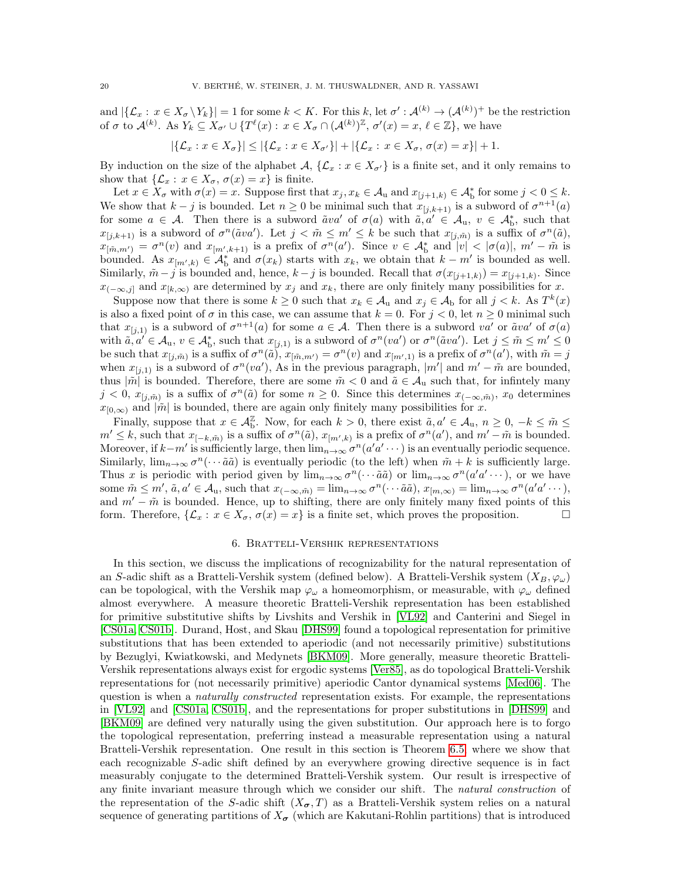and $|\{\mathcal{L}_x : x \in X_\sigma \setminus Y_k\}| = 1$ for some $k < K$. For this $k$, let $\sigma' : \mathcal{A}^{(k)} \to (\mathcal{A}^{(k)})^+$ be the restriction of $\sigma$ to $\mathcal{A}^{(k)}$. As $Y_k \subseteq X_{\sigma'} \cup \{T^\ell(x) : x \in X_\sigma \cap (\mathcal{A}^{(k)})^{\mathbb{Z}},\, \sigma'(x) = x,\, \ell \in \mathbb{Z}\}$, we have

$$|\{\mathcal{L}_x : x \in X_\sigma\}| \le |\{\mathcal{L}_x : x \in X_{\sigma'}\}| + |\{\mathcal{L}_x : x \in X_\sigma,\, \sigma(x) = x\}| + 1.$$

By induction on the size of the alphabet $\mathcal{A}$, $\{\mathcal{L}_x : x \in X_{\sigma'}\}$ is a finite set, and it only remains to show that $\{\mathcal{L}_x : x \in X_\sigma,\, \sigma(x) = x\}$ is finite.

Let $x \in X_\sigma$ with $\sigma(x) = x$. Suppose first that $x_j, x_k \in \mathcal{A}_{\mathrm{u}}$ and $x_{[j+1,k)} \in \mathcal{A}_{\mathrm{b}}^*$ for some $j < 0 \le k$. We show that $k - j$ is bounded. Let $n \ge 0$ be minimal such that $x_{[j,k+1)}$ is a subword of $\sigma^{n+1}(a)$ for some $a \in \mathcal{A}$. Then there is a subword $\tilde{a}va'$ of $\sigma(a)$ with $\tilde{a}, a' \in \mathcal{A}_{\mathrm{u}}$, $v \in \mathcal{A}_{\mathrm{b}}^*$, such that $x_{[j,k+1)}$ is a subword of $\sigma^n(\tilde{a}va')$. Let $j < \tilde{m} \le m' \le k$ be such that $x_{[j,\tilde{m})}$ is a suffix of $\sigma^n(\tilde{a})$, $x_{[\tilde{m},m')} = \sigma^n(v)$ and $x_{[m',k+1)}$ is a prefix of $\sigma^n(a')$. Since $v \in \mathcal{A}_{\mathrm{b}}^*$ and $|v| < |\sigma(a)|$, $m' - \tilde{m}$ is bounded. As $x_{[m',k)} \in \mathcal{A}_{\mathrm{b}}^*$ and $\sigma(x_k)$ starts with $x_k$, we obtain that $k - m'$ is bounded as well. Similarly, $\tilde{m} - j$ is bounded and, hence, $k - j$ is bounded. Recall that $\sigma(x_{[j+1,k)}) = x_{[j+1,k)}$. Since $x_{(-\infty,j]}$ and $x_{[k,\infty)}$ are determined by $x_j$ and $x_k$, there are only finitely many possibilities for $x$.

Suppose now that there is some $k \ge 0$ such that $x_k \in \mathcal{A}_{\mathrm{u}}$ and $x_j \in \mathcal{A}_{\mathrm{b}}$ for all $j < k$. As $T^k(x)$ is also a fixed point of $\sigma$ in this case, we can assume that $k = 0$. For $j < 0$, let $n \ge 0$ minimal such that $x_{[j,1)}$ is a subword of $\sigma^{n+1}(a)$ for some $a \in \mathcal{A}$. Then there is a subword $va'$ or $\tilde{a}va'$ of $\sigma(a)$ with $\tilde{a}, a' \in \mathcal{A}_{\mathrm{u}}$, $v \in \mathcal{A}_{\mathrm{b}}^*$, such that $x_{[j,1)}$ is a subword of $\sigma^n(va')$ or $\sigma^n(\tilde{a}va')$. Let $j \le \tilde{m} \le m' \le 0$ be such that $x_{[j,\tilde{m})}$ is a suffix of $\sigma^n(\tilde{a})$, $x_{[\tilde{m},m')} = \sigma^n(v)$ and $x_{[m',1)}$ is a prefix of $\sigma^n(a')$, with $\tilde{m} = j$ when $x_{[j,1)}$ is a subword of $\sigma^n(va')$, As in the previous paragraph, $|m'|$ and $m' - \tilde{m}$ are bounded, thus $|\tilde{m}|$ is bounded. Therefore, there are some $\tilde{m} < 0$ and $\tilde{a} \in \mathcal{A}_{\mathrm{u}}$ such that, for infintely many $j < 0$, $x_{[j,\tilde{m})}$ is a suffix of $\sigma^n(\tilde{a})$ for some $n \ge 0$. Since this determines $x_{(-\infty,\tilde{m})}$, $x_0$ determines $x_{[0,\infty)}$ and $|\tilde{m}|$ is bounded, there are again only finitely many possibilities for $x$.

Finally, suppose that $x \in \mathcal{A}_{\mathrm{b}}^{\mathbb{Z}}$. Now, for each $k > 0$, there exist $\tilde{a}, a' \in \mathcal{A}_{\mathrm{u}}$, $n \ge 0$, $-k \le \tilde{m} \le m' \le k$, such that $x_{[-k,\tilde{m})}$ is a suffix of $\sigma^n(\tilde{a})$, $x_{[m',k)}$ is a prefix of $\sigma^n(a')$, and $m' - \tilde{m}$ is bounded. Moreover, if $k - m'$ is sufficiently large, then $\lim_{n\to\infty} \sigma^n(a'a'\cdots)$ is an eventually periodic sequence. Similarly, $\lim_{n\to\infty} \sigma^n(\cdots\tilde{a}\tilde{a})$ is eventually periodic (to the left) when $\tilde{m} + k$ is sufficiently large. Thus $x$ is periodic with period given by $\lim_{n\to\infty} \sigma^n(\cdots\tilde{a}\tilde{a})$ or $\lim_{n\to\infty} \sigma^n(a'a'\cdots)$, or we have some $\tilde{m} \le m'$, $\tilde{a}, a' \in \mathcal{A}_{\mathrm{u}}$, such that $x_{(-\infty,\tilde{m})} = \lim_{n\to\infty} \sigma^n(\cdots\tilde{a}\tilde{a})$, $x_{[m,\infty)} = \lim_{n\to\infty} \sigma^n(a'a'\cdots)$, and $m' - \tilde{m}$ is bounded. Hence, up to shifting, there are only finitely many fixed points of this form. Therefore, $\{\mathcal{L}_x : x \in X_\sigma,\, \sigma(x) = x\}$ is a finite set, which proves the proposition. $\square$

## 6. Bratteli-Vershik representations

In this section, we discuss the implications of recognizability for the natural representation of an $S$-adic shift as a Bratteli-Vershik system (defined below). A Bratteli-Vershik system $(X_B, \varphi_\omega)$ can be topological, with the Vershik map $\varphi_\omega$ a homeomorphism, or measurable, with $\varphi_\omega$ defined almost everywhere. A measure theoretic Bratteli-Vershik representation has been established for primitive substitutive shifts by Livshits and Vershik in [VL92] and Canterini and Siegel in [CS01a, CS01b]. Durand, Host, and Skau [DHS99] found a topological representation for primitive substitutions that has been extended to aperiodic (and not necessarily primitive) substitutions by Bezuglyi, Kwiatkowski, and Medynets [BKM09]. More generally, measure theoretic Bratteli-Vershik representations always exist for ergodic systems [Ver85], as do topological Bratteli-Vershik representations for (not necessarily primitive) aperiodic Cantor dynamical systems [Med06]. The question is when a *naturally constructed* representation exists. For example, the representations in [VL92] and [CS01a, CS01b], and the representations for proper substitutions in [DHS99] and [BKM09] are defined very naturally using the given substitution. Our approach here is to forgo the topological representation, preferring instead a measurable representation using a natural Bratteli-Vershik representation. One result in this section is Theorem 6.5, where we show that each recognizable $S$-adic shift defined by an everywhere growing directive sequence is in fact measurably conjugate to the determined Bratteli-Vershik system. Our result is irrespective of any finite invariant measure through which we consider our shift. The *natural construction* of the representation of the $S$-adic shift $(X_{\boldsymbol{\sigma}}, T)$ as a Bratteli-Vershik system relies on a natural sequence of generating partitions of $X_{\boldsymbol{\sigma}}$ (which are Kakutani-Rohlin partitions) that is introduced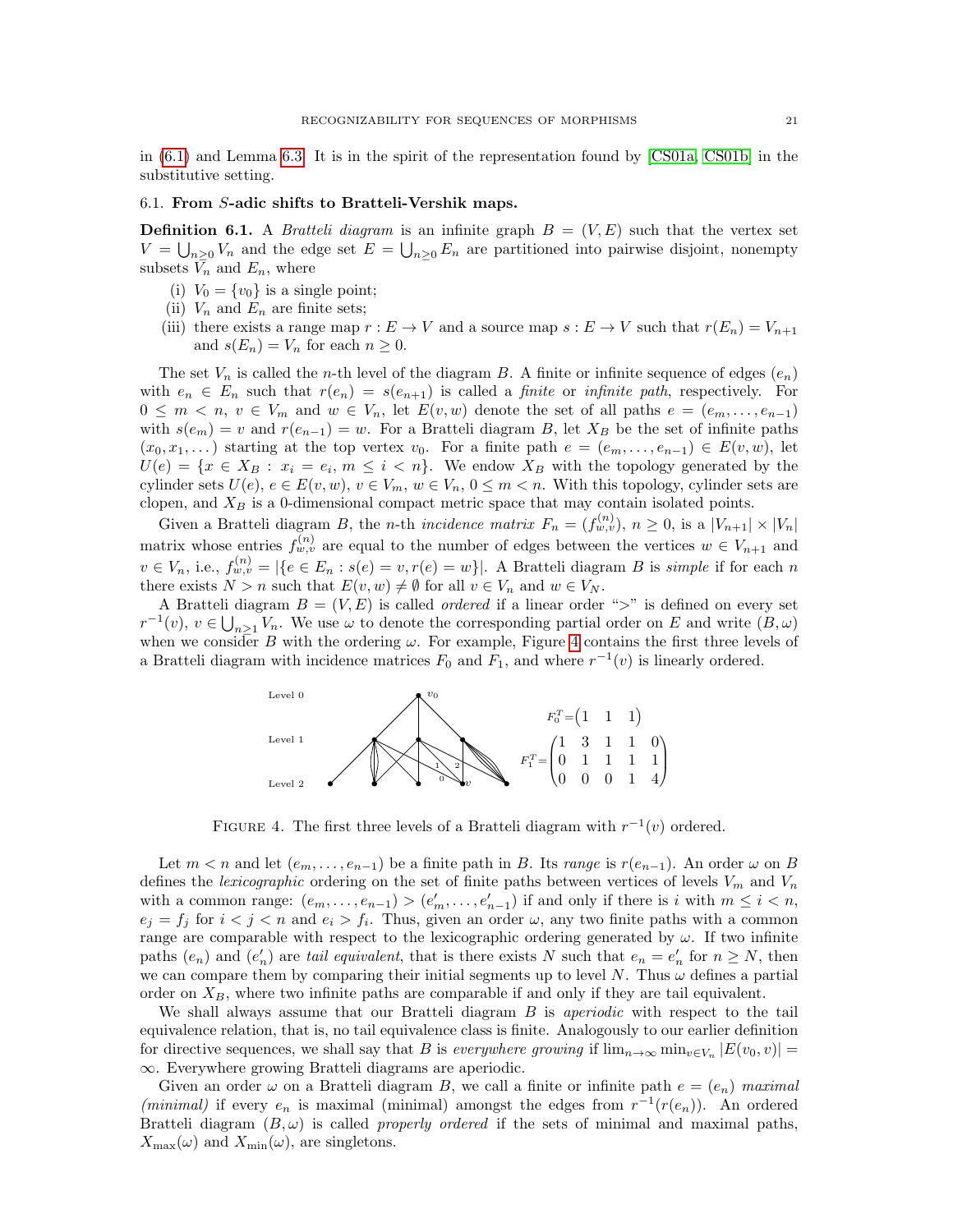in (6.1) and Lemma 6.3. It is in the spirit of the representation found by [CS01a, CS01b] in the substitutive setting.

### 6.1. **From $S$-adic shifts to Bratteli-Vershik maps.**

**Definition 6.1.** A *Bratteli diagram* is an infinite graph $B = (V, E)$ such that the vertex set $V = \bigcup_{n\geq 0} V_n$ and the edge set $E = \bigcup_{n\geq 0} E_n$ are partitioned into pairwise disjoint, nonempty subsets $V_n$ and $E_n$, where

(i) $V_0 = \{v_0\}$ is a single point;
(ii) $V_n$ and $E_n$ are finite sets;
(iii) there exists a range map $r : E \to V$ and a source map $s : E \to V$ such that $r(E_n) = V_{n+1}$ and $s(E_n) = V_n$ for each $n \geq 0$.

The set $V_n$ is called the $n$-th level of the diagram $B$. A finite or infinite sequence of edges $(e_n)$ with $e_n \in E_n$ such that $r(e_n) = s(e_{n+1})$ is called a *finite* or *infinite path*, respectively. For $0 \leq m < n$, $v \in V_m$ and $w \in V_n$, let $E(v, w)$ denote the set of all paths $e = (e_m, \dots, e_{n-1})$ with $s(e_m) = v$ and $r(e_{n-1}) = w$. For a Bratteli diagram $B$, let $X_B$ be the set of infinite paths $(x_0, x_1, \dots)$ starting at the top vertex $v_0$. For a finite path $e = (e_m, \dots, e_{n-1}) \in E(v, w)$, let $U(e) = \{x \in X_B : x_i = e_i, m \leq i < n\}$. We endow $X_B$ with the topology generated by the cylinder sets $U(e)$, $e \in E(v, w)$, $v \in V_m$, $w \in V_n$, $0 \leq m < n$. With this topology, cylinder sets are clopen, and $X_B$ is a 0-dimensional compact metric space that may contain isolated points.

Given a Bratteli diagram $B$, the $n$-th *incidence matrix* $F_n = (f^{(n)}_{w,v})$, $n \geq 0$, is a $|V_{n+1}| \times |V_n|$ matrix whose entries $f^{(n)}_{w,v}$ are equal to the number of edges between the vertices $w \in V_{n+1}$ and $v \in V_n$, i.e., $f^{(n)}_{w,v} = |\{e \in E_n : s(e) = v, r(e) = w\}|$. A Bratteli diagram $B$ is *simple* if for each $n$ there exists $N > n$ such that $E(v, w) \neq \emptyset$ for all $v \in V_n$ and $w \in V_N$.

A Bratteli diagram $B = (V, E)$ is called *ordered* if a linear order "$>$" is defined on every set $r^{-1}(v)$, $v \in \bigcup_{n\geq 1} V_n$. We use $\omega$ to denote the corresponding partial order on $E$ and write $(B, \omega)$ when we consider $B$ with the ordering $\omega$. For example, Figure 4 contains the first three levels of a Bratteli diagram with incidence matrices $F_0$ and $F_1$, and where $r^{-1}(v)$ is linearly ordered.

$$F_0^T = \begin{pmatrix} 1 & 1 & 1 \end{pmatrix} \qquad F_1^T = \begin{pmatrix} 1 & 3 & 1 & 1 & 0 \\ 0 & 1 & 1 & 1 & 1 \\ 0 & 0 & 0 & 1 & 4 \end{pmatrix}$$

Figure 4. The first three levels of a Bratteli diagram with $r^{-1}(v)$ ordered.

Let $m < n$ and let $(e_m, \dots, e_{n-1})$ be a finite path in $B$. Its *range* is $r(e_{n-1})$. An order $\omega$ on $B$ defines the *lexicographic* ordering on the set of finite paths between vertices of levels $V_m$ and $V_n$ with a common range: $(e_m, \dots, e_{n-1}) > (e'_m, \dots, e'_{n-1})$ if and only if there is $i$ with $m \leq i < n$, $e_j = f_j$ for $i < j < n$ and $e_i > f_i$. Thus, given an order $\omega$, any two finite paths with a common range are comparable with respect to the lexicographic ordering generated by $\omega$. If two infinite paths $(e_n)$ and $(e'_n)$ are *tail equivalent*, that is there exists $N$ such that $e_n = e'_n$ for $n \geq N$, then we can compare them by comparing their initial segments up to level $N$. Thus $\omega$ defines a partial order on $X_B$, where two infinite paths are comparable if and only if they are tail equivalent.

We shall always assume that our Bratteli diagram $B$ is *aperiodic* with respect to the tail equivalence relation, that is, no tail equivalence class is finite. Analogously to our earlier definition for directive sequences, we shall say that $B$ is *everywhere growing* if $\lim_{n\to\infty} \min_{v\in V_n} |E(v_0, v)| = \infty$. Everywhere growing Bratteli diagrams are aperiodic.

Given an order $\omega$ on a Bratteli diagram $B$, we call a finite or infinite path $e = (e_n)$ *maximal (minimal)* if every $e_n$ is maximal (minimal) amongst the edges from $r^{-1}(r(e_n))$. An ordered Bratteli diagram $(B, \omega)$ is called *properly ordered* if the sets of minimal and maximal paths, $X_{\max}(\omega)$ and $X_{\min}(\omega)$, are singletons.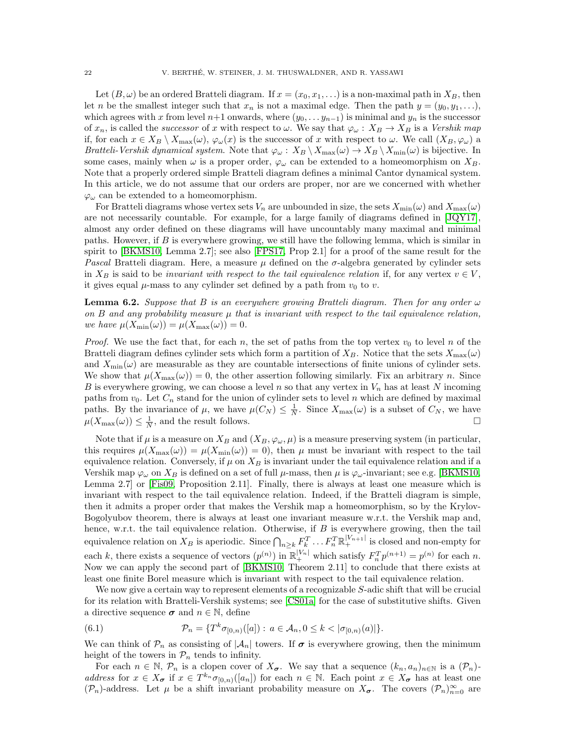Let $(B, \omega)$ be an ordered Bratteli diagram. If $x = (x_0, x_1, \ldots)$ is a non-maximal path in $X_B$, then let $n$ be the smallest integer such that $x_n$ is not a maximal edge. Then the path $y = (y_0, y_1, \ldots)$, which agrees with $x$ from level $n+1$ onwards, where $(y_0, \ldots y_{n-1})$ is minimal and $y_n$ is the successor of $x_n$, is called the *successor* of $x$ with respect to $\omega$. We say that $\varphi_\omega : X_B \to X_B$ is a *Vershik map* if, for each $x \in X_B \setminus X_{\max}(\omega)$, $\varphi_\omega(x)$ is the successor of $x$ with respect to $\omega$. We call $(X_B, \varphi_\omega)$ a *Bratteli-Vershik dynamical system*. Note that $\varphi_\omega : X_B \setminus X_{\max}(\omega) \to X_B \setminus X_{\min}(\omega)$ is bijective. In some cases, mainly when $\omega$ is a proper order, $\varphi_\omega$ can be extended to a homeomorphism on $X_B$. Note that a properly ordered simple Bratteli diagram defines a minimal Cantor dynamical system. In this article, we do not assume that our orders are proper, nor are we concerned with whether $\varphi_\omega$ can be extended to a homeomorphism.

For Bratteli diagrams whose vertex sets $V_n$ are unbounded in size, the sets $X_{\min}(\omega)$ and $X_{\max}(\omega)$ are not necessarily countable. For example, for a large family of diagrams defined in [JQY17], almost any order defined on these diagrams will have uncountably many maximal and minimal paths. However, if $B$ is everywhere growing, we still have the following lemma, which is similar in spirit to [BKMS10, Lemma 2.7]; see also [FPS17, Prop 2.1] for a proof of the same result for the *Pascal* Bratteli diagram. Here, a measure $\mu$ defined on the $\sigma$-algebra generated by cylinder sets in $X_B$ is said to be *invariant with respect to the tail equivalence relation* if, for any vertex $v \in V$, it gives equal $\mu$-mass to any cylinder set defined by a path from $v_0$ to $v$.

**Lemma 6.2.** *Suppose that $B$ is an everywhere growing Bratteli diagram. Then for any order $\omega$ on $B$ and any probability measure $\mu$ that is invariant with respect to the tail equivalence relation, we have $\mu(X_{\min}(\omega)) = \mu(X_{\max}(\omega)) = 0$.*

*Proof.* We use the fact that, for each $n$, the set of paths from the top vertex $v_0$ to level $n$ of the Bratteli diagram defines cylinder sets which form a partition of $X_B$. Notice that the sets $X_{\max}(\omega)$ and $X_{\min}(\omega)$ are measurable as they are countable intersections of finite unions of cylinder sets. We show that $\mu(X_{\max}(\omega)) = 0$, the other assertion following similarly. Fix an arbitrary $n$. Since $B$ is everywhere growing, we can choose a level $n$ so that any vertex in $V_n$ has at least $N$ incoming paths from $v_0$. Let $C_n$ stand for the union of cylinder sets to level $n$ which are defined by maximal paths. By the invariance of $\mu$, we have $\mu(C_N) \leq \frac{1}{N}$. Since $X_{\max}(\omega)$ is a subset of $C_N$, we have $\mu(X_{\max}(\omega)) \leq \frac{1}{N}$, and the result follows. □

Note that if $\mu$ is a measure on $X_B$ and $(X_B, \varphi_\omega, \mu)$ is a measure preserving system (in particular, this requires $\mu(X_{\max}(\omega)) = \mu(X_{\min}(\omega)) = 0$), then $\mu$ must be invariant with respect to the tail equivalence relation. Conversely, if $\mu$ on $X_B$ is invariant under the tail equivalence relation and if a Vershik map $\varphi_\omega$ on $X_B$ is defined on a set of full $\mu$-mass, then $\mu$ is $\varphi_\omega$-invariant; see e.g. [BKMS10, Lemma 2.7] or [Fis09, Proposition 2.11]. Finally, there is always at least one measure which is invariant with respect to the tail equivalence relation. Indeed, if the Bratteli diagram is simple, then it admits a proper order that makes the Vershik map a homeomorphism, so by the Krylov-Bogolyubov theorem, there is always at least one invariant measure w.r.t. the Vershik map and, hence, w.r.t. the tail equivalence relation. Otherwise, if $B$ is everywhere growing, then the tail equivalence relation on $X_B$ is aperiodic. Since $\bigcap_{n \geq k} F_k^T \ldots F_n^T \mathbb{R}_+^{|V_{n+1}|}$ is closed and non-empty for each $k$, there exists a sequence of vectors $(p^{(n)})$ in $\mathbb{R}_+^{|V_n|}$ which satisfy $F_n^T p^{(n+1)} = p^{(n)}$ for each $n$. Now we can apply the second part of [BKMS10, Theorem 2.11] to conclude that there exists at least one finite Borel measure which is invariant with respect to the tail equivalence relation.

We now give a certain way to represent elements of a recognizable $S$-adic shift that will be crucial for its relation with Bratteli-Vershik systems; see [CS01a] for the case of substitutive shifts. Given a directive sequence $\boldsymbol{\sigma}$ and $n \in \mathbb{N}$, define

$$\mathcal{P}_n = \{T^k \sigma_{[0,n)}([a]) : a \in \mathcal{A}_n, 0 \leq k < |\sigma_{[0,n)}(a)|\}. \tag{6.1}$$

We can think of $\mathcal{P}_n$ as consisting of $|\mathcal{A}_n|$ towers. If $\boldsymbol{\sigma}$ is everywhere growing, then the minimum height of the towers in $\mathcal{P}_n$ tends to infinity.

For each $n \in \mathbb{N}$, $\mathcal{P}_n$ is a clopen cover of $X_{\boldsymbol{\sigma}}$. We say that a sequence $(k_n, a_n)_{n \in \mathbb{N}}$ is a $(\mathcal{P}_n)$-*address* for $x \in X_{\boldsymbol{\sigma}}$ if $x \in T^{k_n} \sigma_{[0,n)}([a_n])$ for each $n \in \mathbb{N}$. Each point $x \in X_{\boldsymbol{\sigma}}$ has at least one $(\mathcal{P}_n)$-address. Let $\mu$ be a shift invariant probability measure on $X_{\boldsymbol{\sigma}}$. The covers $(\mathcal{P}_n)_{n=0}^\infty$ are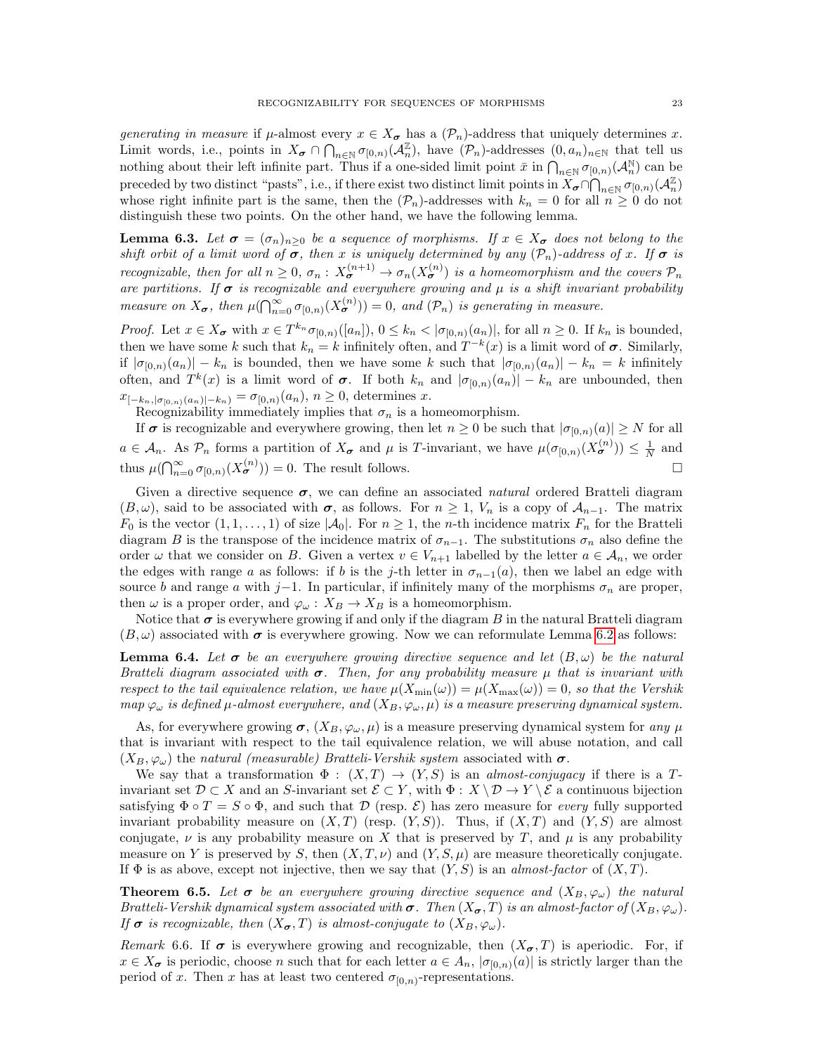*generating in measure* if $\mu$-almost every $x \in X_{\boldsymbol{\sigma}}$ has a $(\mathcal{P}_n)$-address that uniquely determines $x$. Limit words, i.e., points in $X_{\boldsymbol{\sigma}} \cap \bigcap_{n\in\mathbb{N}} \sigma_{[0,n)}(\mathcal{A}_n^{\mathbb{Z}})$, have $(\mathcal{P}_n)$-addresses $(0, a_n)_{n\in\mathbb{N}}$ that tell us nothing about their left infinite part. Thus if a one-sided limit point $\bar{x}$ in $\bigcap_{n\in\mathbb{N}} \sigma_{[0,n)}(\mathcal{A}_n^{\mathbb{N}})$ can be preceded by two distinct "pasts", i.e., if there exist two distinct limit points in $X_{\boldsymbol{\sigma}} \cap \bigcap_{n\in\mathbb{N}} \sigma_{[0,n)}(\mathcal{A}_n^{\mathbb{Z}})$ whose right infinite part is the same, then the $(\mathcal{P}_n)$-addresses with $k_n = 0$ for all $n \geq 0$ do not distinguish these two points. On the other hand, we have the following lemma.

**Lemma 6.3.** *Let $\boldsymbol{\sigma} = (\sigma_n)_{n\geq 0}$ be a sequence of morphisms. If $x \in X_{\boldsymbol{\sigma}}$ does not belong to the shift orbit of a limit word of $\boldsymbol{\sigma}$, then $x$ is uniquely determined by any $(\mathcal{P}_n)$-address of $x$. If $\boldsymbol{\sigma}$ is recognizable, then for all $n \geq 0$, $\sigma_n : X_{\boldsymbol{\sigma}}^{(n+1)} \to \sigma_n(X_{\boldsymbol{\sigma}}^{(n)})$ is a homeomorphism and the covers $\mathcal{P}_n$ are partitions. If $\boldsymbol{\sigma}$ is recognizable and everywhere growing and $\mu$ is a shift invariant probability measure on $X_{\boldsymbol{\sigma}}$, then $\mu(\bigcap_{n=0}^{\infty} \sigma_{[0,n)}(X_{\boldsymbol{\sigma}}^{(n)})) = 0$, and $(\mathcal{P}_n)$ is generating in measure.*

*Proof.* Let $x \in X_{\boldsymbol{\sigma}}$ with $x \in T^{k_n} \sigma_{[0,n)}([a_n])$, $0 \leq k_n < |\sigma_{[0,n)}(a_n)|$, for all $n \geq 0$. If $k_n$ is bounded, then we have some $k$ such that $k_n = k$ infinitely often, and $T^{-k}(x)$ is a limit word of $\boldsymbol{\sigma}$. Similarly, if $|\sigma_{[0,n)}(a_n)| - k_n$ is bounded, then we have some $k$ such that $|\sigma_{[0,n)}(a_n)| - k_n = k$ infinitely often, and $T^k(x)$ is a limit word of $\boldsymbol{\sigma}$. If both $k_n$ and $|\sigma_{[0,n)}(a_n)| - k_n$ are unbounded, then $x_{[-k_n, |\sigma_{[0,n)}(a_n)|-k_n)} = \sigma_{[0,n)}(a_n)$, $n \geq 0$, determines $x$.

Recognizability immediately implies that $\sigma_n$ is a homeomorphism.

If $\boldsymbol{\sigma}$ is recognizable and everywhere growing, then let $n \geq 0$ be such that $|\sigma_{[0,n)}(a)| \geq N$ for all $a \in \mathcal{A}_n$. As $\mathcal{P}_n$ forms a partition of $X_{\boldsymbol{\sigma}}$ and $\mu$ is $T$-invariant, we have $\mu(\sigma_{[0,n)}(X_{\boldsymbol{\sigma}}^{(n)})) \leq \frac{1}{N}$ and thus $\mu(\bigcap_{n=0}^{\infty} \sigma_{[0,n)}(X_{\boldsymbol{\sigma}}^{(n)})) = 0$. The result follows. $\square$

Given a directive sequence $\boldsymbol{\sigma}$, we can define an associated *natural* ordered Bratteli diagram $(B, \omega)$, said to be associated with $\boldsymbol{\sigma}$, as follows. For $n \geq 1$, $V_n$ is a copy of $\mathcal{A}_{n-1}$. The matrix $F_0$ is the vector $(1, 1, \ldots, 1)$ of size $|\mathcal{A}_0|$. For $n \geq 1$, the $n$-th incidence matrix $F_n$ for the Bratteli diagram $B$ is the transpose of the incidence matrix of $\sigma_{n-1}$. The substitutions $\sigma_n$ also define the order $\omega$ that we consider on $B$. Given a vertex $v \in V_{n+1}$ labelled by the letter $a \in \mathcal{A}_n$, we order the edges with range $a$ as follows: if $b$ is the $j$-th letter in $\sigma_{n-1}(a)$, then we label an edge with source $b$ and range $a$ with $j-1$. In particular, if infinitely many of the morphisms $\sigma_n$ are proper, then $\omega$ is a proper order, and $\varphi_\omega : X_B \to X_B$ is a homeomorphism.

Notice that $\boldsymbol{\sigma}$ is everywhere growing if and only if the diagram $B$ in the natural Bratteli diagram $(B, \omega)$ associated with $\boldsymbol{\sigma}$ is everywhere growing. Now we can reformulate Lemma 6.2 as follows:

**Lemma 6.4.** *Let $\boldsymbol{\sigma}$ be an everywhere growing directive sequence and let $(B, \omega)$ be the natural Bratteli diagram associated with $\boldsymbol{\sigma}$. Then, for any probability measure $\mu$ that is invariant with respect to the tail equivalence relation, we have $\mu(X_{\min}(\omega)) = \mu(X_{\max}(\omega)) = 0$, so that the Vershik map $\varphi_\omega$ is defined $\mu$-almost everywhere, and $(X_B, \varphi_\omega, \mu)$ is a measure preserving dynamical system.*

As, for everywhere growing $\boldsymbol{\sigma}$, $(X_B, \varphi_\omega, \mu)$ is a measure preserving dynamical system for *any* $\mu$ that is invariant with respect to the tail equivalence relation, we will abuse notation, and call $(X_B, \varphi_\omega)$ the *natural (measurable) Bratteli-Vershik system* associated with $\boldsymbol{\sigma}$.

We say that a transformation $\Phi : (X, T) \to (Y, S)$ is an *almost-conjugacy* if there is a $T$-invariant set $\mathcal{D} \subset X$ and an $S$-invariant set $\mathcal{E} \subset Y$, with $\Phi : X \setminus \mathcal{D} \to Y \setminus \mathcal{E}$ a continuous bijection satisfying $\Phi \circ T = S \circ \Phi$, and such that $\mathcal{D}$ (resp. $\mathcal{E}$) has zero measure for *every* fully supported invariant probability measure on $(X, T)$ (resp. $(Y, S)$). Thus, if $(X, T)$ and $(Y, S)$ are almost conjugate, $\nu$ is any probability measure on $X$ that is preserved by $T$, and $\mu$ is any probability measure on $Y$ is preserved by $S$, then $(X, T, \nu)$ and $(Y, S, \mu)$ are measure theoretically conjugate. If $\Phi$ is as above, except not injective, then we say that $(Y, S)$ is an *almost-factor* of $(X, T)$.

**Theorem 6.5.** *Let $\boldsymbol{\sigma}$ be an everywhere growing directive sequence and $(X_B, \varphi_\omega)$ the natural Bratteli-Vershik dynamical system associated with $\boldsymbol{\sigma}$. Then $(X_{\boldsymbol{\sigma}}, T)$ is an almost-factor of $(X_B, \varphi_\omega)$. If $\boldsymbol{\sigma}$ is recognizable, then $(X_{\boldsymbol{\sigma}}, T)$ is almost-conjugate to $(X_B, \varphi_\omega)$.*

*Remark* 6.6. If $\boldsymbol{\sigma}$ is everywhere growing and recognizable, then $(X_{\boldsymbol{\sigma}}, T)$ is aperiodic. For, if $x \in X_{\boldsymbol{\sigma}}$ is periodic, choose $n$ such that for each letter $a \in A_n$, $|\sigma_{[0,n)}(a)|$ is strictly larger than the period of $x$. Then $x$ has at least two centered $\sigma_{[0,n)}$-representations.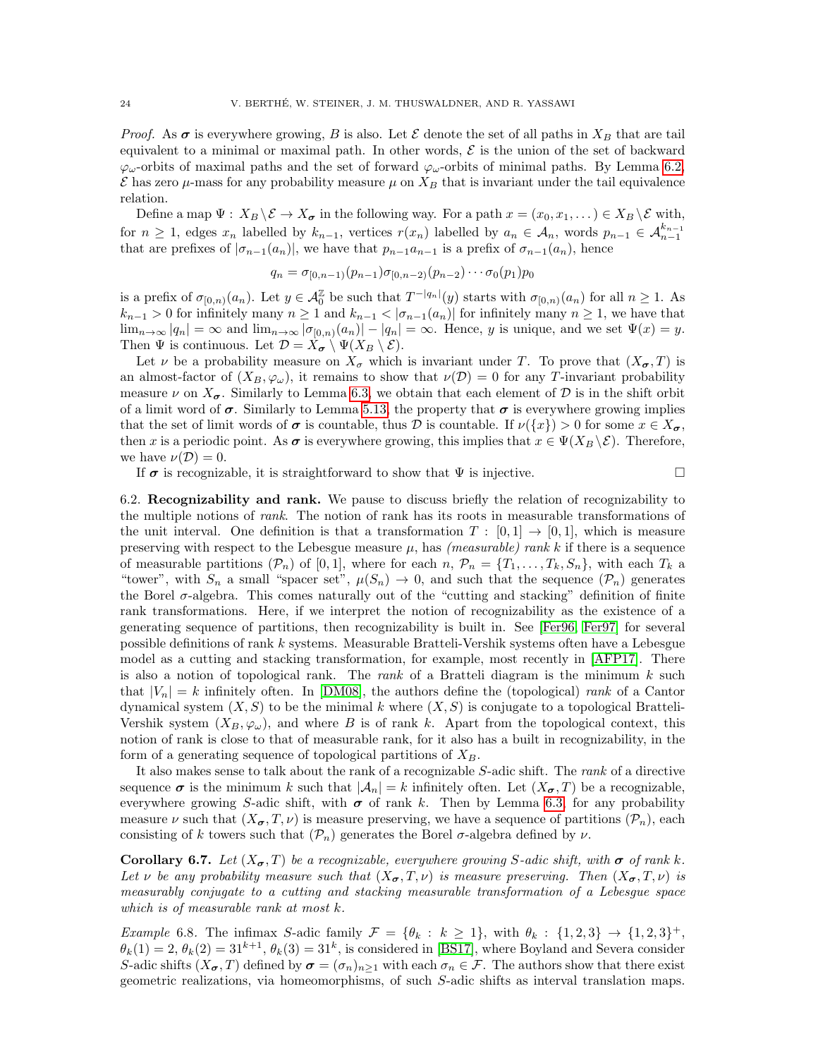*Proof.* As $\boldsymbol{\sigma}$ is everywhere growing, $B$ is also. Let $\mathcal{E}$ denote the set of all paths in $X_B$ that are tail equivalent to a minimal or maximal path. In other words, $\mathcal{E}$ is the union of the set of backward $\varphi_\omega$-orbits of maximal paths and the set of forward $\varphi_\omega$-orbits of minimal paths. By Lemma 6.2, $\mathcal{E}$ has zero $\mu$-mass for any probability measure $\mu$ on $X_B$ that is invariant under the tail equivalence relation.

Define a map $\Psi : X_B \setminus \mathcal{E} \to X_{\boldsymbol{\sigma}}$ in the following way. For a path $x = (x_0, x_1, \dots) \in X_B \setminus \mathcal{E}$ with, for $n \geq 1$, edges $x_n$ labelled by $k_{n-1}$, vertices $r(x_n)$ labelled by $a_n \in \mathcal{A}_n$, words $p_{n-1} \in \mathcal{A}_{n-1}^{k_{n-1}}$ that are prefixes of $|\sigma_{n-1}(a_n)|$, we have that $p_{n-1}a_{n-1}$ is a prefix of $\sigma_{n-1}(a_n)$, hence

$$q_n = \sigma_{[0,n-1)}(p_{n-1})\sigma_{[0,n-2)}(p_{n-2}) \cdots \sigma_0(p_1)p_0$$

is a prefix of $\sigma_{[0,n)}(a_n)$. Let $y \in \mathcal{A}_0^{\mathbb{Z}}$ be such that $T^{-|q_n|}(y)$ starts with $\sigma_{[0,n)}(a_n)$ for all $n \geq 1$. As $k_{n-1} > 0$ for infinitely many $n \geq 1$ and $k_{n-1} < |\sigma_{n-1}(a_n)|$ for infinitely many $n \geq 1$, we have that $\lim_{n\to\infty} |q_n| = \infty$ and $\lim_{n\to\infty} |\sigma_{[0,n)}(a_n)| - |q_n| = \infty$. Hence, $y$ is unique, and we set $\Psi(x) = y$. Then $\Psi$ is continuous. Let $\mathcal{D} = X_{\boldsymbol{\sigma}} \setminus \Psi(X_B \setminus \mathcal{E})$.

Let $\nu$ be a probability measure on $X_\sigma$ which is invariant under $T$. To prove that $(X_{\boldsymbol{\sigma}}, T)$ is an almost-factor of $(X_B, \varphi_\omega)$, it remains to show that $\nu(\mathcal{D}) = 0$ for any $T$-invariant probability measure $\nu$ on $X_{\boldsymbol{\sigma}}$. Similarly to Lemma 6.3, we obtain that each element of $\mathcal{D}$ is in the shift orbit of a limit word of $\boldsymbol{\sigma}$. Similarly to Lemma 5.13, the property that $\boldsymbol{\sigma}$ is everywhere growing implies that the set of limit words of $\boldsymbol{\sigma}$ is countable, thus $\mathcal{D}$ is countable. If $\nu(\{x\}) > 0$ for some $x \in X_{\boldsymbol{\sigma}}$, then $x$ is a periodic point. As $\boldsymbol{\sigma}$ is everywhere growing, this implies that $x \in \Psi(X_B \setminus \mathcal{E})$. Therefore, we have $\nu(\mathcal{D}) = 0$.

If $\boldsymbol{\sigma}$ is recognizable, it is straightforward to show that $\Psi$ is injective. □

## 6.2. Recognizability and rank.

We pause to discuss briefly the relation of recognizability to the multiple notions of *rank*. The notion of rank has its roots in measurable transformations of the unit interval. One definition is that a transformation $T : [0,1] \to [0,1]$, which is measure preserving with respect to the Lebesgue measure $\mu$, has *(measurable) rank* $k$ if there is a sequence of measurable partitions $(\mathcal{P}_n)$ of $[0,1]$, where for each $n$, $\mathcal{P}_n = \{T_1, \dots, T_k, S_n\}$, with each $T_k$ a "tower", with $S_n$ a small "spacer set", $\mu(S_n) \to 0$, and such that the sequence $(\mathcal{P}_n)$ generates the Borel $\sigma$-algebra. This comes naturally out of the "cutting and stacking" definition of finite rank transformations. Here, if we interpret the notion of recognizability as the existence of a generating sequence of partitions, then recognizability is built in. See [Fer96, Fer97] for several possible definitions of rank $k$ systems. Measurable Bratteli-Vershik systems often have a Lebesgue model as a cutting and stacking transformation, for example, most recently in [AFP17]. There is also a notion of topological rank. The *rank* of a Bratteli diagram is the minimum $k$ such that $|V_n| = k$ infinitely often. In [DM08], the authors define the (topological) *rank* of a Cantor dynamical system $(X, S)$ to be the minimal $k$ where $(X, S)$ is conjugate to a topological Bratteli-Vershik system $(X_B, \varphi_\omega)$, and where $B$ is of rank $k$. Apart from the topological context, this notion of rank is close to that of measurable rank, for it also has a built in recognizability, in the form of a generating sequence of topological partitions of $X_B$.

It also makes sense to talk about the rank of a recognizable $S$-adic shift. The *rank* of a directive sequence $\boldsymbol{\sigma}$ is the minimum $k$ such that $|\mathcal{A}_n| = k$ infinitely often. Let $(X_{\boldsymbol{\sigma}}, T)$ be a recognizable, everywhere growing $S$-adic shift, with $\boldsymbol{\sigma}$ of rank $k$. Then by Lemma 6.3, for any probability measure $\nu$ such that $(X_{\boldsymbol{\sigma}}, T, \nu)$ is measure preserving, we have a sequence of partitions $(\mathcal{P}_n)$, each consisting of $k$ towers such that $(\mathcal{P}_n)$ generates the Borel $\sigma$-algebra defined by $\nu$.

**Corollary 6.7.** *Let $(X_{\boldsymbol{\sigma}}, T)$ be a recognizable, everywhere growing $S$-adic shift, with $\boldsymbol{\sigma}$ of rank $k$. Let $\nu$ be any probability measure such that $(X_{\boldsymbol{\sigma}}, T, \nu)$ is measure preserving. Then $(X_{\boldsymbol{\sigma}}, T, \nu)$ is measurably conjugate to a cutting and stacking measurable transformation of a Lebesgue space which is of measurable rank at most $k$.*

*Example* 6.8. The infimax $S$-adic family $\mathcal{F} = \{\theta_k : k \geq 1\}$, with $\theta_k : \{1,2,3\} \to \{1,2,3\}^+$, $\theta_k(1) = 2$, $\theta_k(2) = 31^{k+1}$, $\theta_k(3) = 31^k$, is considered in [BS17], where Boyland and Severa consider $S$-adic shifts $(X_{\boldsymbol{\sigma}}, T)$ defined by $\boldsymbol{\sigma} = (\sigma_n)_{n\geq 1}$ with each $\sigma_n \in \mathcal{F}$. The authors show that there exist geometric realizations, via homeomorphisms, of such $S$-adic shifts as interval translation maps.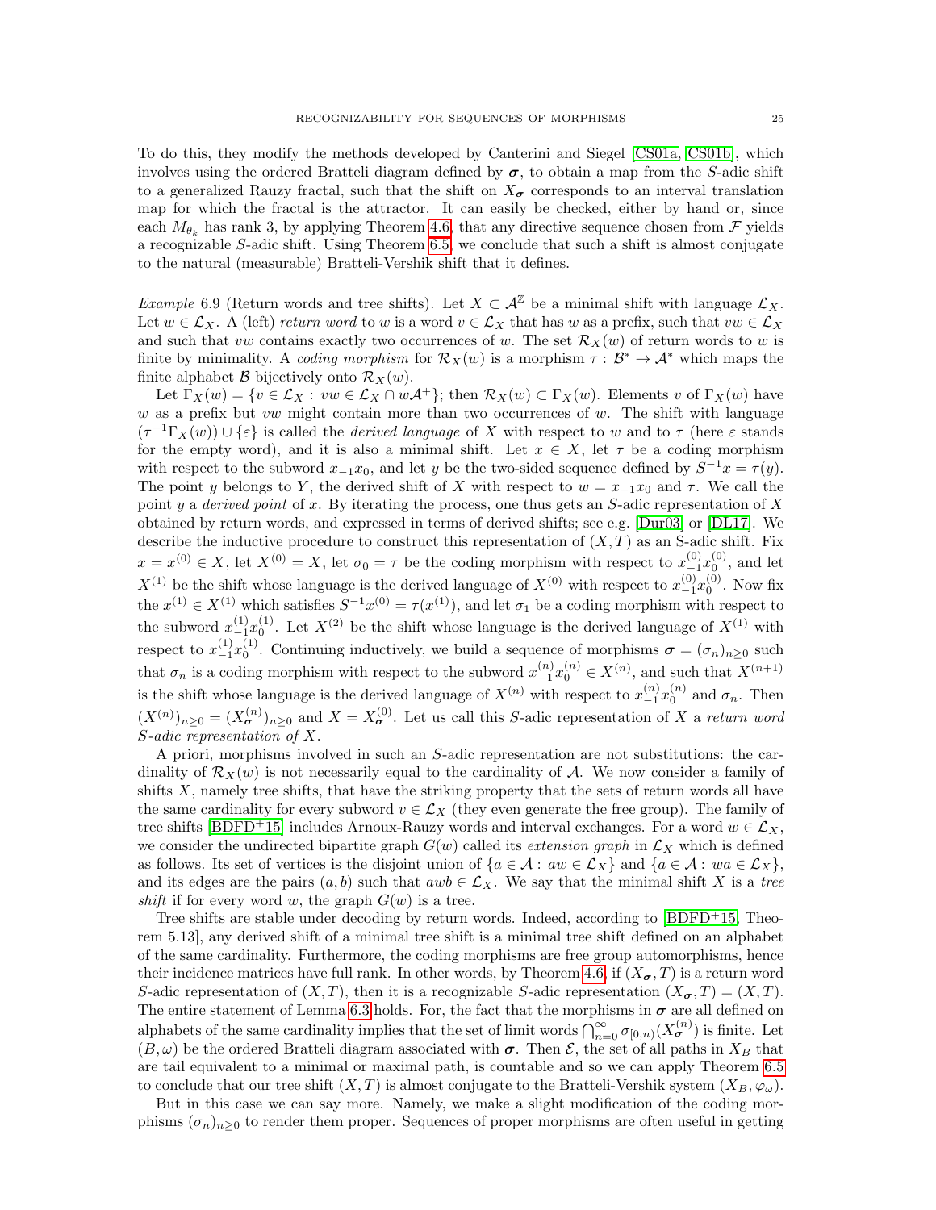To do this, they modify the methods developed by Canterini and Siegel [CS01a, CS01b], which involves using the ordered Bratteli diagram defined by $\boldsymbol{\sigma}$, to obtain a map from the $S$-adic shift to a generalized Rauzy fractal, such that the shift on $X_{\boldsymbol{\sigma}}$ corresponds to an interval translation map for which the fractal is the attractor. It can easily be checked, either by hand or, since each $M_{\theta_k}$ has rank 3, by applying Theorem 4.6, that any directive sequence chosen from $\mathcal{F}$ yields a recognizable $S$-adic shift. Using Theorem 6.5, we conclude that such a shift is almost conjugate to the natural (measurable) Bratteli-Vershik shift that it defines.

*Example* 6.9 (Return words and tree shifts). Let $X \subset \mathcal{A}^{\mathbb{Z}}$ be a minimal shift with language $\mathcal{L}_X$. Let $w \in \mathcal{L}_X$. A (left) *return word* to $w$ is a word $v \in \mathcal{L}_X$ that has $w$ as a prefix, such that $vw \in \mathcal{L}_X$ and such that $vw$ contains exactly two occurrences of $w$. The set $\mathcal{R}_X(w)$ of return words to $w$ is finite by minimality. A *coding morphism* for $\mathcal{R}_X(w)$ is a morphism $\tau : \mathcal{B}^* \to \mathcal{A}^*$ which maps the finite alphabet $\mathcal{B}$ bijectively onto $\mathcal{R}_X(w)$.

Let $\Gamma_X(w) = \{v \in \mathcal{L}_X : vw \in \mathcal{L}_X \cap w\mathcal{A}^+\}$; then $\mathcal{R}_X(w) \subset \Gamma_X(w)$. Elements $v$ of $\Gamma_X(w)$ have $w$ as a prefix but $vw$ might contain more than two occurrences of $w$. The shift with language $(\tau^{-1}\Gamma_X(w)) \cup \{\varepsilon\}$ is called the *derived language* of $X$ with respect to $w$ and to $\tau$ (here $\varepsilon$ stands for the empty word), and it is also a minimal shift. Let $x \in X$, let $\tau$ be a coding morphism with respect to the subword $x_{-1}x_0$, and let $y$ be the two-sided sequence defined by $S^{-1}x = \tau(y)$. The point $y$ belongs to $Y$, the derived shift of $X$ with respect to $w = x_{-1}x_0$ and $\tau$. We call the point $y$ a *derived point* of $x$. By iterating the process, one thus gets an $S$-adic representation of $X$ obtained by return words, and expressed in terms of derived shifts; see e.g. [Dur03] or [DL17]. We describe the inductive procedure to construct this representation of $(X, T)$ as an S-adic shift. Fix $x = x^{(0)} \in X$, let $X^{(0)} = X$, let $\sigma_0 = \tau$ be the coding morphism with respect to $x^{(0)}_{-1}x^{(0)}_0$, and let $X^{(1)}$ be the shift whose language is the derived language of $X^{(0)}$ with respect to $x^{(0)}_{-1}x^{(0)}_0$. Now fix the $x^{(1)} \in X^{(1)}$ which satisfies $S^{-1}x^{(0)} = \tau(x^{(1)})$, and let $\sigma_1$ be a coding morphism with respect to the subword $x^{(1)}_{-1}x^{(1)}_0$. Let $X^{(2)}$ be the shift whose language is the derived language of $X^{(1)}$ with respect to $x^{(1)}_{-1}x^{(1)}_0$. Continuing inductively, we build a sequence of morphisms $\boldsymbol{\sigma} = (\sigma_n)_{n\geq 0}$ such that $\sigma_n$ is a coding morphism with respect to the subword $x^{(n)}_{-1}x^{(n)}_0 \in X^{(n)}$, and such that $X^{(n+1)}$ is the shift whose language is the derived language of $X^{(n)}$ with respect to $x^{(n)}_{-1}x^{(n)}_0$ and $\sigma_n$. Then $(X^{(n)})_{n\geq 0} = (X^{(n)}_{\boldsymbol{\sigma}})_{n\geq 0}$ and $X = X^{(0)}_{\boldsymbol{\sigma}}$. Let us call this $S$-adic representation of $X$ a *return word $S$-adic representation of $X$*.

A priori, morphisms involved in such an $S$-adic representation are not substitutions: the cardinality of $\mathcal{R}_X(w)$ is not necessarily equal to the cardinality of $\mathcal{A}$. We now consider a family of shifts $X$, namely tree shifts, that have the striking property that the sets of return words all have the same cardinality for every subword $v \in \mathcal{L}_X$ (they even generate the free group). The family of tree shifts [BDFD+15] includes Arnoux-Rauzy words and interval exchanges. For a word $w \in \mathcal{L}_X$, we consider the undirected bipartite graph $G(w)$ called its *extension graph* in $\mathcal{L}_X$ which is defined as follows. Its set of vertices is the disjoint union of $\{a \in \mathcal{A} : aw \in \mathcal{L}_X\}$ and $\{a \in \mathcal{A} : wa \in \mathcal{L}_X\}$, and its edges are the pairs $(a, b)$ such that $awb \in \mathcal{L}_X$. We say that the minimal shift $X$ is a *tree shift* if for every word $w$, the graph $G(w)$ is a tree.

Tree shifts are stable under decoding by return words. Indeed, according to [BDFD+15, Theorem 5.13], any derived shift of a minimal tree shift is a minimal tree shift defined on an alphabet of the same cardinality. Furthermore, the coding morphisms are free group automorphisms, hence their incidence matrices have full rank. In other words, by Theorem 4.6, if $(X_{\boldsymbol{\sigma}}, T)$ is a return word $S$-adic representation of $(X, T)$, then it is a recognizable $S$-adic representation $(X_{\boldsymbol{\sigma}}, T) = (X, T)$. The entire statement of Lemma 6.3 holds. For, the fact that the morphisms in $\boldsymbol{\sigma}$ are all defined on alphabets of the same cardinality implies that the set of limit words $\bigcap_{n=0}^{\infty} \sigma_{[0,n)}(X^{(n)}_{\boldsymbol{\sigma}})$ is finite. Let $(B, \omega)$ be the ordered Bratteli diagram associated with $\boldsymbol{\sigma}$. Then $\mathcal{E}$, the set of all paths in $X_B$ that are tail equivalent to a minimal or maximal path, is countable and so we can apply Theorem 6.5 to conclude that our tree shift $(X, T)$ is almost conjugate to the Bratteli-Vershik system $(X_B, \varphi_\omega)$.

But in this case we can say more. Namely, we make a slight modification of the coding morphisms $(\sigma_n)_{n\geq 0}$ to render them proper. Sequences of proper morphisms are often useful in getting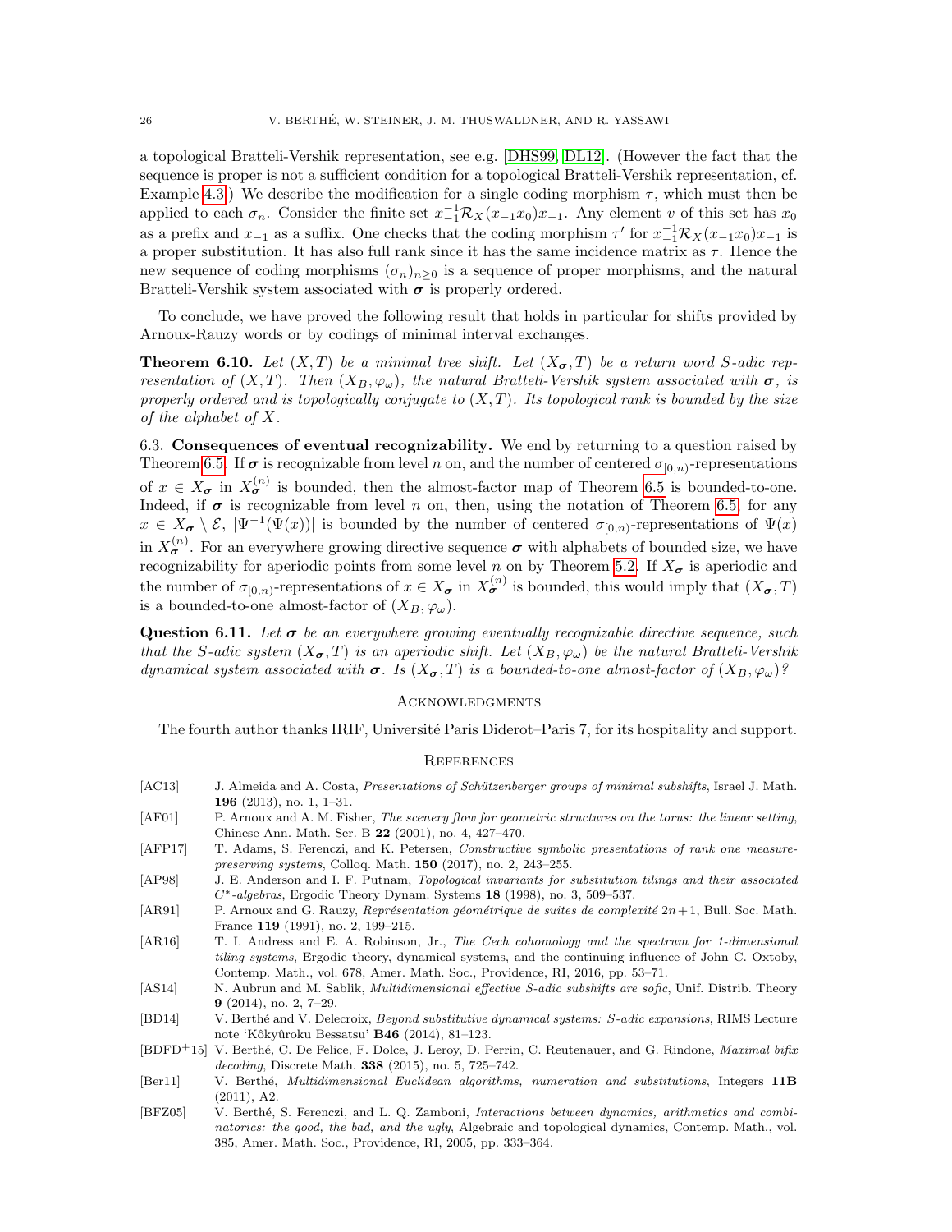a topological Bratteli-Vershik representation, see e.g. [DHS99, DL12]. (However the fact that the sequence is proper is not a sufficient condition for a topological Bratteli-Vershik representation, cf. Example 4.3.) We describe the modification for a single coding morphism $\tau$, which must then be applied to each $\sigma_n$. Consider the finite set $x_{-1}^{-1}\mathcal{R}_X(x_{-1}x_0)x_{-1}$. Any element $v$ of this set has $x_0$ as a prefix and $x_{-1}$ as a suffix. One checks that the coding morphism $\tau'$ for $x_{-1}^{-1}\mathcal{R}_X(x_{-1}x_0)x_{-1}$ is a proper substitution. It has also full rank since it has the same incidence matrix as $\tau$. Hence the new sequence of coding morphisms $(\sigma_n)_{n\geq 0}$ is a sequence of proper morphisms, and the natural Bratteli-Vershik system associated with $\boldsymbol{\sigma}$ is properly ordered.

To conclude, we have proved the following result that holds in particular for shifts provided by Arnoux-Rauzy words or by codings of minimal interval exchanges.

**Theorem 6.10.** *Let $(X,T)$ be a minimal tree shift. Let $(X_{\boldsymbol{\sigma}},T)$ be a return word $S$-adic representation of $(X,T)$. Then $(X_B,\varphi_\omega)$, the natural Bratteli-Vershik system associated with $\boldsymbol{\sigma}$, is properly ordered and is topologically conjugate to $(X,T)$. Its topological rank is bounded by the size of the alphabet of $X$.*

6.3. **Consequences of eventual recognizability.** We end by returning to a question raised by Theorem 6.5. If $\boldsymbol{\sigma}$ is recognizable from level $n$ on, and the number of centered $\sigma_{[0,n)}$-representations of $x \in X_{\boldsymbol{\sigma}}$ in $X_{\boldsymbol{\sigma}}^{(n)}$ is bounded, then the almost-factor map of Theorem 6.5 is bounded-to-one. Indeed, if $\boldsymbol{\sigma}$ is recognizable from level $n$ on, then, using the notation of Theorem 6.5, for any $x \in X_{\boldsymbol{\sigma}} \setminus \mathcal{E}$, $|\Psi^{-1}(\Psi(x))|$ is bounded by the number of centered $\sigma_{[0,n)}$-representations of $\Psi(x)$ in $X_{\boldsymbol{\sigma}}^{(n)}$. For an everywhere growing directive sequence $\boldsymbol{\sigma}$ with alphabets of bounded size, we have recognizability for aperiodic points from some level $n$ on by Theorem 5.2. If $X_{\boldsymbol{\sigma}}$ is aperiodic and the number of $\sigma_{[0,n)}$-representations of $x \in X_{\boldsymbol{\sigma}}$ in $X_{\boldsymbol{\sigma}}^{(n)}$ is bounded, this would imply that $(X_{\boldsymbol{\sigma}},T)$ is a bounded-to-one almost-factor of $(X_B,\varphi_\omega)$.

**Question 6.11.** *Let $\boldsymbol{\sigma}$ be an everywhere growing eventually recognizable directive sequence, such that the $S$-adic system $(X_{\boldsymbol{\sigma}},T)$ is an aperiodic shift. Let $(X_B,\varphi_\omega)$ be the natural Bratteli-Vershik dynamical system associated with $\boldsymbol{\sigma}$. Is $(X_{\boldsymbol{\sigma}},T)$ is a bounded-to-one almost-factor of $(X_B,\varphi_\omega)$?*

## Acknowledgments

The fourth author thanks IRIF, Université Paris Diderot–Paris 7, for its hospitality and support.

## References

- [AC13] J. Almeida and A. Costa, *Presentations of Schützenberger groups of minimal subshifts*, Israel J. Math. **196** (2013), no. 1, 1–31.
- [AF01] P. Arnoux and A. M. Fisher, *The scenery flow for geometric structures on the torus: the linear setting*, Chinese Ann. Math. Ser. B **22** (2001), no. 4, 427–470.
- [AFP17] T. Adams, S. Ferenczi, and K. Petersen, *Constructive symbolic presentations of rank one measure-preserving systems*, Colloq. Math. **150** (2017), no. 2, 243–255.
- [AP98] J. E. Anderson and I. F. Putnam, *Topological invariants for substitution tilings and their associated $C^*$-algebras*, Ergodic Theory Dynam. Systems **18** (1998), no. 3, 509–537.
- [AR91] P. Arnoux and G. Rauzy, *Représentation géométrique de suites de complexité $2n+1$*, Bull. Soc. Math. France **119** (1991), no. 2, 199–215.
- [AR16] T. I. Andress and E. A. Robinson, Jr., *The Cech cohomology and the spectrum for 1-dimensional tiling systems*, Ergodic theory, dynamical systems, and the continuing influence of John C. Oxtoby, Contemp. Math., vol. 678, Amer. Math. Soc., Providence, RI, 2016, pp. 53–71.
- [AS14] N. Aubrun and M. Sablik, *Multidimensional effective S-adic subshifts are sofic*, Unif. Distrib. Theory **9** (2014), no. 2, 7–29.
- [BD14] V. Berthé and V. Delecroix, *Beyond substitutive dynamical systems: S-adic expansions*, RIMS Lecture note 'Kôkyûroku Bessatsu' **B46** (2014), 81–123.
- [BDFD+15] V. Berthé, C. De Felice, F. Dolce, J. Leroy, D. Perrin, C. Reutenauer, and G. Rindone, *Maximal bifix decoding*, Discrete Math. **338** (2015), no. 5, 725–742.
- [Ber11] V. Berthé, *Multidimensional Euclidean algorithms, numeration and substitutions*, Integers **11B** (2011), A2.
- [BFZ05] V. Berthé, S. Ferenczi, and L. Q. Zamboni, *Interactions between dynamics, arithmetics and combinatorics: the good, the bad, and the ugly*, Algebraic and topological dynamics, Contemp. Math., vol. 385, Amer. Math. Soc., Providence, RI, 2005, pp. 333–364.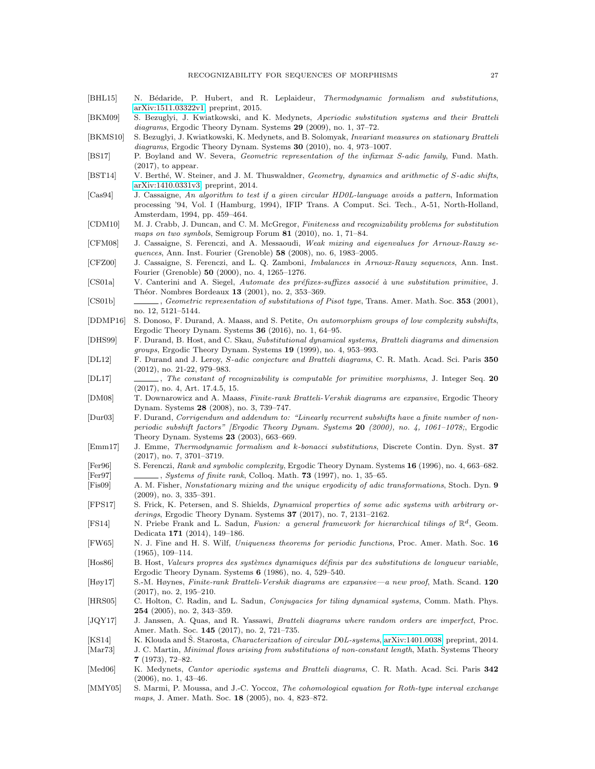[BHL15] N. Bédaride, P. Hubert, and R. Leplaideur, *Thermodynamic formalism and substitutions*, arXiv:1511.03322v1, preprint, 2015.

[BKM09] S. Bezuglyi, J. Kwiatkowski, and K. Medynets, *Aperiodic substitution systems and their Bratteli diagrams*, Ergodic Theory Dynam. Systems **29** (2009), no. 1, 37–72.

[BKMS10] S. Bezuglyi, J. Kwiatkowski, K. Medynets, and B. Solomyak, *Invariant measures on stationary Bratteli diagrams*, Ergodic Theory Dynam. Systems **30** (2010), no. 4, 973–1007.

[BS17] P. Boyland and W. Severa, *Geometric representation of the infimax S-adic family*, Fund. Math. (2017), to appear.

[BST14] V. Berthé, W. Steiner, and J. M. Thuswaldner, *Geometry, dynamics and arithmetic of S-adic shifts*, arXiv:1410.0331v3, preprint, 2014.

[Cas94] J. Cassaigne, *An algorithm to test if a given circular HD0L-language avoids a pattern*, Information processing '94, Vol. I (Hamburg, 1994), IFIP Trans. A Comput. Sci. Tech., A-51, North-Holland, Amsterdam, 1994, pp. 459–464.

[CDM10] M. J. Crabb, J. Duncan, and C. M. McGregor, *Finiteness and recognizability problems for substitution maps on two symbols*, Semigroup Forum **81** (2010), no. 1, 71–84.

[CFM08] J. Cassaigne, S. Ferenczi, and A. Messaoudi, *Weak mixing and eigenvalues for Arnoux-Rauzy sequences*, Ann. Inst. Fourier (Grenoble) **58** (2008), no. 6, 1983–2005.

[CFZ00] J. Cassaigne, S. Ferenczi, and L. Q. Zamboni, *Imbalances in Arnoux-Rauzy sequences*, Ann. Inst. Fourier (Grenoble) **50** (2000), no. 4, 1265–1276.

[CS01a] V. Canterini and A. Siegel, *Automate des préfixes-suffixes associé à une substitution primitive*, J. Théor. Nombres Bordeaux **13** (2001), no. 2, 353–369.

[CS01b] ______, *Geometric representation of substitutions of Pisot type*, Trans. Amer. Math. Soc. **353** (2001), no. 12, 5121–5144.

[DDMP16] S. Donoso, F. Durand, A. Maass, and S. Petite, *On automorphism groups of low complexity subshifts*, Ergodic Theory Dynam. Systems **36** (2016), no. 1, 64–95.

[DHS99] F. Durand, B. Host, and C. Skau, *Substitutional dynamical systems, Bratteli diagrams and dimension groups*, Ergodic Theory Dynam. Systems **19** (1999), no. 4, 953–993.

[DL12] F. Durand and J. Leroy, *S-adic conjecture and Bratteli diagrams*, C. R. Math. Acad. Sci. Paris **350** (2012), no. 21-22, 979–983.

[DL17] ______, *The constant of recognizability is computable for primitive morphisms*, J. Integer Seq. **20** (2017), no. 4, Art. 17.4.5, 15.

[DM08] T. Downarowicz and A. Maass, *Finite-rank Bratteli-Vershik diagrams are expansive*, Ergodic Theory Dynam. Systems **28** (2008), no. 3, 739–747.

[Dur03] F. Durand, *Corrigendum and addendum to: "Linearly recurrent subshifts have a finite number of non-periodic subshift factors" [Ergodic Theory Dynam. Systems* **20** *(2000), no. 4, 1061–1078;*, Ergodic Theory Dynam. Systems **23** (2003), 663–669.

[Emm17] J. Emme, *Thermodynamic formalism and k-bonacci substitutions*, Discrete Contin. Dyn. Syst. **37** (2017), no. 7, 3701–3719.

[Fer96] S. Ferenczi, *Rank and symbolic complexity*, Ergodic Theory Dynam. Systems **16** (1996), no. 4, 663–682.

[Fer97] ______, *Systems of finite rank*, Colloq. Math. **73** (1997), no. 1, 35–65.

[Fis09] A. M. Fisher, *Nonstationary mixing and the unique ergodicity of adic transformations*, Stoch. Dyn. **9** (2009), no. 3, 335–391.

[FPS17] S. Frick, K. Petersen, and S. Shields, *Dynamical properties of some adic systems with arbitrary orderings*, Ergodic Theory Dynam. Systems **37** (2017), no. 7, 2131–2162.

[FS14] N. Priebe Frank and L. Sadun, *Fusion: a general framework for hierarchical tilings of* $\mathbb{R}^d$, Geom. Dedicata **171** (2014), 149–186.

[FW65] N. J. Fine and H. S. Wilf, *Uniqueness theorems for periodic functions*, Proc. Amer. Math. Soc. **16** (1965), 109–114.

[Hos86] B. Host, *Valeurs propres des systèmes dynamiques définis par des substitutions de longueur variable*, Ergodic Theory Dynam. Systems **6** (1986), no. 4, 529–540.

[Høy17] S.-M. Høynes, *Finite-rank Bratteli-Vershik diagrams are expansive—a new proof*, Math. Scand. **120** (2017), no. 2, 195–210.

[HRS05] C. Holton, C. Radin, and L. Sadun, *Conjugacies for tiling dynamical systems*, Comm. Math. Phys. **254** (2005), no. 2, 343–359.

[JQY17] J. Janssen, A. Quas, and R. Yassawi, *Bratteli diagrams where random orders are imperfect*, Proc. Amer. Math. Soc. **145** (2017), no. 2, 721–735.

[KS14] K. Klouda and Š. Starosta, *Characterization of circular D0L-systems*, arXiv:1401.0038, preprint, 2014.

[Mar73] J. C. Martin, *Minimal flows arising from substitutions of non-constant length*, Math. Systems Theory **7** (1973), 72–82.

[Med06] K. Medynets, *Cantor aperiodic systems and Bratteli diagrams*, C. R. Math. Acad. Sci. Paris **342** (2006), no. 1, 43–46.

[MMY05] S. Marmi, P. Moussa, and J.-C. Yoccoz, *The cohomological equation for Roth-type interval exchange maps*, J. Amer. Math. Soc. **18** (2005), no. 4, 823–872.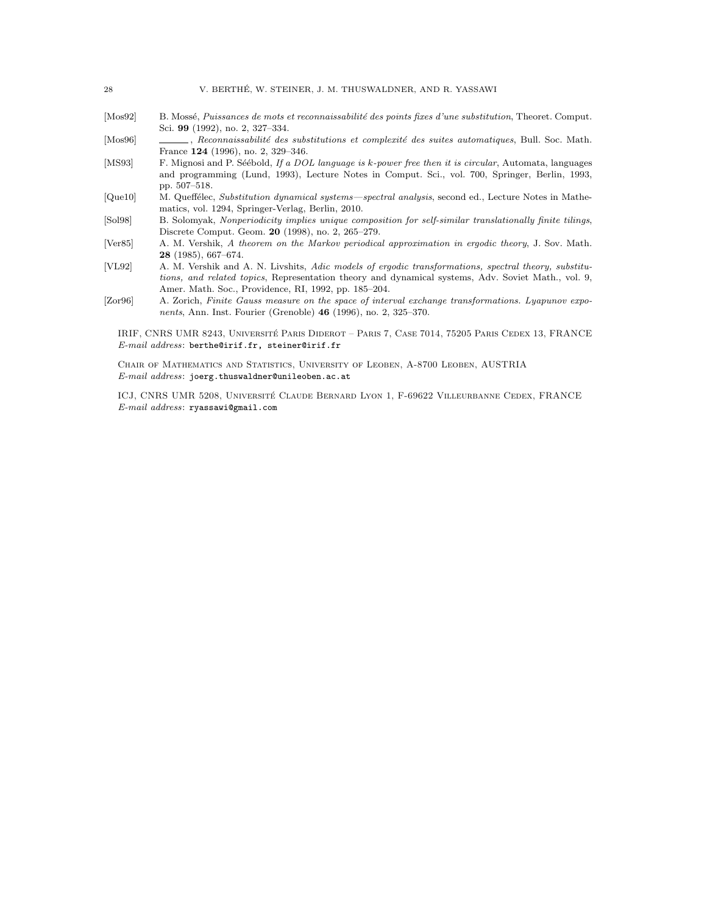[Mos92] B. Mossé, *Puissances de mots et reconnaissabilité des points fixes d'une substitution*, Theoret. Comput. Sci. **99** (1992), no. 2, 327–334.

[Mos96] ______, *Reconnaissabilité des substitutions et complexité des suites automatiques*, Bull. Soc. Math. France **124** (1996), no. 2, 329–346.

[MS93] F. Mignosi and P. Séébold, *If a DOL language is k-power free then it is circular*, Automata, languages and programming (Lund, 1993), Lecture Notes in Comput. Sci., vol. 700, Springer, Berlin, 1993, pp. 507–518.

[Que10] M. Queffélec, *Substitution dynamical systems—spectral analysis*, second ed., Lecture Notes in Mathematics, vol. 1294, Springer-Verlag, Berlin, 2010.

[Sol98] B. Solomyak, *Nonperiodicity implies unique composition for self-similar translationally finite tilings*, Discrete Comput. Geom. **20** (1998), no. 2, 265–279.

[Ver85] A. M. Vershik, *A theorem on the Markov periodical approximation in ergodic theory*, J. Sov. Math. **28** (1985), 667–674.

[VL92] A. M. Vershik and A. N. Livshits, *Adic models of ergodic transformations, spectral theory, substitutions, and related topics*, Representation theory and dynamical systems, Adv. Soviet Math., vol. 9, Amer. Math. Soc., Providence, RI, 1992, pp. 185–204.

[Zor96] A. Zorich, *Finite Gauss measure on the space of interval exchange transformations. Lyapunov exponents*, Ann. Inst. Fourier (Grenoble) **46** (1996), no. 2, 325–370.

IRIF, CNRS UMR 8243, Université Paris Diderot – Paris 7, Case 7014, 75205 Paris Cedex 13, FRANCE
*E-mail address*: berthe@irif.fr, steiner@irif.fr

Chair of Mathematics and Statistics, University of Leoben, A-8700 Leoben, AUSTRIA
*E-mail address*: joerg.thuswaldner@unileoben.ac.at

ICJ, CNRS UMR 5208, Université Claude Bernard Lyon 1, F-69622 Villeurbanne Cedex, FRANCE
*E-mail address*: ryassawi@gmail.com